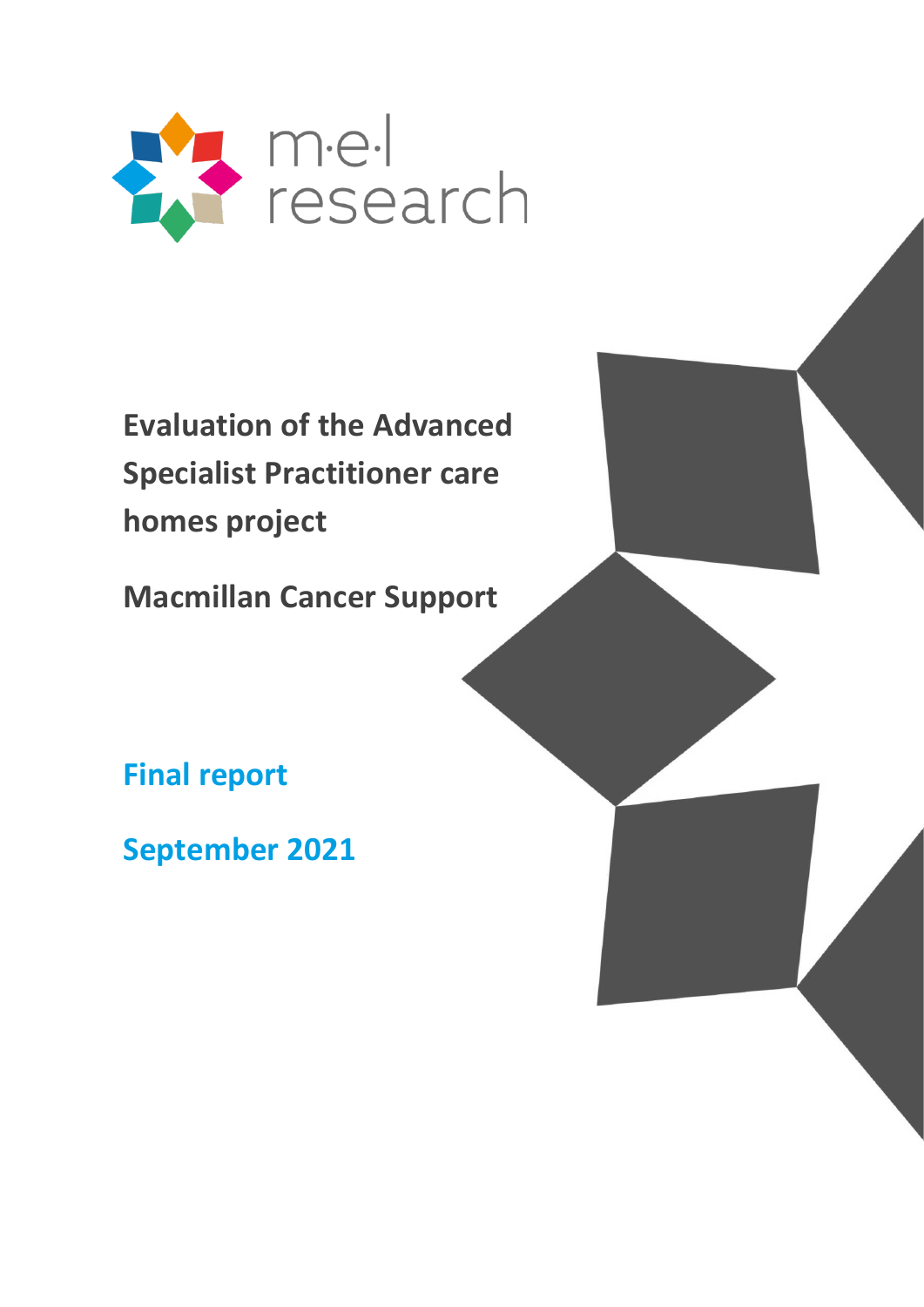m·e·l research

# Evaluation of the Advanced Specialist Practitioner care homes project

## Macmillan Cancer Support

**Final report**

**September 2021**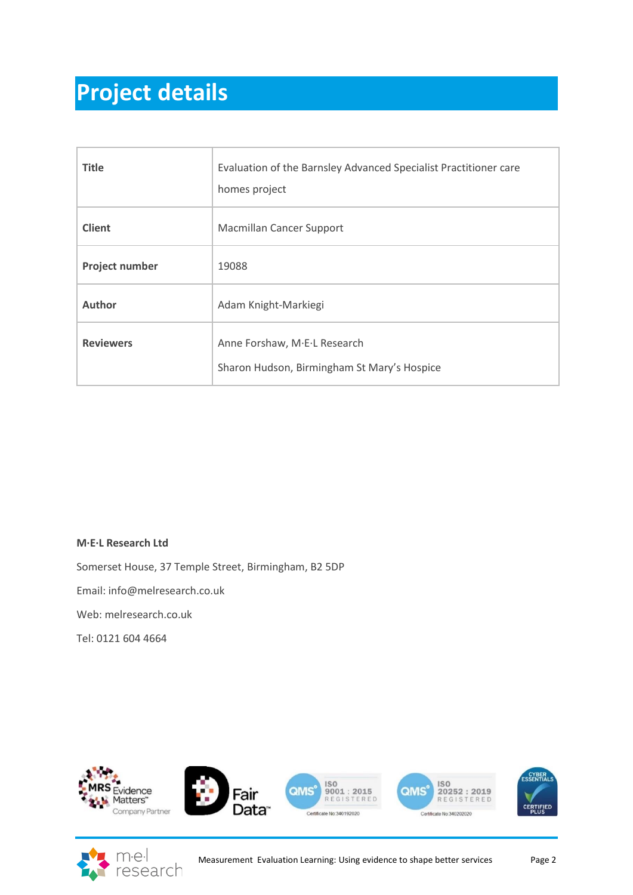# Project details

| | |
|---|---|
| **Title** | Evaluation of the Barnsley Advanced Specialist Practitioner care homes project |
| **Client** | Macmillan Cancer Support |
| **Project number** | 19088 |
| **Author** | Adam Knight-Markiegi |
| **Reviewers** | Anne Forshaw, M·E·L Research<br>Sharon Hudson, Birmingham St Mary's Hospice |

**M·E·L Research Ltd**

Somerset House, 37 Temple Street, Birmingham, B2 5DP

Email: info@melresearch.co.uk

Web: melresearch.co.uk

Tel: 0121 604 4664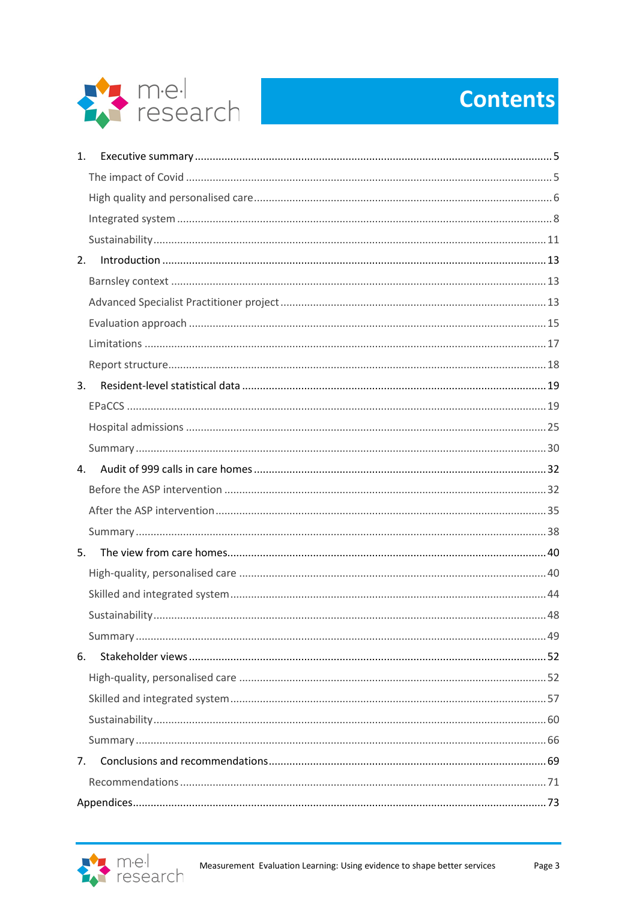# Contents

1. Executive summary ..... 5
   - The impact of Covid ..... 5
   - High quality and personalised care ..... 6
   - Integrated system ..... 8
   - Sustainability ..... 11
2. Introduction ..... 13
   - Barnsley context ..... 13
   - Advanced Specialist Practitioner project ..... 13
   - Evaluation approach ..... 15
   - Limitations ..... 17
   - Report structure ..... 18
3. Resident-level statistical data ..... 19
   - EPaCCS ..... 19
   - Hospital admissions ..... 25
   - Summary ..... 30
4. Audit of 999 calls in care homes ..... 32
   - Before the ASP intervention ..... 32
   - After the ASP intervention ..... 35
   - Summary ..... 38
5. The view from care homes ..... 40
   - High-quality, personalised care ..... 40
   - Skilled and integrated system ..... 44
   - Sustainability ..... 48
   - Summary ..... 49
6. Stakeholder views ..... 52
   - High-quality, personalised care ..... 52
   - Skilled and integrated system ..... 57
   - Sustainability ..... 60
   - Summary ..... 66
7. Conclusions and recommendations ..... 69
   - Recommendations ..... 71

Appendices ..... 73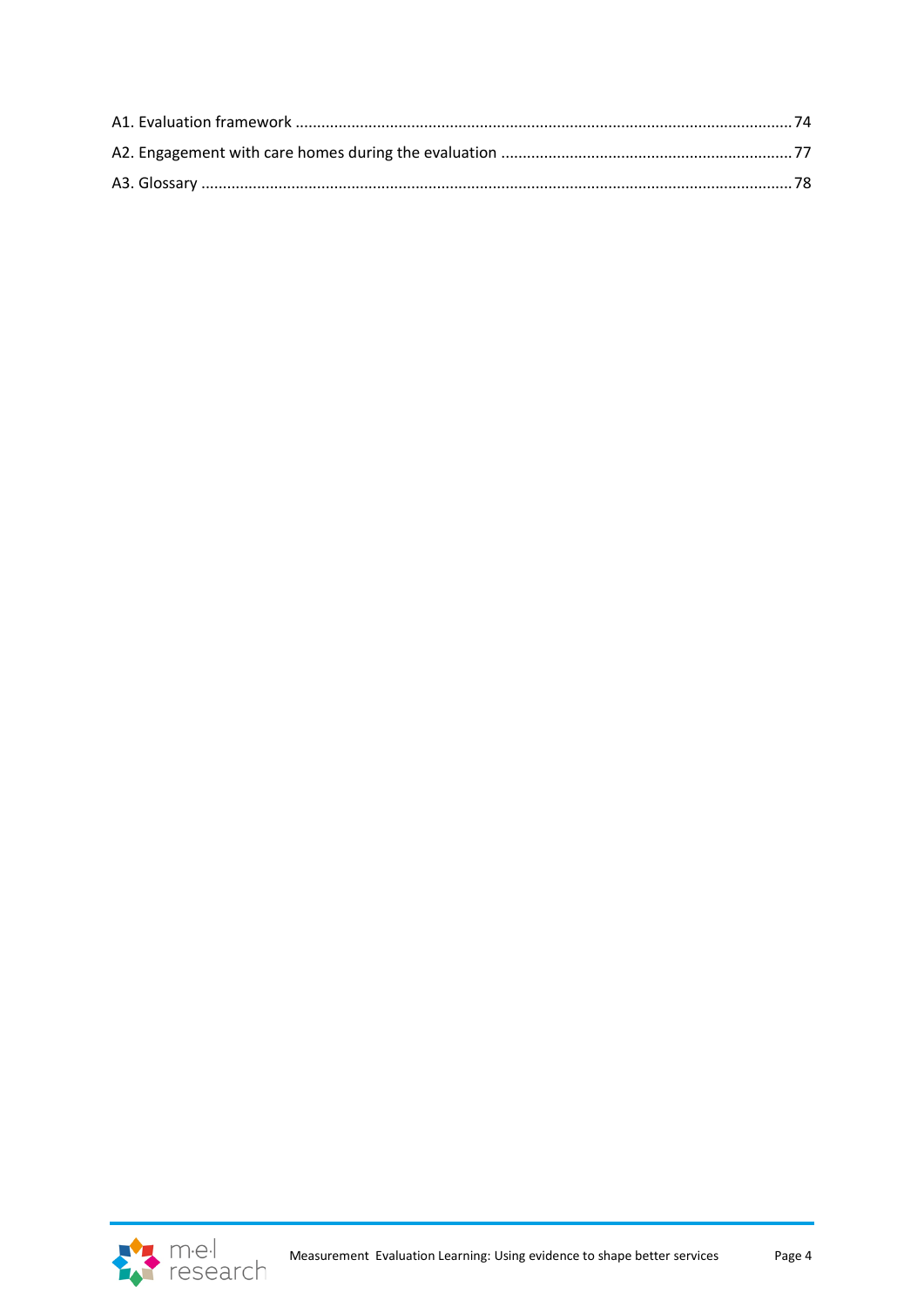A1. Evaluation framework .................................................................................................................. 74

A2. Engagement with care homes during the evaluation .................................................................... 77

A3. Glossary ........................................................................................................................................ 78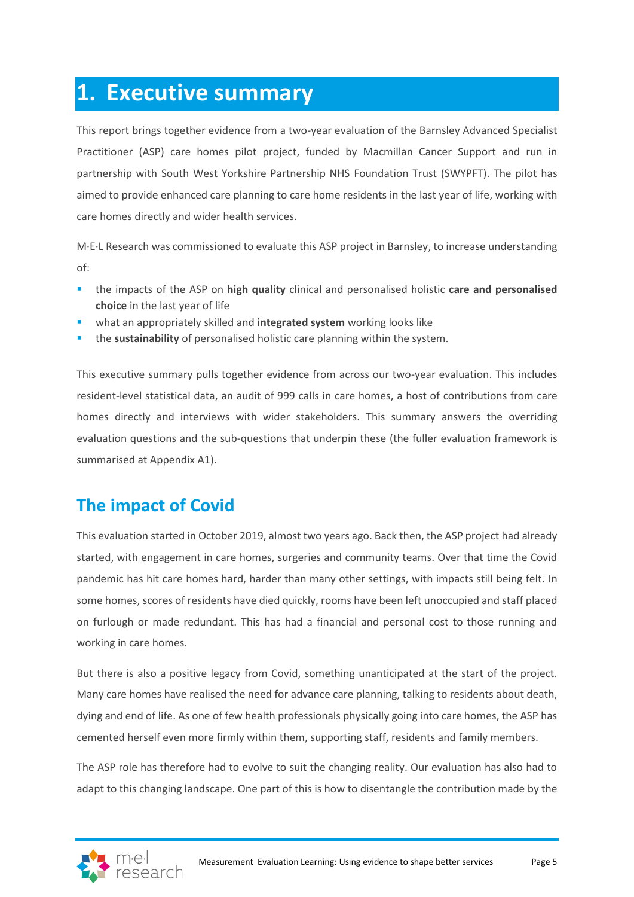# 1. Executive summary

This report brings together evidence from a two-year evaluation of the Barnsley Advanced Specialist Practitioner (ASP) care homes pilot project, funded by Macmillan Cancer Support and run in partnership with South West Yorkshire Partnership NHS Foundation Trust (SWYPFT). The pilot has aimed to provide enhanced care planning to care home residents in the last year of life, working with care homes directly and wider health services.

M·E·L Research was commissioned to evaluate this ASP project in Barnsley, to increase understanding of:

- the impacts of the ASP on **high quality** clinical and personalised holistic **care and personalised choice** in the last year of life
- what an appropriately skilled and **integrated system** working looks like
- the **sustainability** of personalised holistic care planning within the system.

This executive summary pulls together evidence from across our two-year evaluation. This includes resident-level statistical data, an audit of 999 calls in care homes, a host of contributions from care homes directly and interviews with wider stakeholders. This summary answers the overriding evaluation questions and the sub-questions that underpin these (the fuller evaluation framework is summarised at Appendix A1).

## The impact of Covid

This evaluation started in October 2019, almost two years ago. Back then, the ASP project had already started, with engagement in care homes, surgeries and community teams. Over that time the Covid pandemic has hit care homes hard, harder than many other settings, with impacts still being felt. In some homes, scores of residents have died quickly, rooms have been left unoccupied and staff placed on furlough or made redundant. This has had a financial and personal cost to those running and working in care homes.

But there is also a positive legacy from Covid, something unanticipated at the start of the project. Many care homes have realised the need for advance care planning, talking to residents about death, dying and end of life. As one of few health professionals physically going into care homes, the ASP has cemented herself even more firmly within them, supporting staff, residents and family members.

The ASP role has therefore had to evolve to suit the changing reality. Our evaluation has also had to adapt to this changing landscape. One part of this is how to disentangle the contribution made by the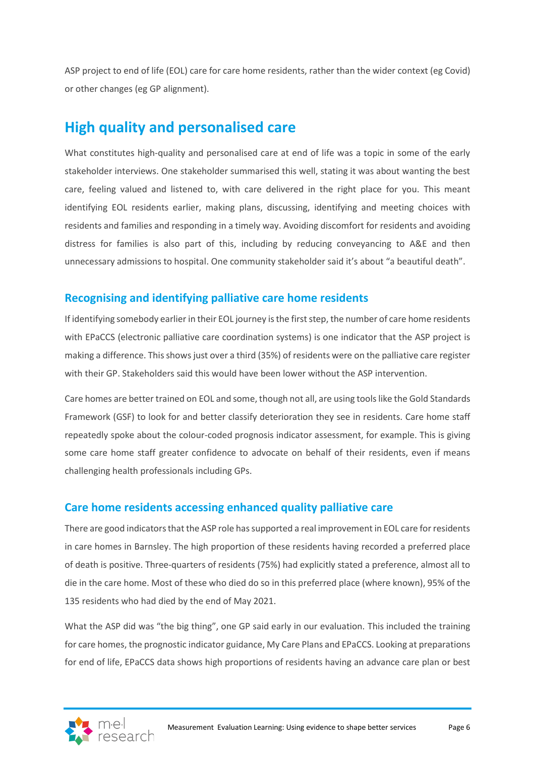ASP project to end of life (EOL) care for care home residents, rather than the wider context (eg Covid) or other changes (eg GP alignment).

# High quality and personalised care

What constitutes high-quality and personalised care at end of life was a topic in some of the early stakeholder interviews. One stakeholder summarised this well, stating it was about wanting the best care, feeling valued and listened to, with care delivered in the right place for you. This meant identifying EOL residents earlier, making plans, discussing, identifying and meeting choices with residents and families and responding in a timely way. Avoiding discomfort for residents and avoiding distress for families is also part of this, including by reducing conveyancing to A&E and then unnecessary admissions to hospital. One community stakeholder said it's about "a beautiful death".

## Recognising and identifying palliative care home residents

If identifying somebody earlier in their EOL journey is the first step, the number of care home residents with EPaCCS (electronic palliative care coordination systems) is one indicator that the ASP project is making a difference. This shows just over a third (35%) of residents were on the palliative care register with their GP. Stakeholders said this would have been lower without the ASP intervention.

Care homes are better trained on EOL and some, though not all, are using tools like the Gold Standards Framework (GSF) to look for and better classify deterioration they see in residents. Care home staff repeatedly spoke about the colour-coded prognosis indicator assessment, for example. This is giving some care home staff greater confidence to advocate on behalf of their residents, even if means challenging health professionals including GPs.

## Care home residents accessing enhanced quality palliative care

There are good indicators that the ASP role has supported a real improvement in EOL care for residents in care homes in Barnsley. The high proportion of these residents having recorded a preferred place of death is positive. Three-quarters of residents (75%) had explicitly stated a preference, almost all to die in the care home. Most of these who died do so in this preferred place (where known), 95% of the 135 residents who had died by the end of May 2021.

What the ASP did was "the big thing", one GP said early in our evaluation. This included the training for care homes, the prognostic indicator guidance, My Care Plans and EPaCCS. Looking at preparations for end of life, EPaCCS data shows high proportions of residents having an advance care plan or best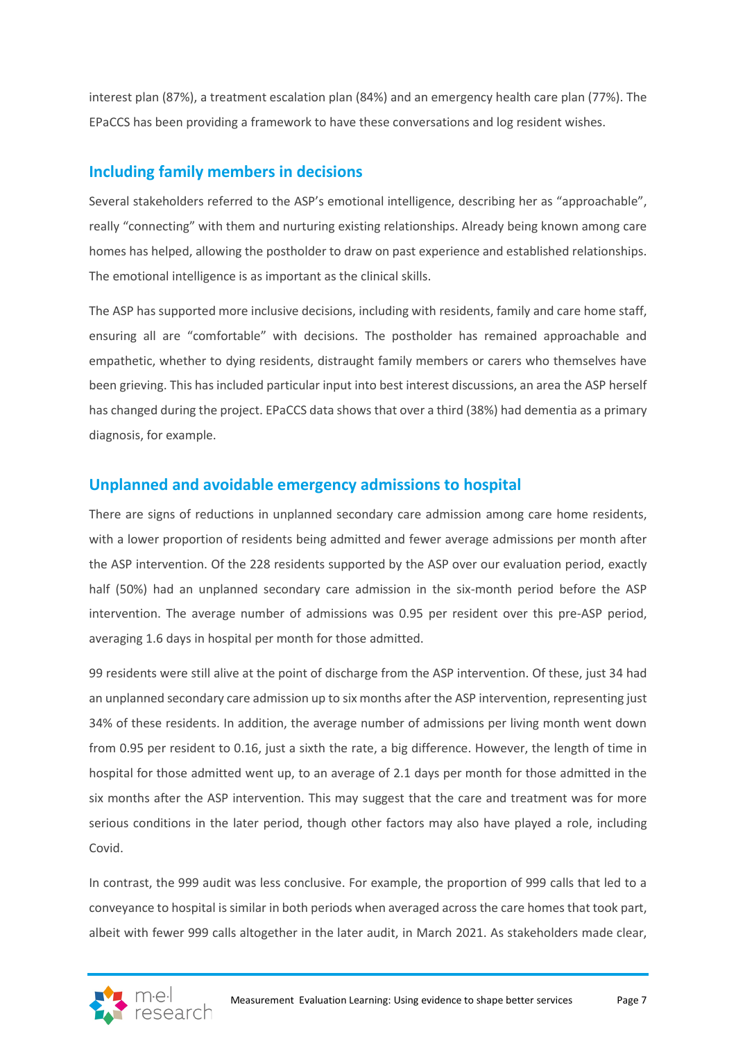interest plan (87%), a treatment escalation plan (84%) and an emergency health care plan (77%). The EPaCCS has been providing a framework to have these conversations and log resident wishes.

## Including family members in decisions

Several stakeholders referred to the ASP's emotional intelligence, describing her as "approachable", really "connecting" with them and nurturing existing relationships. Already being known among care homes has helped, allowing the postholder to draw on past experience and established relationships. The emotional intelligence is as important as the clinical skills.

The ASP has supported more inclusive decisions, including with residents, family and care home staff, ensuring all are "comfortable" with decisions. The postholder has remained approachable and empathetic, whether to dying residents, distraught family members or carers who themselves have been grieving. This has included particular input into best interest discussions, an area the ASP herself has changed during the project. EPaCCS data shows that over a third (38%) had dementia as a primary diagnosis, for example.

## Unplanned and avoidable emergency admissions to hospital

There are signs of reductions in unplanned secondary care admission among care home residents, with a lower proportion of residents being admitted and fewer average admissions per month after the ASP intervention. Of the 228 residents supported by the ASP over our evaluation period, exactly half (50%) had an unplanned secondary care admission in the six-month period before the ASP intervention. The average number of admissions was 0.95 per resident over this pre-ASP period, averaging 1.6 days in hospital per month for those admitted.

99 residents were still alive at the point of discharge from the ASP intervention. Of these, just 34 had an unplanned secondary care admission up to six months after the ASP intervention, representing just 34% of these residents. In addition, the average number of admissions per living month went down from 0.95 per resident to 0.16, just a sixth the rate, a big difference. However, the length of time in hospital for those admitted went up, to an average of 2.1 days per month for those admitted in the six months after the ASP intervention. This may suggest that the care and treatment was for more serious conditions in the later period, though other factors may also have played a role, including Covid.

In contrast, the 999 audit was less conclusive. For example, the proportion of 999 calls that led to a conveyance to hospital is similar in both periods when averaged across the care homes that took part, albeit with fewer 999 calls altogether in the later audit, in March 2021. As stakeholders made clear,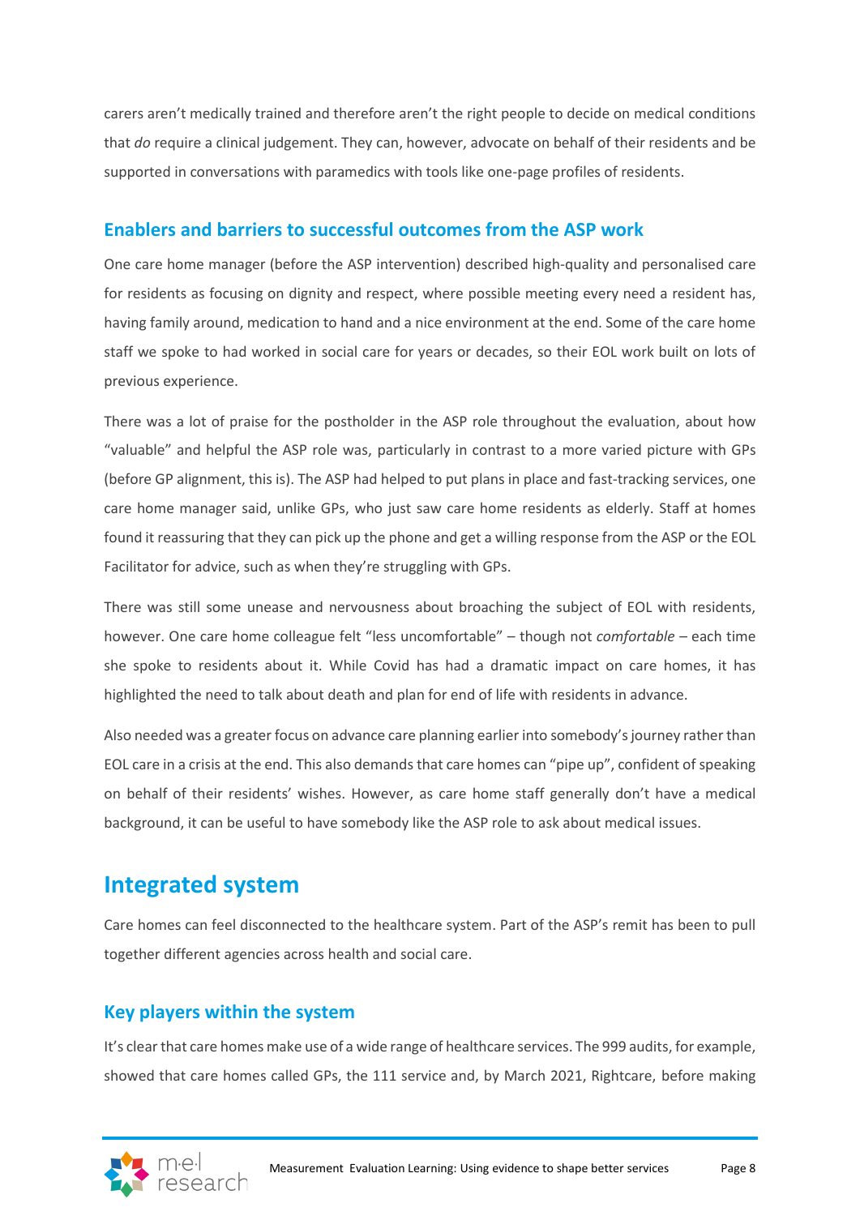carers aren't medically trained and therefore aren't the right people to decide on medical conditions that *do* require a clinical judgement. They can, however, advocate on behalf of their residents and be supported in conversations with paramedics with tools like one-page profiles of residents.

### Enablers and barriers to successful outcomes from the ASP work

One care home manager (before the ASP intervention) described high-quality and personalised care for residents as focusing on dignity and respect, where possible meeting every need a resident has, having family around, medication to hand and a nice environment at the end. Some of the care home staff we spoke to had worked in social care for years or decades, so their EOL work built on lots of previous experience.

There was a lot of praise for the postholder in the ASP role throughout the evaluation, about how "valuable" and helpful the ASP role was, particularly in contrast to a more varied picture with GPs (before GP alignment, this is). The ASP had helped to put plans in place and fast-tracking services, one care home manager said, unlike GPs, who just saw care home residents as elderly. Staff at homes found it reassuring that they can pick up the phone and get a willing response from the ASP or the EOL Facilitator for advice, such as when they're struggling with GPs.

There was still some unease and nervousness about broaching the subject of EOL with residents, however. One care home colleague felt "less uncomfortable" – though not *comfortable* – each time she spoke to residents about it. While Covid has had a dramatic impact on care homes, it has highlighted the need to talk about death and plan for end of life with residents in advance.

Also needed was a greater focus on advance care planning earlier into somebody's journey rather than EOL care in a crisis at the end. This also demands that care homes can "pipe up", confident of speaking on behalf of their residents' wishes. However, as care home staff generally don't have a medical background, it can be useful to have somebody like the ASP role to ask about medical issues.

## Integrated system

Care homes can feel disconnected to the healthcare system. Part of the ASP's remit has been to pull together different agencies across health and social care.

### Key players within the system

It's clear that care homes make use of a wide range of healthcare services. The 999 audits, for example, showed that care homes called GPs, the 111 service and, by March 2021, Rightcare, before making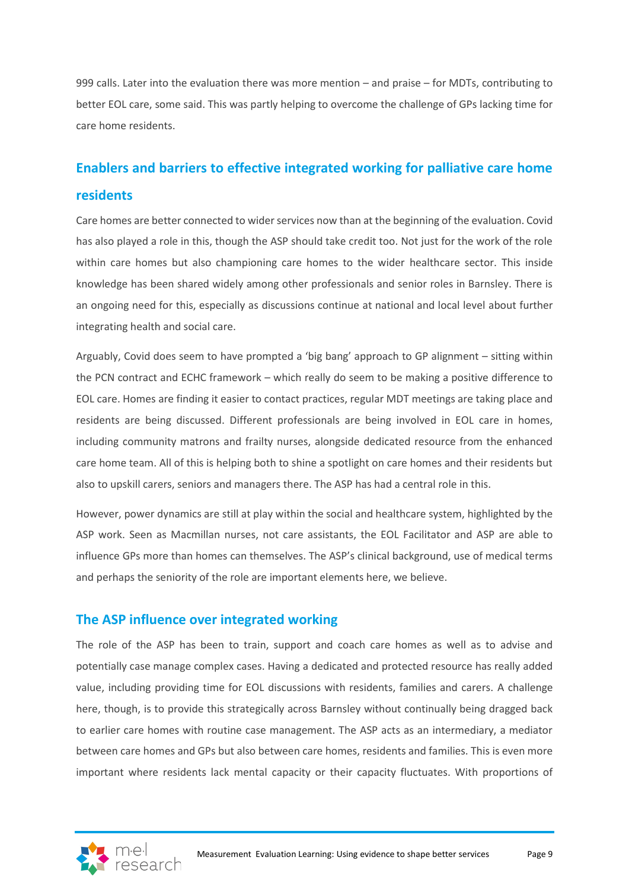999 calls. Later into the evaluation there was more mention – and praise – for MDTs, contributing to better EOL care, some said. This was partly helping to overcome the challenge of GPs lacking time for care home residents.

## Enablers and barriers to effective integrated working for palliative care home residents

Care homes are better connected to wider services now than at the beginning of the evaluation. Covid has also played a role in this, though the ASP should take credit too. Not just for the work of the role within care homes but also championing care homes to the wider healthcare sector. This inside knowledge has been shared widely among other professionals and senior roles in Barnsley. There is an ongoing need for this, especially as discussions continue at national and local level about further integrating health and social care.

Arguably, Covid does seem to have prompted a 'big bang' approach to GP alignment – sitting within the PCN contract and ECHC framework – which really do seem to be making a positive difference to EOL care. Homes are finding it easier to contact practices, regular MDT meetings are taking place and residents are being discussed. Different professionals are being involved in EOL care in homes, including community matrons and frailty nurses, alongside dedicated resource from the enhanced care home team. All of this is helping both to shine a spotlight on care homes and their residents but also to upskill carers, seniors and managers there. The ASP has had a central role in this.

However, power dynamics are still at play within the social and healthcare system, highlighted by the ASP work. Seen as Macmillan nurses, not care assistants, the EOL Facilitator and ASP are able to influence GPs more than homes can themselves. The ASP's clinical background, use of medical terms and perhaps the seniority of the role are important elements here, we believe.

## The ASP influence over integrated working

The role of the ASP has been to train, support and coach care homes as well as to advise and potentially case manage complex cases. Having a dedicated and protected resource has really added value, including providing time for EOL discussions with residents, families and carers. A challenge here, though, is to provide this strategically across Barnsley without continually being dragged back to earlier care homes with routine case management. The ASP acts as an intermediary, a mediator between care homes and GPs but also between care homes, residents and families. This is even more important where residents lack mental capacity or their capacity fluctuates. With proportions of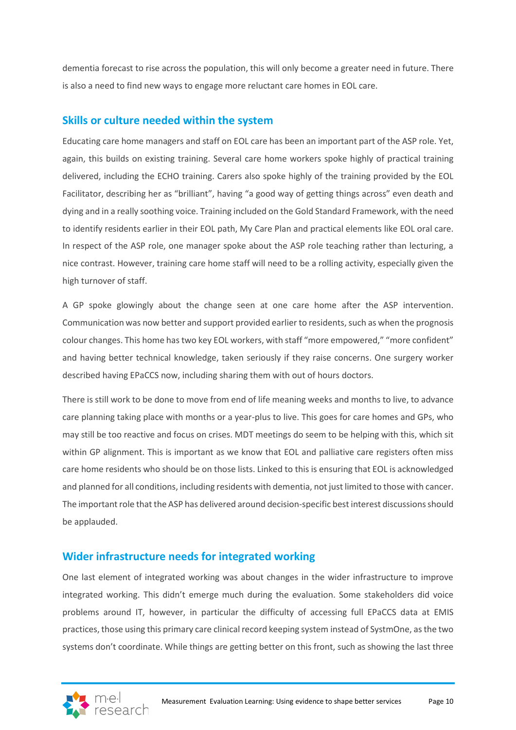dementia forecast to rise across the population, this will only become a greater need in future. There is also a need to find new ways to engage more reluctant care homes in EOL care.

## Skills or culture needed within the system

Educating care home managers and staff on EOL care has been an important part of the ASP role. Yet, again, this builds on existing training. Several care home workers spoke highly of practical training delivered, including the ECHO training. Carers also spoke highly of the training provided by the EOL Facilitator, describing her as "brilliant", having "a good way of getting things across" even death and dying and in a really soothing voice. Training included on the Gold Standard Framework, with the need to identify residents earlier in their EOL path, My Care Plan and practical elements like EOL oral care. In respect of the ASP role, one manager spoke about the ASP role teaching rather than lecturing, a nice contrast. However, training care home staff will need to be a rolling activity, especially given the high turnover of staff.

A GP spoke glowingly about the change seen at one care home after the ASP intervention. Communication was now better and support provided earlier to residents, such as when the prognosis colour changes. This home has two key EOL workers, with staff "more empowered," "more confident" and having better technical knowledge, taken seriously if they raise concerns. One surgery worker described having EPaCCS now, including sharing them with out of hours doctors.

There is still work to be done to move from end of life meaning weeks and months to live, to advance care planning taking place with months or a year-plus to live. This goes for care homes and GPs, who may still be too reactive and focus on crises. MDT meetings do seem to be helping with this, which sit within GP alignment. This is important as we know that EOL and palliative care registers often miss care home residents who should be on those lists. Linked to this is ensuring that EOL is acknowledged and planned for all conditions, including residents with dementia, not just limited to those with cancer. The important role that the ASP has delivered around decision-specific best interest discussions should be applauded.

## Wider infrastructure needs for integrated working

One last element of integrated working was about changes in the wider infrastructure to improve integrated working. This didn't emerge much during the evaluation. Some stakeholders did voice problems around IT, however, in particular the difficulty of accessing full EPaCCS data at EMIS practices, those using this primary care clinical record keeping system instead of SystmOne, as the two systems don't coordinate. While things are getting better on this front, such as showing the last three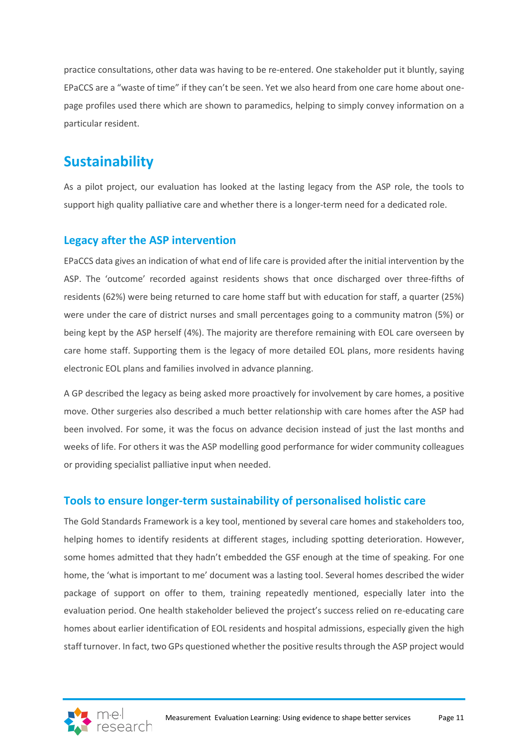practice consultations, other data was having to be re-entered. One stakeholder put it bluntly, saying EPaCCS are a "waste of time" if they can't be seen. Yet we also heard from one care home about one-page profiles used there which are shown to paramedics, helping to simply convey information on a particular resident.

# Sustainability

As a pilot project, our evaluation has looked at the lasting legacy from the ASP role, the tools to support high quality palliative care and whether there is a longer-term need for a dedicated role.

## Legacy after the ASP intervention

EPaCCS data gives an indication of what end of life care is provided after the initial intervention by the ASP. The 'outcome' recorded against residents shows that once discharged over three-fifths of residents (62%) were being returned to care home staff but with education for staff, a quarter (25%) were under the care of district nurses and small percentages going to a community matron (5%) or being kept by the ASP herself (4%). The majority are therefore remaining with EOL care overseen by care home staff. Supporting them is the legacy of more detailed EOL plans, more residents having electronic EOL plans and families involved in advance planning.

A GP described the legacy as being asked more proactively for involvement by care homes, a positive move. Other surgeries also described a much better relationship with care homes after the ASP had been involved. For some, it was the focus on advance decision instead of just the last months and weeks of life. For others it was the ASP modelling good performance for wider community colleagues or providing specialist palliative input when needed.

## Tools to ensure longer-term sustainability of personalised holistic care

The Gold Standards Framework is a key tool, mentioned by several care homes and stakeholders too, helping homes to identify residents at different stages, including spotting deterioration. However, some homes admitted that they hadn't embedded the GSF enough at the time of speaking. For one home, the 'what is important to me' document was a lasting tool. Several homes described the wider package of support on offer to them, training repeatedly mentioned, especially later into the evaluation period. One health stakeholder believed the project's success relied on re-educating care homes about earlier identification of EOL residents and hospital admissions, especially given the high staff turnover. In fact, two GPs questioned whether the positive results through the ASP project would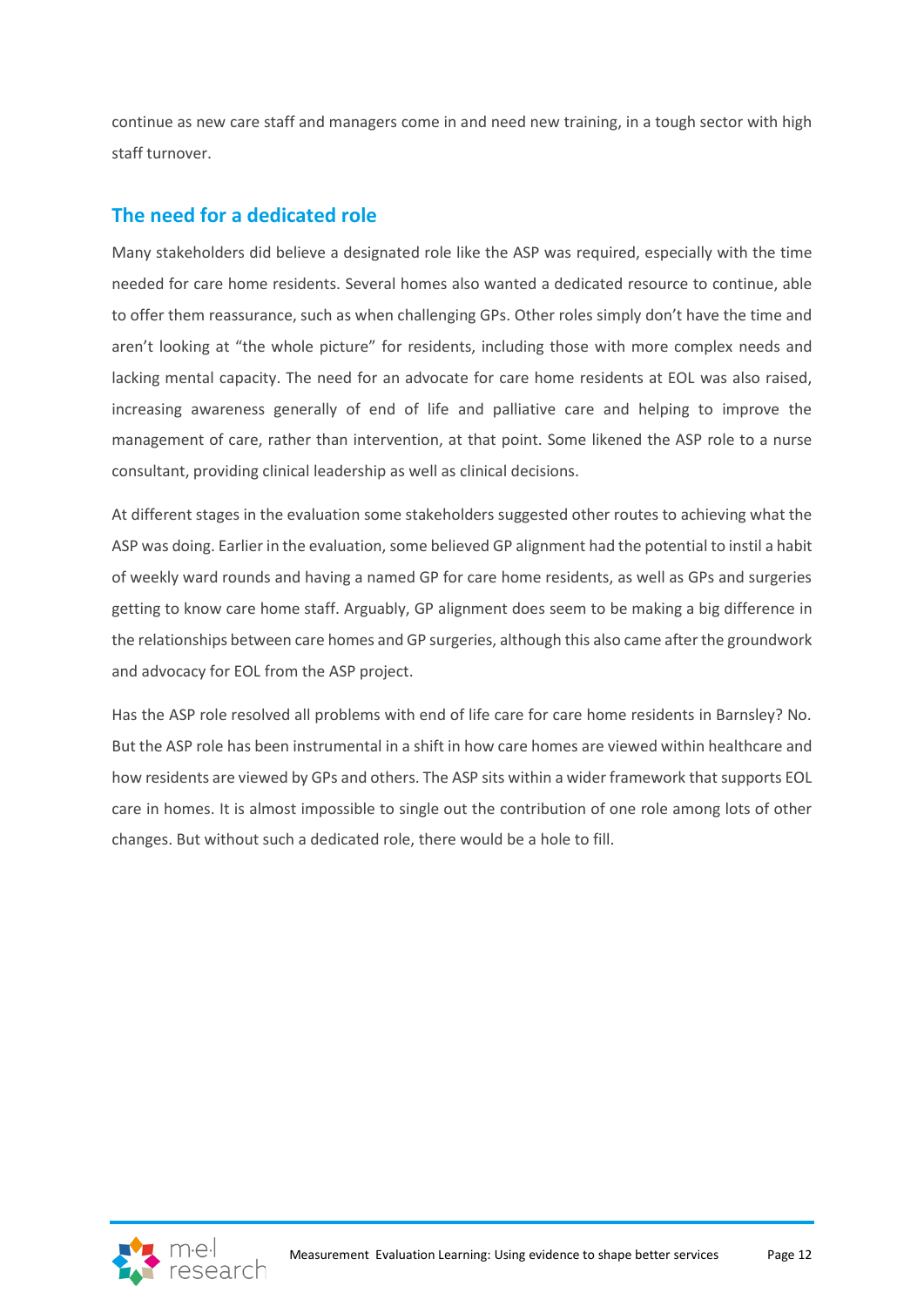continue as new care staff and managers come in and need new training, in a tough sector with high staff turnover.

## The need for a dedicated role

Many stakeholders did believe a designated role like the ASP was required, especially with the time needed for care home residents. Several homes also wanted a dedicated resource to continue, able to offer them reassurance, such as when challenging GPs. Other roles simply don't have the time and aren't looking at "the whole picture" for residents, including those with more complex needs and lacking mental capacity. The need for an advocate for care home residents at EOL was also raised, increasing awareness generally of end of life and palliative care and helping to improve the management of care, rather than intervention, at that point. Some likened the ASP role to a nurse consultant, providing clinical leadership as well as clinical decisions.

At different stages in the evaluation some stakeholders suggested other routes to achieving what the ASP was doing. Earlier in the evaluation, some believed GP alignment had the potential to instil a habit of weekly ward rounds and having a named GP for care home residents, as well as GPs and surgeries getting to know care home staff. Arguably, GP alignment does seem to be making a big difference in the relationships between care homes and GP surgeries, although this also came after the groundwork and advocacy for EOL from the ASP project.

Has the ASP role resolved all problems with end of life care for care home residents in Barnsley? No. But the ASP role has been instrumental in a shift in how care homes are viewed within healthcare and how residents are viewed by GPs and others. The ASP sits within a wider framework that supports EOL care in homes. It is almost impossible to single out the contribution of one role among lots of other changes. But without such a dedicated role, there would be a hole to fill.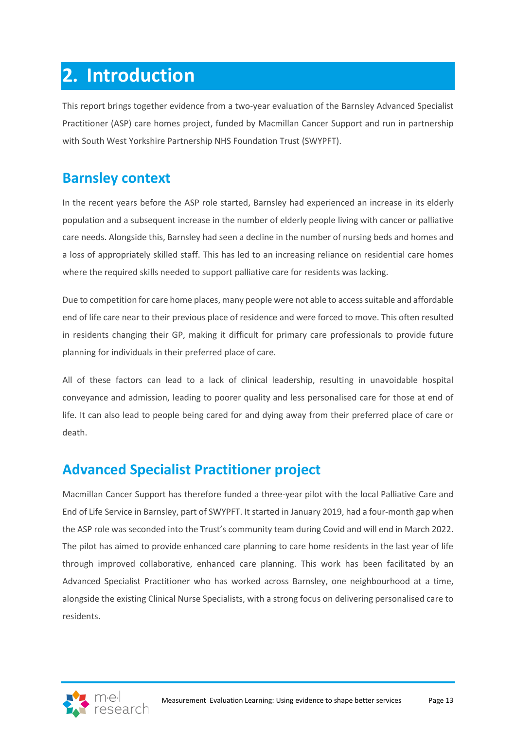# 2. Introduction

This report brings together evidence from a two-year evaluation of the Barnsley Advanced Specialist Practitioner (ASP) care homes project, funded by Macmillan Cancer Support and run in partnership with South West Yorkshire Partnership NHS Foundation Trust (SWYPFT).

## Barnsley context

In the recent years before the ASP role started, Barnsley had experienced an increase in its elderly population and a subsequent increase in the number of elderly people living with cancer or palliative care needs. Alongside this, Barnsley had seen a decline in the number of nursing beds and homes and a loss of appropriately skilled staff. This has led to an increasing reliance on residential care homes where the required skills needed to support palliative care for residents was lacking.

Due to competition for care home places, many people were not able to access suitable and affordable end of life care near to their previous place of residence and were forced to move. This often resulted in residents changing their GP, making it difficult for primary care professionals to provide future planning for individuals in their preferred place of care.

All of these factors can lead to a lack of clinical leadership, resulting in unavoidable hospital conveyance and admission, leading to poorer quality and less personalised care for those at end of life. It can also lead to people being cared for and dying away from their preferred place of care or death.

## Advanced Specialist Practitioner project

Macmillan Cancer Support has therefore funded a three-year pilot with the local Palliative Care and End of Life Service in Barnsley, part of SWYPFT. It started in January 2019, had a four-month gap when the ASP role was seconded into the Trust's community team during Covid and will end in March 2022. The pilot has aimed to provide enhanced care planning to care home residents in the last year of life through improved collaborative, enhanced care planning. This work has been facilitated by an Advanced Specialist Practitioner who has worked across Barnsley, one neighbourhood at a time, alongside the existing Clinical Nurse Specialists, with a strong focus on delivering personalised care to residents.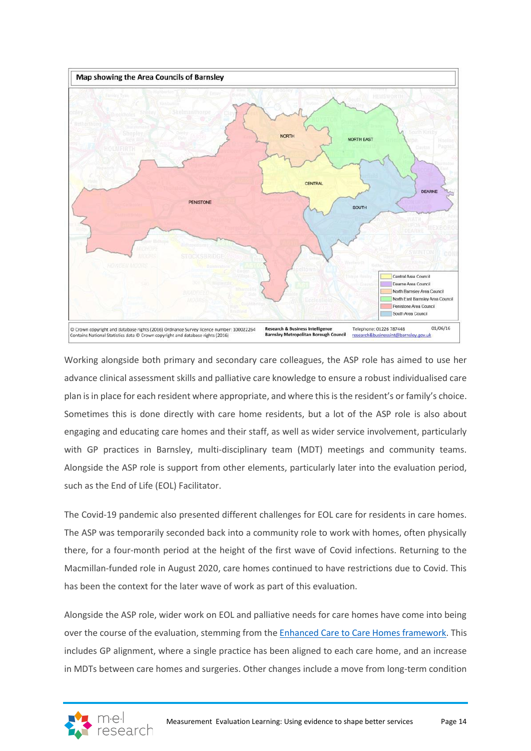Map showing the Area Councils of Barnsley

NORTH

NORTH EAST

CENTRAL

DEARNE

PENISTONE

SOUTH

Central Area Council
Dearne Area Council
North Barnsley Area Council
North East Barnsley Area Council
Penistone Area Council
South Area Council

© Crown copyright and database rights (2016) Ordnance Survey licence number: 100022264
Contains National Statistics data © Crown copyright and database rights (2016)

Research & Business Intelligence
Barnsley Metropolitan Borough Council

Telephone: 01226 787448
research&businessint@barnsley.gov.uk

01/06/16

Working alongside both primary and secondary care colleagues, the ASP role has aimed to use her advance clinical assessment skills and palliative care knowledge to ensure a robust individualised care plan is in place for each resident where appropriate, and where this is the resident's or family's choice. Sometimes this is done directly with care home residents, but a lot of the ASP role is also about engaging and educating care homes and their staff, as well as wider service involvement, particularly with GP practices in Barnsley, multi-disciplinary team (MDT) meetings and community teams. Alongside the ASP role is support from other elements, particularly later into the evaluation period, such as the End of Life (EOL) Facilitator.

The Covid-19 pandemic also presented different challenges for EOL care for residents in care homes. The ASP was temporarily seconded back into a community role to work with homes, often physically there, for a four-month period at the height of the first wave of Covid infections. Returning to the Macmillan-funded role in August 2020, care homes continued to have restrictions due to Covid. This has been the context for the later wave of work as part of this evaluation.

Alongside the ASP role, wider work on EOL and palliative needs for care homes have come into being over the course of the evaluation, stemming from the [Enhanced Care to Care Homes framework](). This includes GP alignment, where a single practice has been aligned to each care home, and an increase in MDTs between care homes and surgeries. Other changes include a move from long-term condition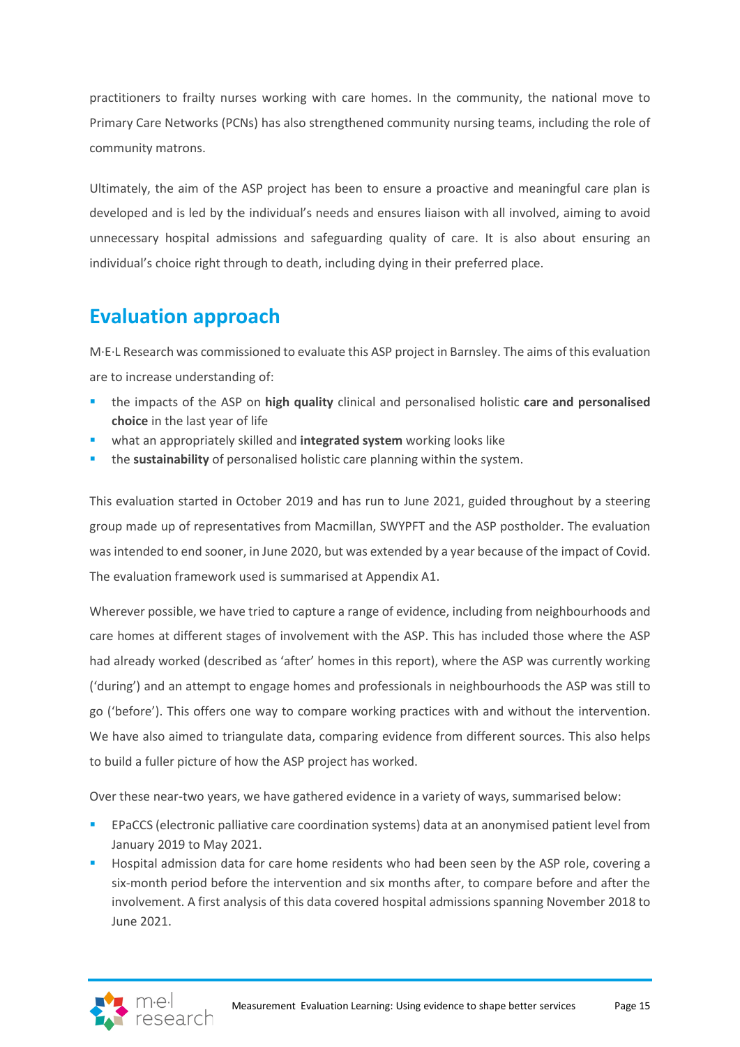practitioners to frailty nurses working with care homes. In the community, the national move to Primary Care Networks (PCNs) has also strengthened community nursing teams, including the role of community matrons.

Ultimately, the aim of the ASP project has been to ensure a proactive and meaningful care plan is developed and is led by the individual's needs and ensures liaison with all involved, aiming to avoid unnecessary hospital admissions and safeguarding quality of care. It is also about ensuring an individual's choice right through to death, including dying in their preferred place.

## Evaluation approach

M·E·L Research was commissioned to evaluate this ASP project in Barnsley. The aims of this evaluation are to increase understanding of:

- the impacts of the ASP on **high quality** clinical and personalised holistic **care and personalised choice** in the last year of life
- what an appropriately skilled and **integrated system** working looks like
- the **sustainability** of personalised holistic care planning within the system.

This evaluation started in October 2019 and has run to June 2021, guided throughout by a steering group made up of representatives from Macmillan, SWYPFT and the ASP postholder. The evaluation was intended to end sooner, in June 2020, but was extended by a year because of the impact of Covid. The evaluation framework used is summarised at Appendix A1.

Wherever possible, we have tried to capture a range of evidence, including from neighbourhoods and care homes at different stages of involvement with the ASP. This has included those where the ASP had already worked (described as 'after' homes in this report), where the ASP was currently working ('during') and an attempt to engage homes and professionals in neighbourhoods the ASP was still to go ('before'). This offers one way to compare working practices with and without the intervention. We have also aimed to triangulate data, comparing evidence from different sources. This also helps to build a fuller picture of how the ASP project has worked.

Over these near-two years, we have gathered evidence in a variety of ways, summarised below:

- EPaCCS (electronic palliative care coordination systems) data at an anonymised patient level from January 2019 to May 2021.
- Hospital admission data for care home residents who had been seen by the ASP role, covering a six-month period before the intervention and six months after, to compare before and after the involvement. A first analysis of this data covered hospital admissions spanning November 2018 to June 2021.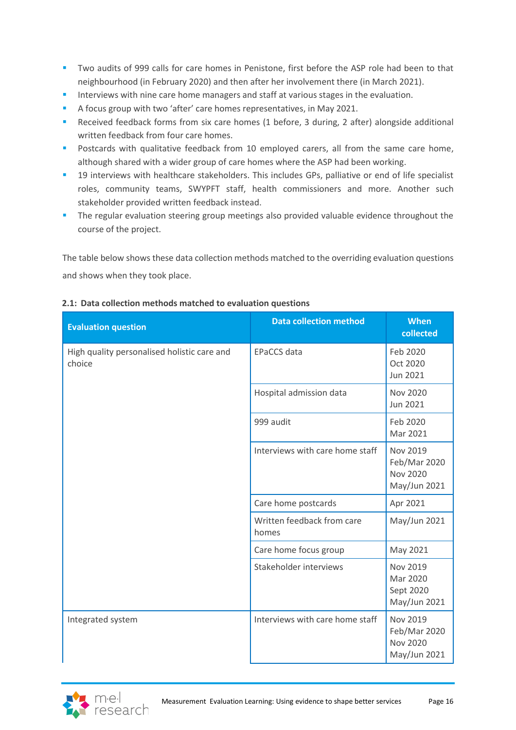- Two audits of 999 calls for care homes in Penistone, first before the ASP role had been to that neighbourhood (in February 2020) and then after her involvement there (in March 2021).
- Interviews with nine care home managers and staff at various stages in the evaluation.
- A focus group with two 'after' care homes representatives, in May 2021.
- Received feedback forms from six care homes (1 before, 3 during, 2 after) alongside additional written feedback from four care homes.
- Postcards with qualitative feedback from 10 employed carers, all from the same care home, although shared with a wider group of care homes where the ASP had been working.
- 19 interviews with healthcare stakeholders. This includes GPs, palliative or end of life specialist roles, community teams, SWYPFT staff, health commissioners and more. Another such stakeholder provided written feedback instead.
- The regular evaluation steering group meetings also provided valuable evidence throughout the course of the project.

The table below shows these data collection methods matched to the overriding evaluation questions and shows when they took place.

**2.1: Data collection methods matched to evaluation questions**

| Evaluation question | Data collection method | When collected |
|---|---|---|
| High quality personalised holistic care and choice | EPaCCS data | Feb 2020<br>Oct 2020<br>Jun 2021 |
| | Hospital admission data | Nov 2020<br>Jun 2021 |
| | 999 audit | Feb 2020<br>Mar 2021 |
| | Interviews with care home staff | Nov 2019<br>Feb/Mar 2020<br>Nov 2020<br>May/Jun 2021 |
| | Care home postcards | Apr 2021 |
| | Written feedback from care homes | May/Jun 2021 |
| | Care home focus group | May 2021 |
| | Stakeholder interviews | Nov 2019<br>Mar 2020<br>Sept 2020<br>May/Jun 2021 |
| Integrated system | Interviews with care home staff | Nov 2019<br>Feb/Mar 2020<br>Nov 2020<br>May/Jun 2021 |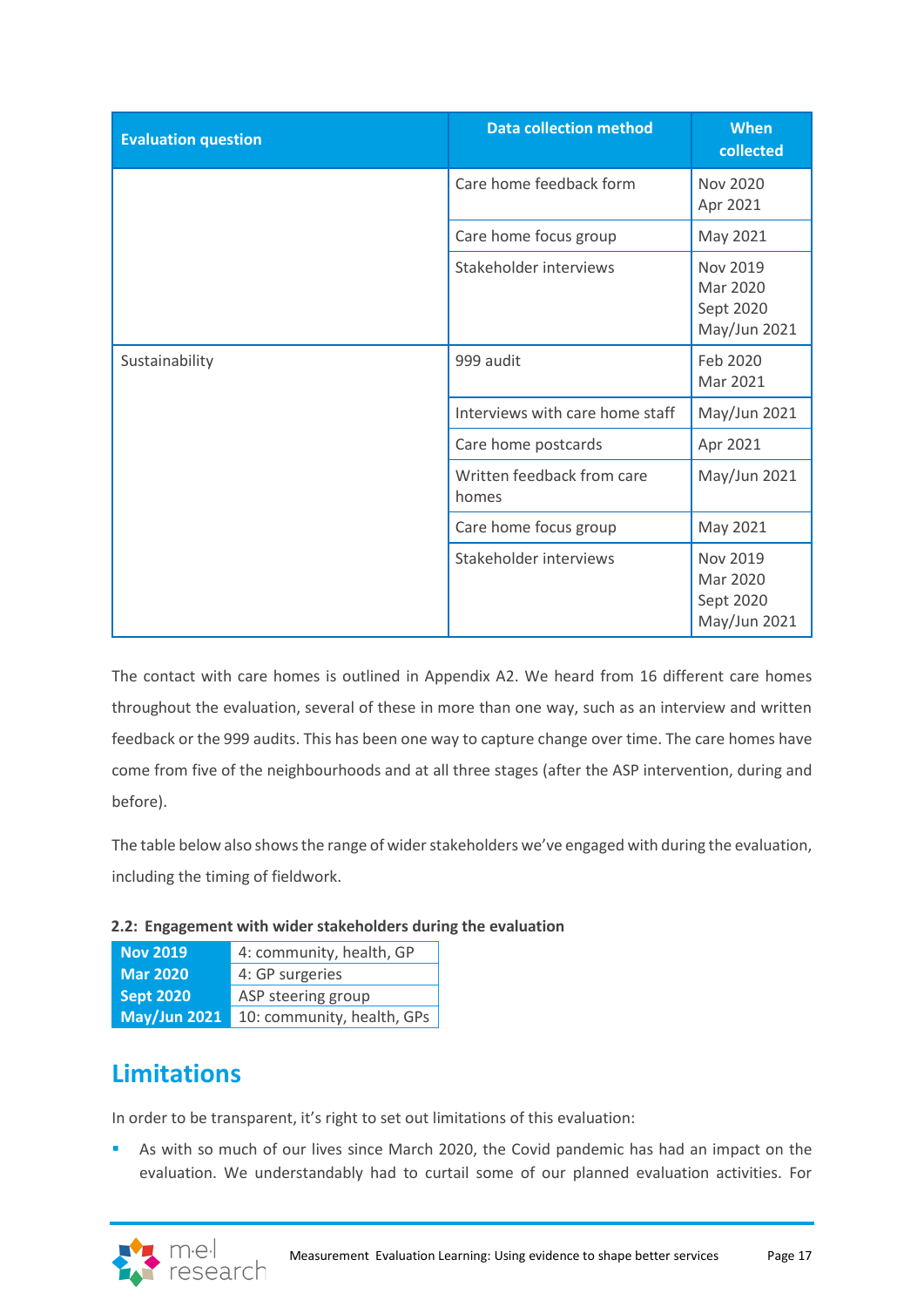| Evaluation question | Data collection method | When collected |
|---|---|---|
| | Care home feedback form | Nov 2020<br>Apr 2021 |
| | Care home focus group | May 2021 |
| | Stakeholder interviews | Nov 2019<br>Mar 2020<br>Sept 2020<br>May/Jun 2021 |
| Sustainability | 999 audit | Feb 2020<br>Mar 2021 |
| | Interviews with care home staff | May/Jun 2021 |
| | Care home postcards | Apr 2021 |
| | Written feedback from care homes | May/Jun 2021 |
| | Care home focus group | May 2021 |
| | Stakeholder interviews | Nov 2019<br>Mar 2020<br>Sept 2020<br>May/Jun 2021 |

The contact with care homes is outlined in Appendix A2. We heard from 16 different care homes throughout the evaluation, several of these in more than one way, such as an interview and written feedback or the 999 audits. This has been one way to capture change over time. The care homes have come from five of the neighbourhoods and at all three stages (after the ASP intervention, during and before).

The table below also shows the range of wider stakeholders we've engaged with during the evaluation, including the timing of fieldwork.

**2.2: Engagement with wider stakeholders during the evaluation**

| | |
|---|---|
| **Nov 2019** | 4: community, health, GP |
| **Mar 2020** | 4: GP surgeries |
| **Sept 2020** | ASP steering group |
| **May/Jun 2021** | 10: community, health, GPs |

## Limitations

In order to be transparent, it's right to set out limitations of this evaluation:

- As with so much of our lives since March 2020, the Covid pandemic has had an impact on the evaluation. We understandably had to curtail some of our planned evaluation activities. For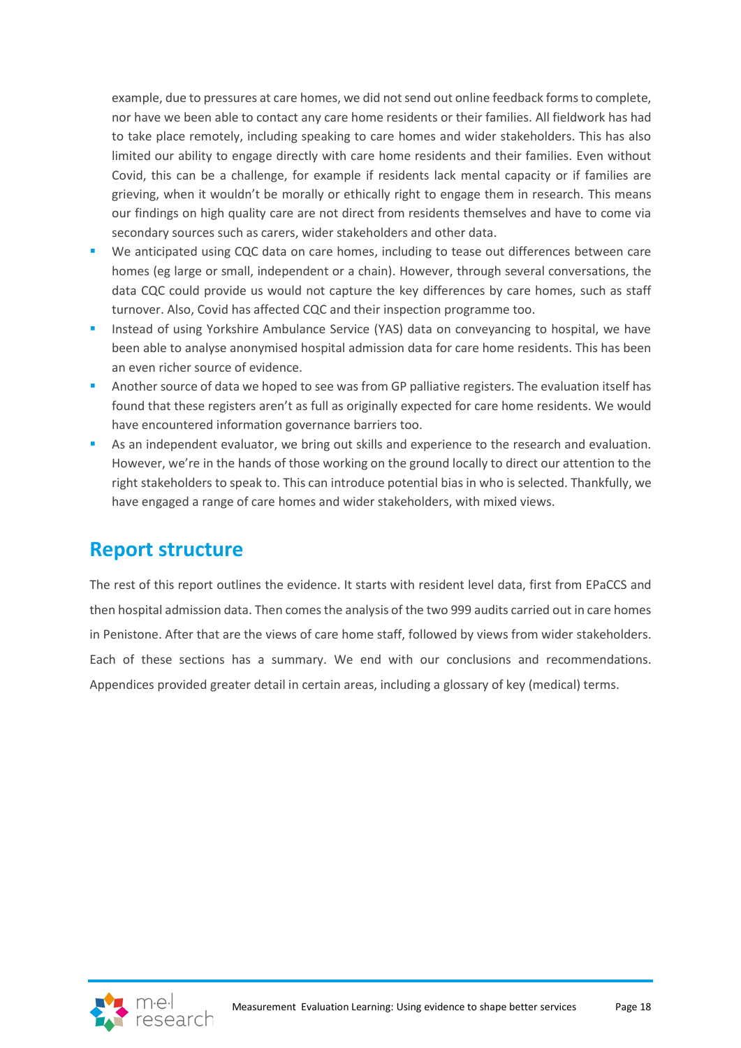example, due to pressures at care homes, we did not send out online feedback forms to complete, nor have we been able to contact any care home residents or their families. All fieldwork has had to take place remotely, including speaking to care homes and wider stakeholders. This has also limited our ability to engage directly with care home residents and their families. Even without Covid, this can be a challenge, for example if residents lack mental capacity or if families are grieving, when it wouldn't be morally or ethically right to engage them in research. This means our findings on high quality care are not direct from residents themselves and have to come via secondary sources such as carers, wider stakeholders and other data.

- We anticipated using CQC data on care homes, including to tease out differences between care homes (eg large or small, independent or a chain). However, through several conversations, the data CQC could provide us would not capture the key differences by care homes, such as staff turnover. Also, Covid has affected CQC and their inspection programme too.
- Instead of using Yorkshire Ambulance Service (YAS) data on conveyancing to hospital, we have been able to analyse anonymised hospital admission data for care home residents. This has been an even richer source of evidence.
- Another source of data we hoped to see was from GP palliative registers. The evaluation itself has found that these registers aren't as full as originally expected for care home residents. We would have encountered information governance barriers too.
- As an independent evaluator, we bring out skills and experience to the research and evaluation. However, we're in the hands of those working on the ground locally to direct our attention to the right stakeholders to speak to. This can introduce potential bias in who is selected. Thankfully, we have engaged a range of care homes and wider stakeholders, with mixed views.

## Report structure

The rest of this report outlines the evidence. It starts with resident level data, first from EPaCCS and then hospital admission data. Then comes the analysis of the two 999 audits carried out in care homes in Penistone. After that are the views of care home staff, followed by views from wider stakeholders. Each of these sections has a summary. We end with our conclusions and recommendations. Appendices provided greater detail in certain areas, including a glossary of key (medical) terms.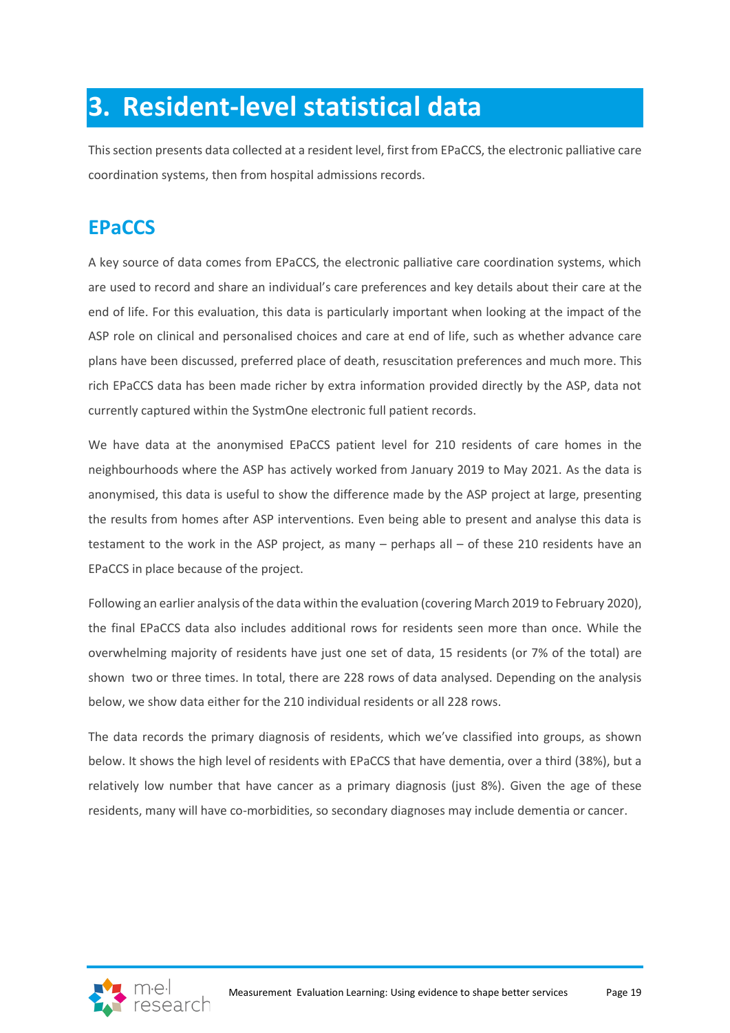# 3. Resident-level statistical data

This section presents data collected at a resident level, first from EPaCCS, the electronic palliative care coordination systems, then from hospital admissions records.

## EPaCCS

A key source of data comes from EPaCCS, the electronic palliative care coordination systems, which are used to record and share an individual's care preferences and key details about their care at the end of life. For this evaluation, this data is particularly important when looking at the impact of the ASP role on clinical and personalised choices and care at end of life, such as whether advance care plans have been discussed, preferred place of death, resuscitation preferences and much more. This rich EPaCCS data has been made richer by extra information provided directly by the ASP, data not currently captured within the SystmOne electronic full patient records.

We have data at the anonymised EPaCCS patient level for 210 residents of care homes in the neighbourhoods where the ASP has actively worked from January 2019 to May 2021. As the data is anonymised, this data is useful to show the difference made by the ASP project at large, presenting the results from homes after ASP interventions. Even being able to present and analyse this data is testament to the work in the ASP project, as many – perhaps all – of these 210 residents have an EPaCCS in place because of the project.

Following an earlier analysis of the data within the evaluation (covering March 2019 to February 2020), the final EPaCCS data also includes additional rows for residents seen more than once. While the overwhelming majority of residents have just one set of data, 15 residents (or 7% of the total) are shown two or three times. In total, there are 228 rows of data analysed. Depending on the analysis below, we show data either for the 210 individual residents or all 228 rows.

The data records the primary diagnosis of residents, which we've classified into groups, as shown below. It shows the high level of residents with EPaCCS that have dementia, over a third (38%), but a relatively low number that have cancer as a primary diagnosis (just 8%). Given the age of these residents, many will have co-morbidities, so secondary diagnoses may include dementia or cancer.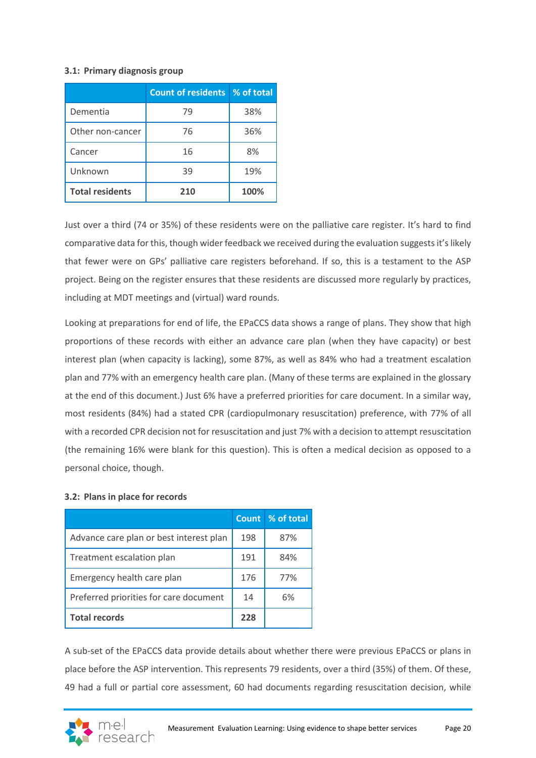### 3.1: Primary diagnosis group

| | Count of residents | % of total |
|---|---|---|
| Dementia | 79 | 38% |
| Other non-cancer | 76 | 36% |
| Cancer | 16 | 8% |
| Unknown | 39 | 19% |
| **Total residents** | **210** | **100%** |

Just over a third (74 or 35%) of these residents were on the palliative care register. It's hard to find comparative data for this, though wider feedback we received during the evaluation suggests it's likely that fewer were on GPs' palliative care registers beforehand. If so, this is a testament to the ASP project. Being on the register ensures that these residents are discussed more regularly by practices, including at MDT meetings and (virtual) ward rounds.

Looking at preparations for end of life, the EPaCCS data shows a range of plans. They show that high proportions of these records with either an advance care plan (when they have capacity) or best interest plan (when capacity is lacking), some 87%, as well as 84% who had a treatment escalation plan and 77% with an emergency health care plan. (Many of these terms are explained in the glossary at the end of this document.) Just 6% have a preferred priorities for care document. In a similar way, most residents (84%) had a stated CPR (cardiopulmonary resuscitation) preference, with 77% of all with a recorded CPR decision not for resuscitation and just 7% with a decision to attempt resuscitation (the remaining 16% were blank for this question). This is often a medical decision as opposed to a personal choice, though.

### 3.2: Plans in place for records

| | Count | % of total |
|---|---|---|
| Advance care plan or best interest plan | 198 | 87% |
| Treatment escalation plan | 191 | 84% |
| Emergency health care plan | 176 | 77% |
| Preferred priorities for care document | 14 | 6% |
| **Total records** | **228** | |

A sub-set of the EPaCCS data provide details about whether there were previous EPaCCS or plans in place before the ASP intervention. This represents 79 residents, over a third (35%) of them. Of these, 49 had a full or partial core assessment, 60 had documents regarding resuscitation decision, while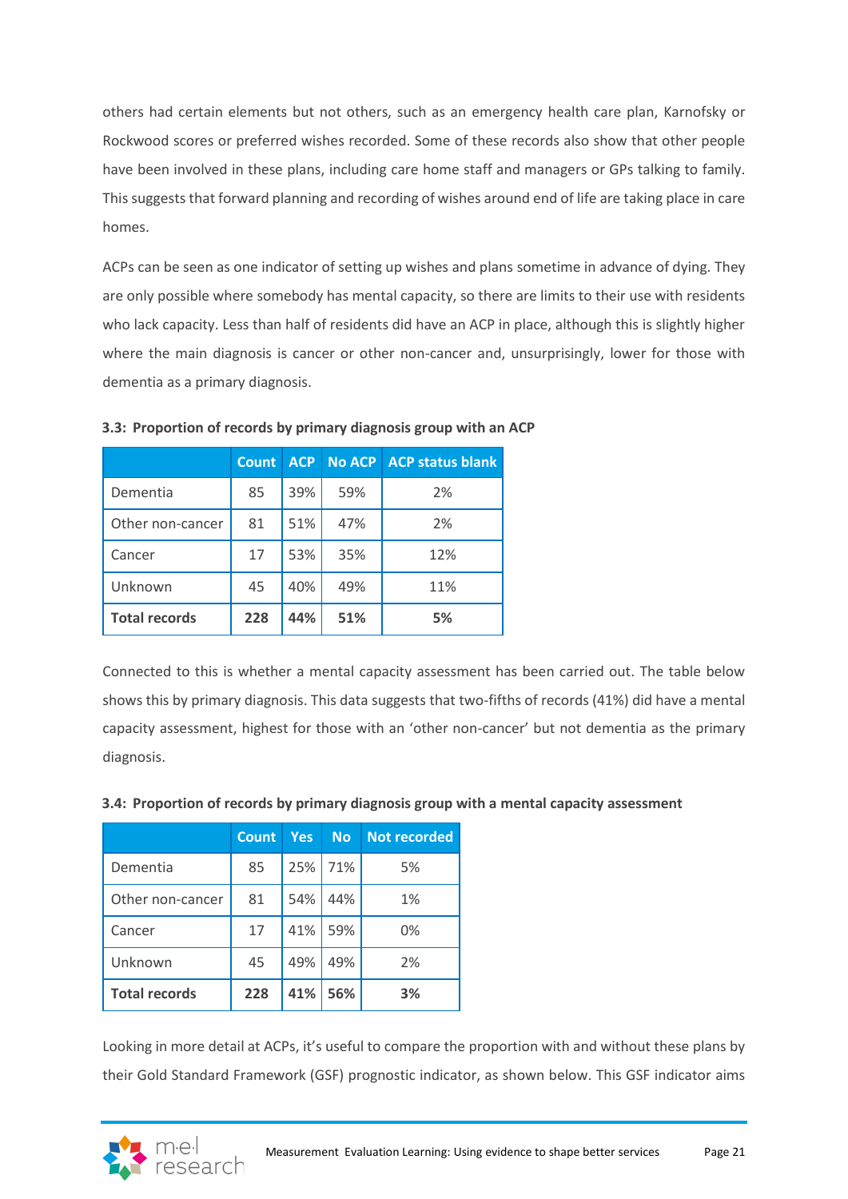others had certain elements but not others, such as an emergency health care plan, Karnofsky or Rockwood scores or preferred wishes recorded. Some of these records also show that other people have been involved in these plans, including care home staff and managers or GPs talking to family. This suggests that forward planning and recording of wishes around end of life are taking place in care homes.

ACPs can be seen as one indicator of setting up wishes and plans sometime in advance of dying. They are only possible where somebody has mental capacity, so there are limits to their use with residents who lack capacity. Less than half of residents did have an ACP in place, although this is slightly higher where the main diagnosis is cancer or other non-cancer and, unsurprisingly, lower for those with dementia as a primary diagnosis.

**3.3: Proportion of records by primary diagnosis group with an ACP**

| | Count | ACP | No ACP | ACP status blank |
|---|---|---|---|---|
| Dementia | 85 | 39% | 59% | 2% |
| Other non-cancer | 81 | 51% | 47% | 2% |
| Cancer | 17 | 53% | 35% | 12% |
| Unknown | 45 | 40% | 49% | 11% |
| **Total records** | **228** | **44%** | **51%** | **5%** |

Connected to this is whether a mental capacity assessment has been carried out. The table below shows this by primary diagnosis. This data suggests that two-fifths of records (41%) did have a mental capacity assessment, highest for those with an 'other non-cancer' but not dementia as the primary diagnosis.

**3.4: Proportion of records by primary diagnosis group with a mental capacity assessment**

| | Count | Yes | No | Not recorded |
|---|---|---|---|---|
| Dementia | 85 | 25% | 71% | 5% |
| Other non-cancer | 81 | 54% | 44% | 1% |
| Cancer | 17 | 41% | 59% | 0% |
| Unknown | 45 | 49% | 49% | 2% |
| **Total records** | **228** | **41%** | **56%** | **3%** |

Looking in more detail at ACPs, it's useful to compare the proportion with and without these plans by their Gold Standard Framework (GSF) prognostic indicator, as shown below. This GSF indicator aims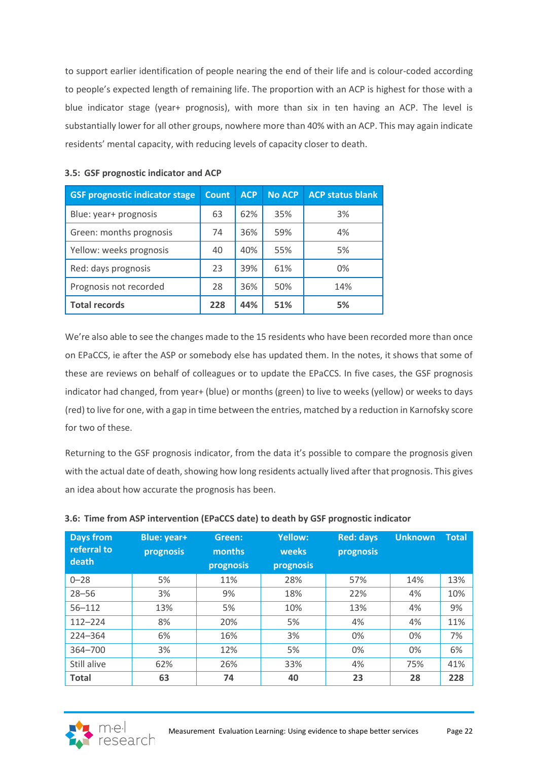to support earlier identification of people nearing the end of their life and is colour-coded according to people's expected length of remaining life. The proportion with an ACP is highest for those with a blue indicator stage (year+ prognosis), with more than six in ten having an ACP. The level is substantially lower for all other groups, nowhere more than 40% with an ACP. This may again indicate residents' mental capacity, with reducing levels of capacity closer to death.

**3.5: GSF prognostic indicator and ACP**

| GSF prognostic indicator stage | Count | ACP | No ACP | ACP status blank |
|---|---|---|---|---|
| Blue: year+ prognosis | 63 | 62% | 35% | 3% |
| Green: months prognosis | 74 | 36% | 59% | 4% |
| Yellow: weeks prognosis | 40 | 40% | 55% | 5% |
| Red: days prognosis | 23 | 39% | 61% | 0% |
| Prognosis not recorded | 28 | 36% | 50% | 14% |
| **Total records** | **228** | **44%** | **51%** | **5%** |

We're also able to see the changes made to the 15 residents who have been recorded more than once on EPaCCS, ie after the ASP or somebody else has updated them. In the notes, it shows that some of these are reviews on behalf of colleagues or to update the EPaCCS. In five cases, the GSF prognosis indicator had changed, from year+ (blue) or months (green) to live to weeks (yellow) or weeks to days (red) to live for one, with a gap in time between the entries, matched by a reduction in Karnofsky score for two of these.

Returning to the GSF prognosis indicator, from the data it's possible to compare the prognosis given with the actual date of death, showing how long residents actually lived after that prognosis. This gives an idea about how accurate the prognosis has been.

**3.6: Time from ASP intervention (EPaCCS date) to death by GSF prognostic indicator**

| Days from referral to death | Blue: year+ prognosis | Green: months prognosis | Yellow: weeks prognosis | Red: days prognosis | Unknown | Total |
|---|---|---|---|---|---|---|
| 0–28 | 5% | 11% | 28% | 57% | 14% | 13% |
| 28–56 | 3% | 9% | 18% | 22% | 4% | 10% |
| 56–112 | 13% | 5% | 10% | 13% | 4% | 9% |
| 112–224 | 8% | 20% | 5% | 4% | 4% | 11% |
| 224–364 | 6% | 16% | 3% | 0% | 0% | 7% |
| 364–700 | 3% | 12% | 5% | 0% | 0% | 6% |
| Still alive | 62% | 26% | 33% | 4% | 75% | 41% |
| **Total** | **63** | **74** | **40** | **23** | **28** | **228** |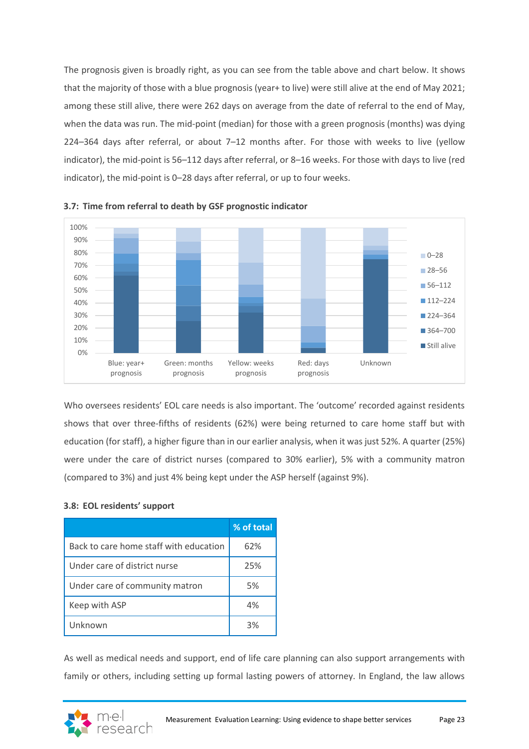The prognosis given is broadly right, as you can see from the table above and chart below. It shows that the majority of those with a blue prognosis (year+ to live) were still alive at the end of May 2021; among these still alive, there were 262 days on average from the date of referral to the end of May, when the data was run. The mid-point (median) for those with a green prognosis (months) was dying 224–364 days after referral, or about 7–12 months after. For those with weeks to live (yellow indicator), the mid-point is 56–112 days after referral, or 8–16 weeks. For those with days to live (red indicator), the mid-point is 0–28 days after referral, or up to four weeks.

**3.7: Time from referral to death by GSF prognostic indicator**

Who oversees residents' EOL care needs is also important. The 'outcome' recorded against residents shows that over three-fifths of residents (62%) were being returned to care home staff but with education (for staff), a higher figure than in our earlier analysis, when it was just 52%. A quarter (25%) were under the care of district nurses (compared to 30% earlier), 5% with a community matron (compared to 3%) and just 4% being kept under the ASP herself (against 9%).

**3.8: EOL residents' support**

| | % of total |
|---|---|
| Back to care home staff with education | 62% |
| Under care of district nurse | 25% |
| Under care of community matron | 5% |
| Keep with ASP | 4% |
| Unknown | 3% |

As well as medical needs and support, end of life care planning can also support arrangements with family or others, including setting up formal lasting powers of attorney. In England, the law allows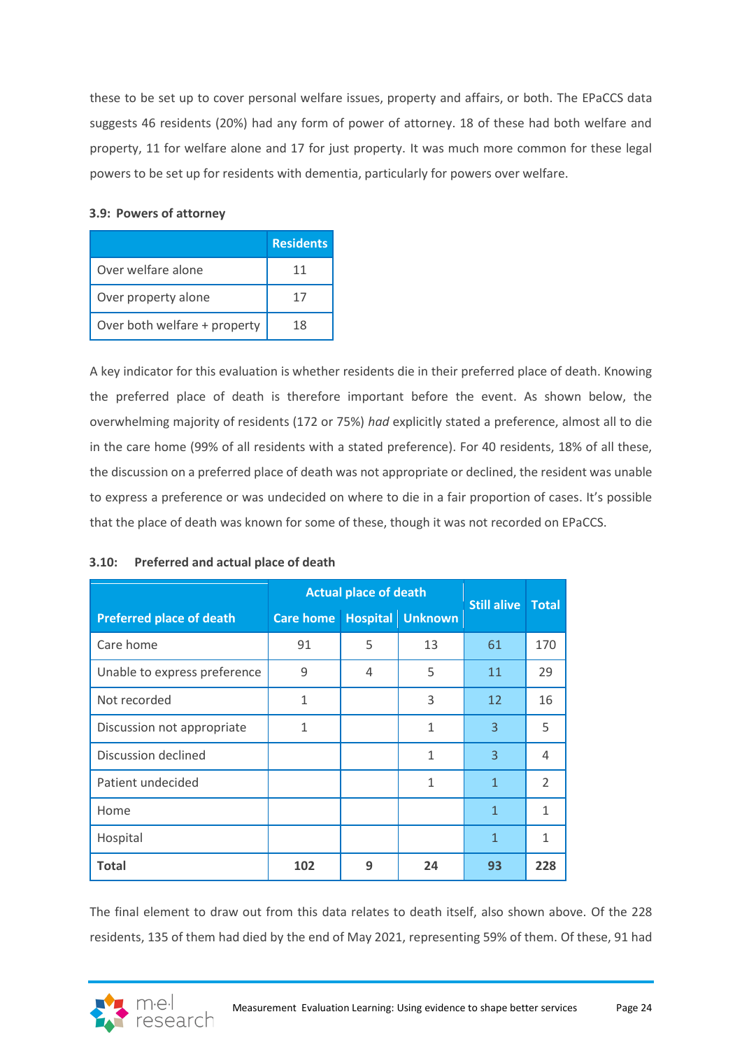these to be set up to cover personal welfare issues, property and affairs, or both. The EPaCCS data suggests 46 residents (20%) had any form of power of attorney. 18 of these had both welfare and property, 11 for welfare alone and 17 for just property. It was much more common for these legal powers to be set up for residents with dementia, particularly for powers over welfare.

**3.9: Powers of attorney**

| | Residents |
|---|---|
| Over welfare alone | 11 |
| Over property alone | 17 |
| Over both welfare + property | 18 |

A key indicator for this evaluation is whether residents die in their preferred place of death. Knowing the preferred place of death is therefore important before the event. As shown below, the overwhelming majority of residents (172 or 75%) *had* explicitly stated a preference, almost all to die in the care home (99% of all residents with a stated preference). For 40 residents, 18% of all these, the discussion on a preferred place of death was not appropriate or declined, the resident was unable to express a preference or was undecided on where to die in a fair proportion of cases. It's possible that the place of death was known for some of these, though it was not recorded on EPaCCS.

**3.10: Preferred and actual place of death**

| | Actual place of death | | | Still alive | Total |
|---|---|---|---|---|---|
| Preferred place of death | Care home | Hospital | Unknown | | |
| Care home | 91 | 5 | 13 | 61 | 170 |
| Unable to express preference | 9 | 4 | 5 | 11 | 29 |
| Not recorded | 1 | | 3 | 12 | 16 |
| Discussion not appropriate | 1 | | 1 | 3 | 5 |
| Discussion declined | | | 1 | 3 | 4 |
| Patient undecided | | | 1 | 1 | 2 |
| Home | | | | 1 | 1 |
| Hospital | | | | 1 | 1 |
| **Total** | **102** | **9** | **24** | **93** | **228** |

The final element to draw out from this data relates to death itself, also shown above. Of the 228 residents, 135 of them had died by the end of May 2021, representing 59% of them. Of these, 91 had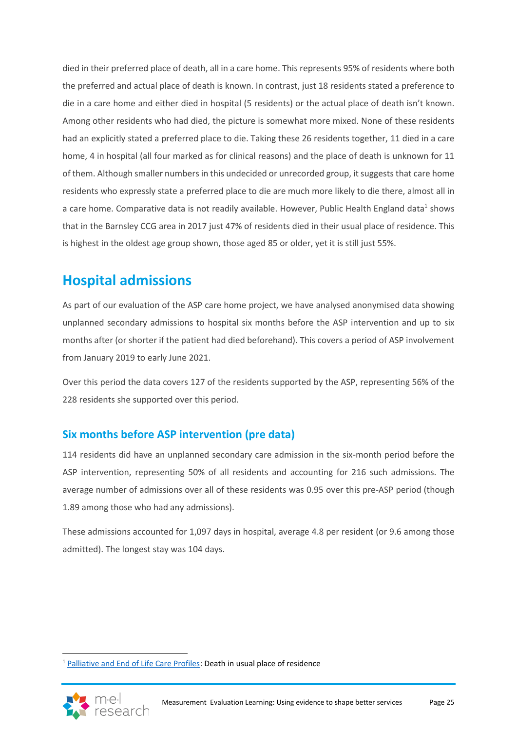died in their preferred place of death, all in a care home. This represents 95% of residents where both the preferred and actual place of death is known. In contrast, just 18 residents stated a preference to die in a care home and either died in hospital (5 residents) or the actual place of death isn't known. Among other residents who had died, the picture is somewhat more mixed. None of these residents had an explicitly stated a preferred place to die. Taking these 26 residents together, 11 died in a care home, 4 in hospital (all four marked as for clinical reasons) and the place of death is unknown for 11 of them. Although smaller numbers in this undecided or unrecorded group, it suggests that care home residents who expressly state a preferred place to die are much more likely to die there, almost all in a care home. Comparative data is not readily available. However, Public Health England data[1] shows that in the Barnsley CCG area in 2017 just 47% of residents died in their usual place of residence. This is highest in the oldest age group shown, those aged 85 or older, yet it is still just 55%.

## Hospital admissions

As part of our evaluation of the ASP care home project, we have analysed anonymised data showing unplanned secondary admissions to hospital six months before the ASP intervention and up to six months after (or shorter if the patient had died beforehand). This covers a period of ASP involvement from January 2019 to early June 2021.

Over this period the data covers 127 of the residents supported by the ASP, representing 56% of the 228 residents she supported over this period.

### Six months before ASP intervention (pre data)

114 residents did have an unplanned secondary care admission in the six-month period before the ASP intervention, representing 50% of all residents and accounting for 216 such admissions. The average number of admissions over all of these residents was 0.95 over this pre-ASP period (though 1.89 among those who had any admissions).

These admissions accounted for 1,097 days in hospital, average 4.8 per resident (or 9.6 among those admitted). The longest stay was 104 days.

[1] Palliative and End of Life Care Profiles: Death in usual place of residence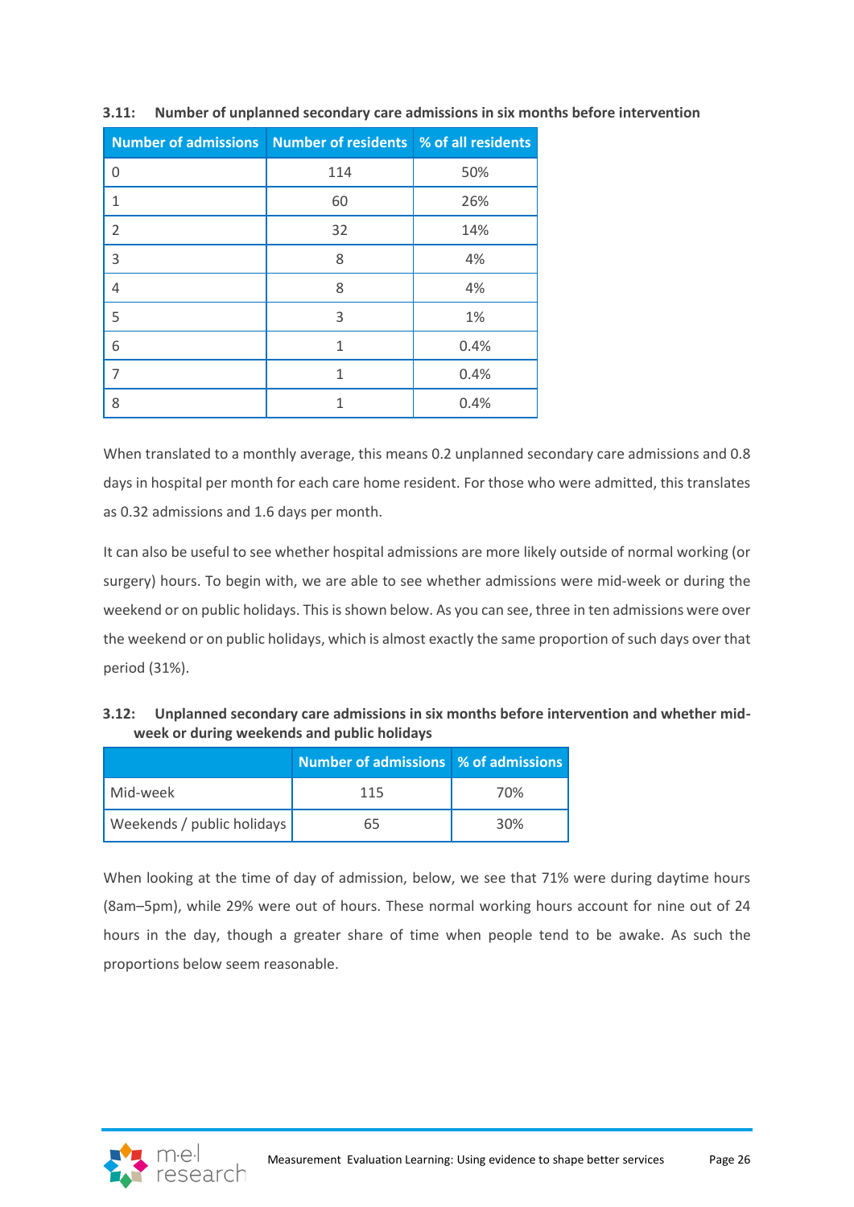**3.11: Number of unplanned secondary care admissions in six months before intervention**

| Number of admissions | Number of residents | % of all residents |
|---|---|---|
| 0 | 114 | 50% |
| 1 | 60 | 26% |
| 2 | 32 | 14% |
| 3 | 8 | 4% |
| 4 | 8 | 4% |
| 5 | 3 | 1% |
| 6 | 1 | 0.4% |
| 7 | 1 | 0.4% |
| 8 | 1 | 0.4% |

When translated to a monthly average, this means 0.2 unplanned secondary care admissions and 0.8 days in hospital per month for each care home resident. For those who were admitted, this translates as 0.32 admissions and 1.6 days per month.

It can also be useful to see whether hospital admissions are more likely outside of normal working (or surgery) hours. To begin with, we are able to see whether admissions were mid-week or during the weekend or on public holidays. This is shown below. As you can see, three in ten admissions were over the weekend or on public holidays, which is almost exactly the same proportion of such days over that period (31%).

**3.12: Unplanned secondary care admissions in six months before intervention and whether mid-week or during weekends and public holidays**

| | Number of admissions | % of admissions |
|---|---|---|
| Mid-week | 115 | 70% |
| Weekends / public holidays | 65 | 30% |

When looking at the time of day of admission, below, we see that 71% were during daytime hours (8am–5pm), while 29% were out of hours. These normal working hours account for nine out of 24 hours in the day, though a greater share of time when people tend to be awake. As such the proportions below seem reasonable.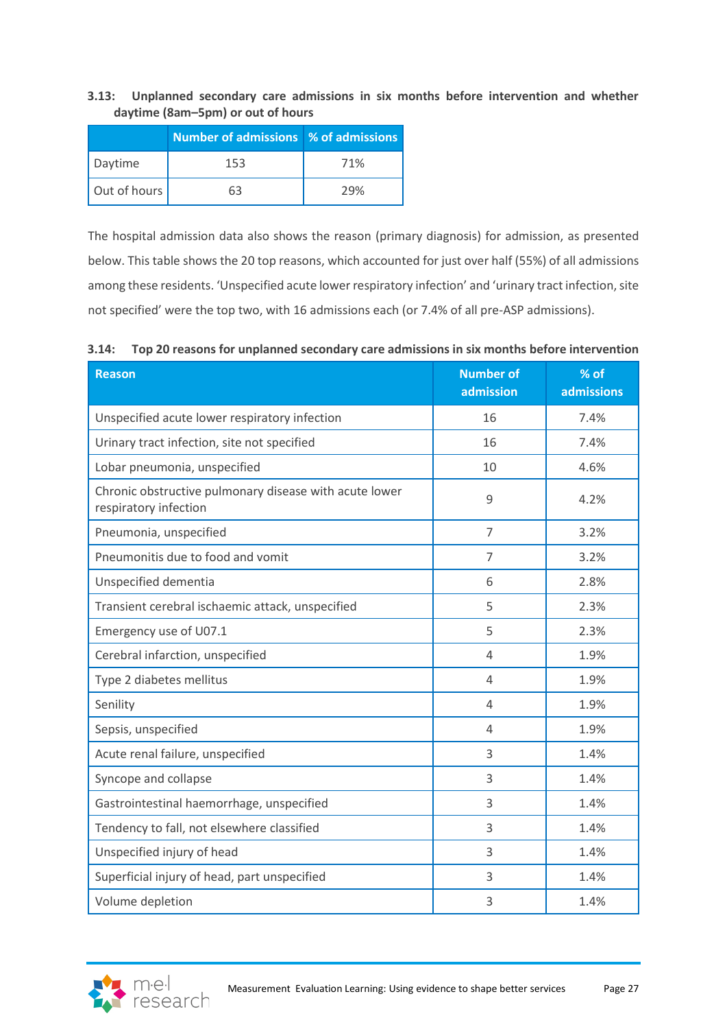**3.13: Unplanned secondary care admissions in six months before intervention and whether daytime (8am–5pm) or out of hours**

| | Number of admissions | % of admissions |
|---|---|---|
| Daytime | 153 | 71% |
| Out of hours | 63 | 29% |

The hospital admission data also shows the reason (primary diagnosis) for admission, as presented below. This table shows the 20 top reasons, which accounted for just over half (55%) of all admissions among these residents. 'Unspecified acute lower respiratory infection' and 'urinary tract infection, site not specified' were the top two, with 16 admissions each (or 7.4% of all pre-ASP admissions).

**3.14: Top 20 reasons for unplanned secondary care admissions in six months before intervention**

| Reason | Number of admission | % of admissions |
|---|---|---|
| Unspecified acute lower respiratory infection | 16 | 7.4% |
| Urinary tract infection, site not specified | 16 | 7.4% |
| Lobar pneumonia, unspecified | 10 | 4.6% |
| Chronic obstructive pulmonary disease with acute lower respiratory infection | 9 | 4.2% |
| Pneumonia, unspecified | 7 | 3.2% |
| Pneumonitis due to food and vomit | 7 | 3.2% |
| Unspecified dementia | 6 | 2.8% |
| Transient cerebral ischaemic attack, unspecified | 5 | 2.3% |
| Emergency use of U07.1 | 5 | 2.3% |
| Cerebral infarction, unspecified | 4 | 1.9% |
| Type 2 diabetes mellitus | 4 | 1.9% |
| Senility | 4 | 1.9% |
| Sepsis, unspecified | 4 | 1.9% |
| Acute renal failure, unspecified | 3 | 1.4% |
| Syncope and collapse | 3 | 1.4% |
| Gastrointestinal haemorrhage, unspecified | 3 | 1.4% |
| Tendency to fall, not elsewhere classified | 3 | 1.4% |
| Unspecified injury of head | 3 | 1.4% |
| Superficial injury of head, part unspecified | 3 | 1.4% |
| Volume depletion | 3 | 1.4% |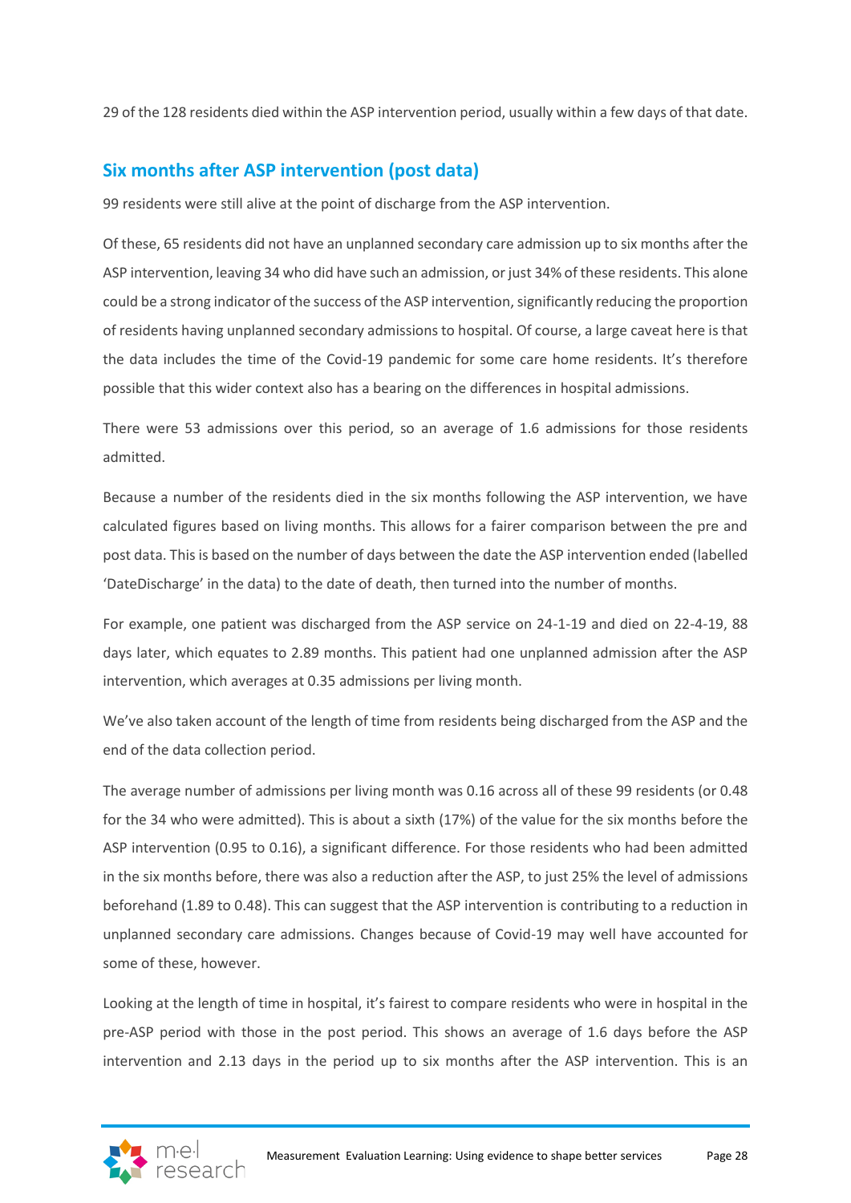29 of the 128 residents died within the ASP intervention period, usually within a few days of that date.

## Six months after ASP intervention (post data)

99 residents were still alive at the point of discharge from the ASP intervention.

Of these, 65 residents did not have an unplanned secondary care admission up to six months after the ASP intervention, leaving 34 who did have such an admission, or just 34% of these residents. This alone could be a strong indicator of the success of the ASP intervention, significantly reducing the proportion of residents having unplanned secondary admissions to hospital. Of course, a large caveat here is that the data includes the time of the Covid-19 pandemic for some care home residents. It's therefore possible that this wider context also has a bearing on the differences in hospital admissions.

There were 53 admissions over this period, so an average of 1.6 admissions for those residents admitted.

Because a number of the residents died in the six months following the ASP intervention, we have calculated figures based on living months. This allows for a fairer comparison between the pre and post data. This is based on the number of days between the date the ASP intervention ended (labelled 'DateDischarge' in the data) to the date of death, then turned into the number of months.

For example, one patient was discharged from the ASP service on 24-1-19 and died on 22-4-19, 88 days later, which equates to 2.89 months. This patient had one unplanned admission after the ASP intervention, which averages at 0.35 admissions per living month.

We've also taken account of the length of time from residents being discharged from the ASP and the end of the data collection period.

The average number of admissions per living month was 0.16 across all of these 99 residents (or 0.48 for the 34 who were admitted). This is about a sixth (17%) of the value for the six months before the ASP intervention (0.95 to 0.16), a significant difference. For those residents who had been admitted in the six months before, there was also a reduction after the ASP, to just 25% the level of admissions beforehand (1.89 to 0.48). This can suggest that the ASP intervention is contributing to a reduction in unplanned secondary care admissions. Changes because of Covid-19 may well have accounted for some of these, however.

Looking at the length of time in hospital, it's fairest to compare residents who were in hospital in the pre-ASP period with those in the post period. This shows an average of 1.6 days before the ASP intervention and 2.13 days in the period up to six months after the ASP intervention. This is an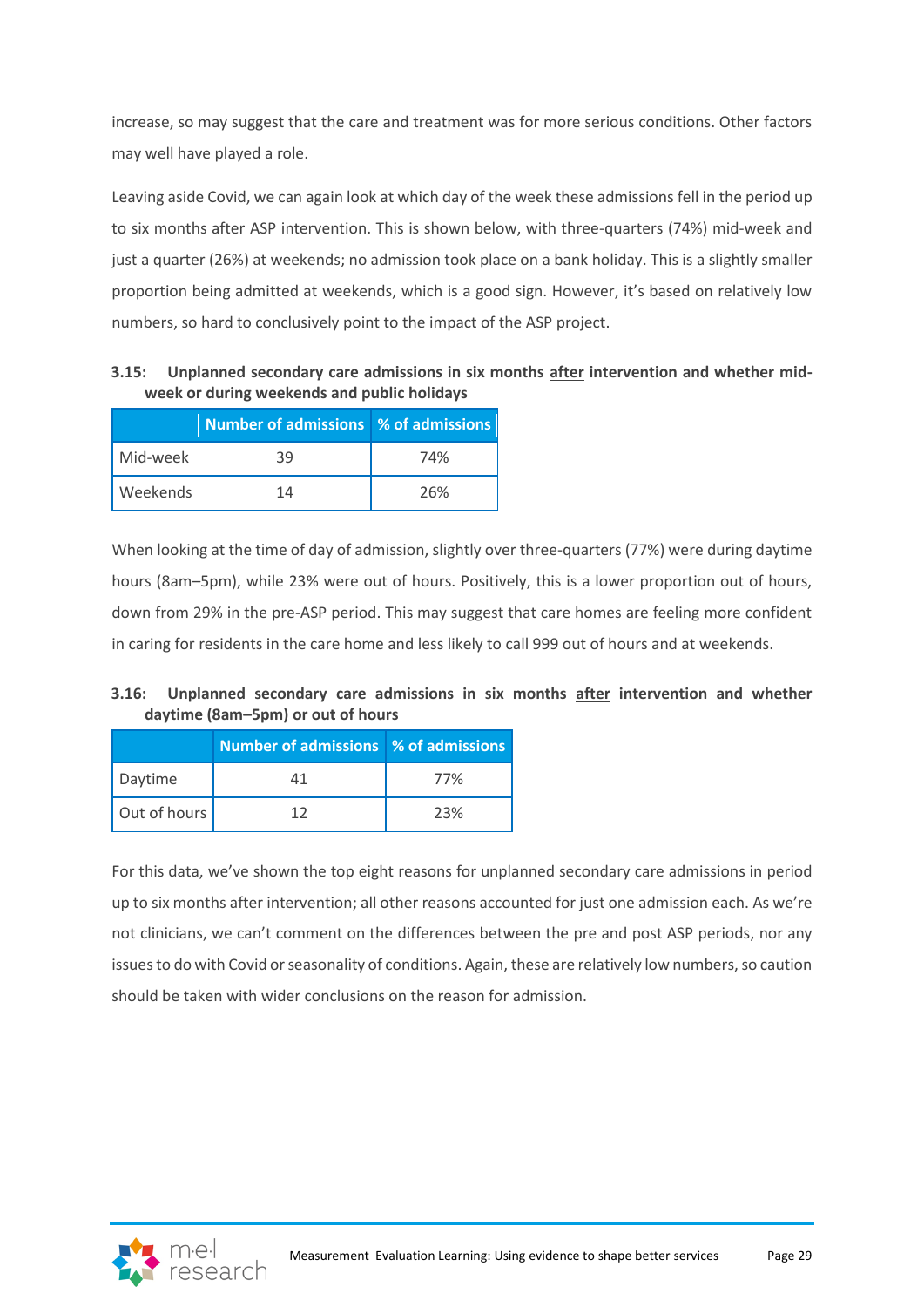increase, so may suggest that the care and treatment was for more serious conditions. Other factors may well have played a role.

Leaving aside Covid, we can again look at which day of the week these admissions fell in the period up to six months after ASP intervention. This is shown below, with three-quarters (74%) mid-week and just a quarter (26%) at weekends; no admission took place on a bank holiday. This is a slightly smaller proportion being admitted at weekends, which is a good sign. However, it's based on relatively low numbers, so hard to conclusively point to the impact of the ASP project.

**3.15: Unplanned secondary care admissions in six months after intervention and whether mid-week or during weekends and public holidays**

| | Number of admissions | % of admissions |
|---|---|---|
| Mid-week | 39 | 74% |
| Weekends | 14 | 26% |

When looking at the time of day of admission, slightly over three-quarters (77%) were during daytime hours (8am–5pm), while 23% were out of hours. Positively, this is a lower proportion out of hours, down from 29% in the pre-ASP period. This may suggest that care homes are feeling more confident in caring for residents in the care home and less likely to call 999 out of hours and at weekends.

**3.16: Unplanned secondary care admissions in six months after intervention and whether daytime (8am–5pm) or out of hours**

| | Number of admissions | % of admissions |
|---|---|---|
| Daytime | 41 | 77% |
| Out of hours | 12 | 23% |

For this data, we've shown the top eight reasons for unplanned secondary care admissions in period up to six months after intervention; all other reasons accounted for just one admission each. As we're not clinicians, we can't comment on the differences between the pre and post ASP periods, nor any issues to do with Covid or seasonality of conditions. Again, these are relatively low numbers, so caution should be taken with wider conclusions on the reason for admission.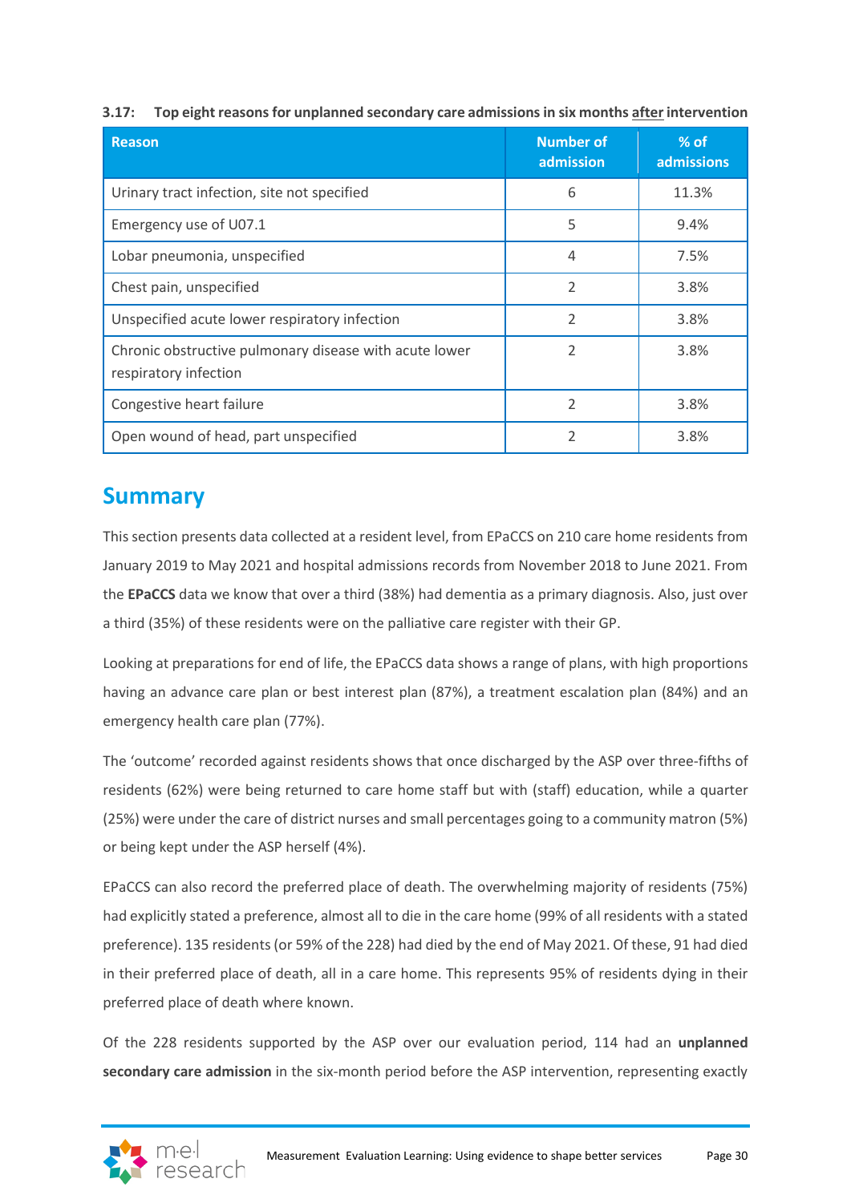**3.17: Top eight reasons for unplanned secondary care admissions in six months after intervention**

| Reason | Number of admission | % of admissions |
|---|---|---|
| Urinary tract infection, site not specified | 6 | 11.3% |
| Emergency use of U07.1 | 5 | 9.4% |
| Lobar pneumonia, unspecified | 4 | 7.5% |
| Chest pain, unspecified | 2 | 3.8% |
| Unspecified acute lower respiratory infection | 2 | 3.8% |
| Chronic obstructive pulmonary disease with acute lower respiratory infection | 2 | 3.8% |
| Congestive heart failure | 2 | 3.8% |
| Open wound of head, part unspecified | 2 | 3.8% |

## Summary

This section presents data collected at a resident level, from EPaCCS on 210 care home residents from January 2019 to May 2021 and hospital admissions records from November 2018 to June 2021. From the **EPaCCS** data we know that over a third (38%) had dementia as a primary diagnosis. Also, just over a third (35%) of these residents were on the palliative care register with their GP.

Looking at preparations for end of life, the EPaCCS data shows a range of plans, with high proportions having an advance care plan or best interest plan (87%), a treatment escalation plan (84%) and an emergency health care plan (77%).

The 'outcome' recorded against residents shows that once discharged by the ASP over three-fifths of residents (62%) were being returned to care home staff but with (staff) education, while a quarter (25%) were under the care of district nurses and small percentages going to a community matron (5%) or being kept under the ASP herself (4%).

EPaCCS can also record the preferred place of death. The overwhelming majority of residents (75%) had explicitly stated a preference, almost all to die in the care home (99% of all residents with a stated preference). 135 residents (or 59% of the 228) had died by the end of May 2021. Of these, 91 had died in their preferred place of death, all in a care home. This represents 95% of residents dying in their preferred place of death where known.

Of the 228 residents supported by the ASP over our evaluation period, 114 had an **unplanned secondary care admission** in the six-month period before the ASP intervention, representing exactly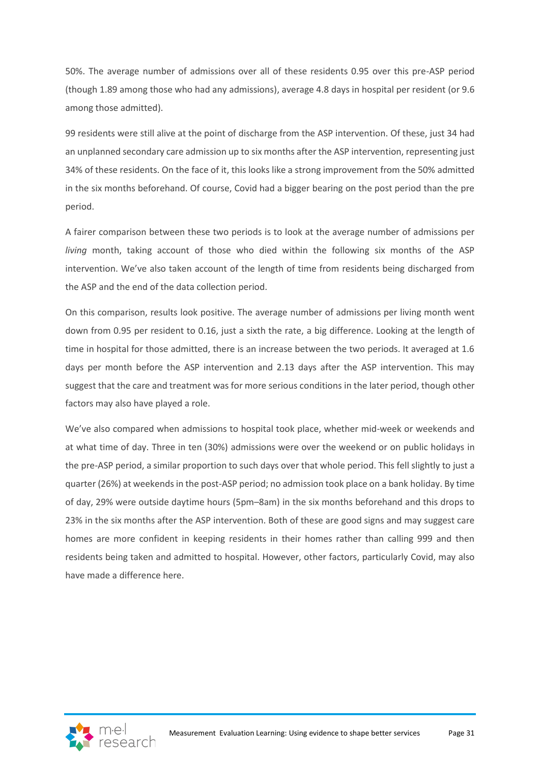50%. The average number of admissions over all of these residents 0.95 over this pre-ASP period (though 1.89 among those who had any admissions), average 4.8 days in hospital per resident (or 9.6 among those admitted).

99 residents were still alive at the point of discharge from the ASP intervention. Of these, just 34 had an unplanned secondary care admission up to six months after the ASP intervention, representing just 34% of these residents. On the face of it, this looks like a strong improvement from the 50% admitted in the six months beforehand. Of course, Covid had a bigger bearing on the post period than the pre period.

A fairer comparison between these two periods is to look at the average number of admissions per *living* month, taking account of those who died within the following six months of the ASP intervention. We've also taken account of the length of time from residents being discharged from the ASP and the end of the data collection period.

On this comparison, results look positive. The average number of admissions per living month went down from 0.95 per resident to 0.16, just a sixth the rate, a big difference. Looking at the length of time in hospital for those admitted, there is an increase between the two periods. It averaged at 1.6 days per month before the ASP intervention and 2.13 days after the ASP intervention. This may suggest that the care and treatment was for more serious conditions in the later period, though other factors may also have played a role.

We've also compared when admissions to hospital took place, whether mid-week or weekends and at what time of day. Three in ten (30%) admissions were over the weekend or on public holidays in the pre-ASP period, a similar proportion to such days over that whole period. This fell slightly to just a quarter (26%) at weekends in the post-ASP period; no admission took place on a bank holiday. By time of day, 29% were outside daytime hours (5pm–8am) in the six months beforehand and this drops to 23% in the six months after the ASP intervention. Both of these are good signs and may suggest care homes are more confident in keeping residents in their homes rather than calling 999 and then residents being taken and admitted to hospital. However, other factors, particularly Covid, may also have made a difference here.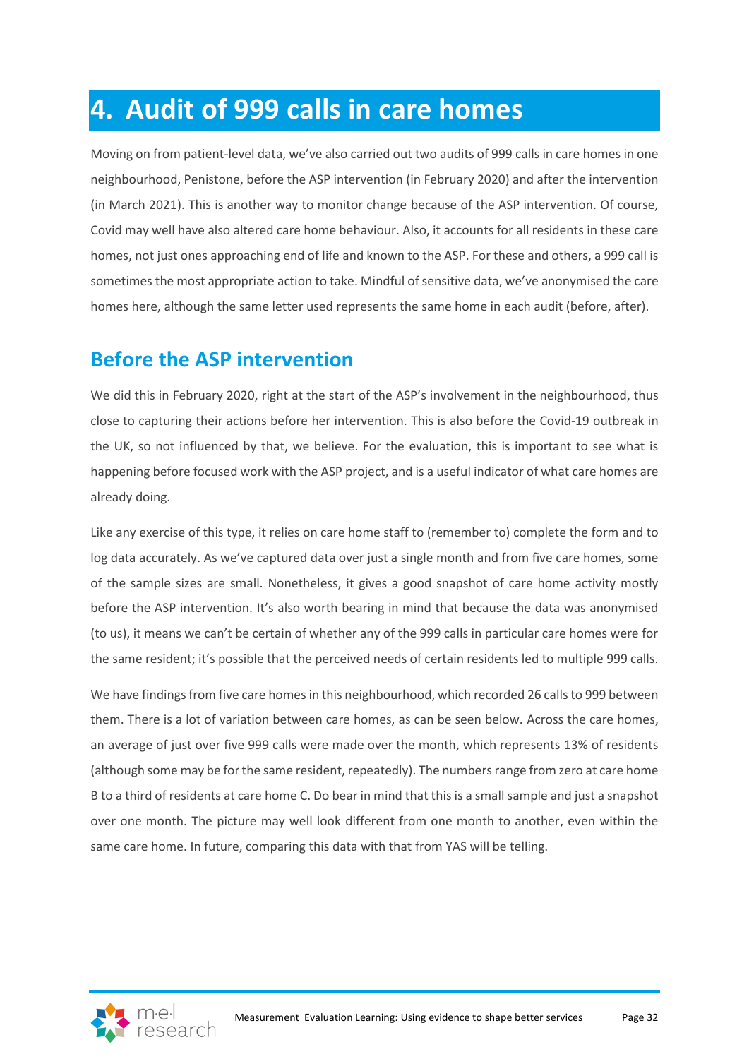# 4. Audit of 999 calls in care homes

Moving on from patient-level data, we've also carried out two audits of 999 calls in care homes in one neighbourhood, Penistone, before the ASP intervention (in February 2020) and after the intervention (in March 2021). This is another way to monitor change because of the ASP intervention. Of course, Covid may well have also altered care home behaviour. Also, it accounts for all residents in these care homes, not just ones approaching end of life and known to the ASP. For these and others, a 999 call is sometimes the most appropriate action to take. Mindful of sensitive data, we've anonymised the care homes here, although the same letter used represents the same home in each audit (before, after).

## Before the ASP intervention

We did this in February 2020, right at the start of the ASP's involvement in the neighbourhood, thus close to capturing their actions before her intervention. This is also before the Covid-19 outbreak in the UK, so not influenced by that, we believe. For the evaluation, this is important to see what is happening before focused work with the ASP project, and is a useful indicator of what care homes are already doing.

Like any exercise of this type, it relies on care home staff to (remember to) complete the form and to log data accurately. As we've captured data over just a single month and from five care homes, some of the sample sizes are small. Nonetheless, it gives a good snapshot of care home activity mostly before the ASP intervention. It's also worth bearing in mind that because the data was anonymised (to us), it means we can't be certain of whether any of the 999 calls in particular care homes were for the same resident; it's possible that the perceived needs of certain residents led to multiple 999 calls.

We have findings from five care homes in this neighbourhood, which recorded 26 calls to 999 between them. There is a lot of variation between care homes, as can be seen below. Across the care homes, an average of just over five 999 calls were made over the month, which represents 13% of residents (although some may be for the same resident, repeatedly). The numbers range from zero at care home B to a third of residents at care home C. Do bear in mind that this is a small sample and just a snapshot over one month. The picture may well look different from one month to another, even within the same care home. In future, comparing this data with that from YAS will be telling.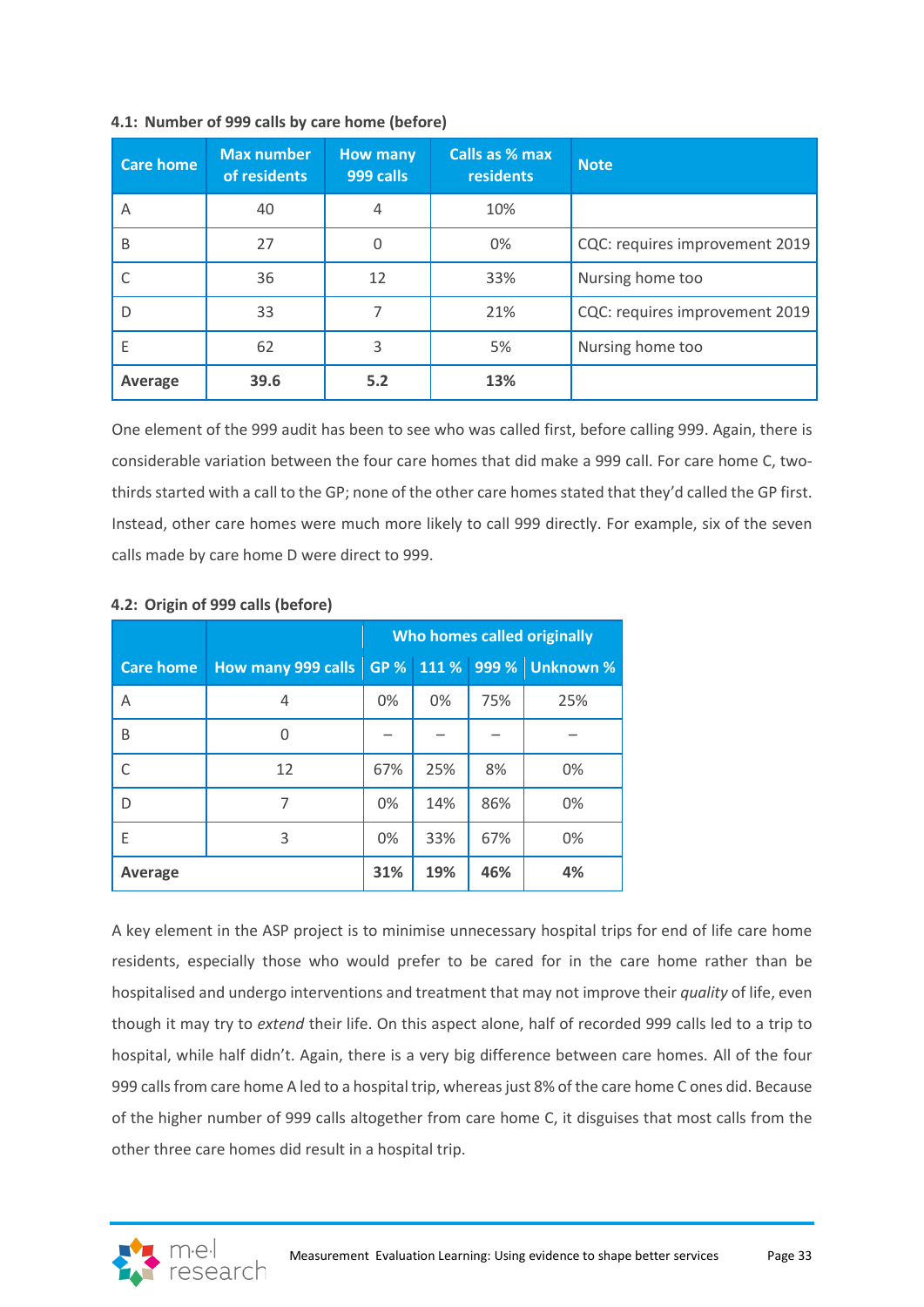**4.1: Number of 999 calls by care home (before)**

| Care home | Max number of residents | How many 999 calls | Calls as % max residents | Note |
|---|---|---|---|---|
| A | 40 | 4 | 10% | |
| B | 27 | 0 | 0% | CQC: requires improvement 2019 |
| C | 36 | 12 | 33% | Nursing home too |
| D | 33 | 7 | 21% | CQC: requires improvement 2019 |
| E | 62 | 3 | 5% | Nursing home too |
| **Average** | **39.6** | **5.2** | **13%** | |

One element of the 999 audit has been to see who was called first, before calling 999. Again, there is considerable variation between the four care homes that did make a 999 call. For care home C, two-thirds started with a call to the GP; none of the other care homes stated that they'd called the GP first. Instead, other care homes were much more likely to call 999 directly. For example, six of the seven calls made by care home D were direct to 999.

**4.2: Origin of 999 calls (before)**

| | | Who homes called originally | | | |
|---|---|---|---|---|---|
| Care home | How many 999 calls | GP % | 111 % | 999 % | Unknown % |
| A | 4 | 0% | 0% | 75% | 25% |
| B | 0 | – | – | – | – |
| C | 12 | 67% | 25% | 8% | 0% |
| D | 7 | 0% | 14% | 86% | 0% |
| E | 3 | 0% | 33% | 67% | 0% |
| **Average** | | **31%** | **19%** | **46%** | **4%** |

A key element in the ASP project is to minimise unnecessary hospital trips for end of life care home residents, especially those who would prefer to be cared for in the care home rather than be hospitalised and undergo interventions and treatment that may not improve their *quality* of life, even though it may try to *extend* their life. On this aspect alone, half of recorded 999 calls led to a trip to hospital, while half didn't. Again, there is a very big difference between care homes. All of the four 999 calls from care home A led to a hospital trip, whereas just 8% of the care home C ones did. Because of the higher number of 999 calls altogether from care home C, it disguises that most calls from the other three care homes did result in a hospital trip.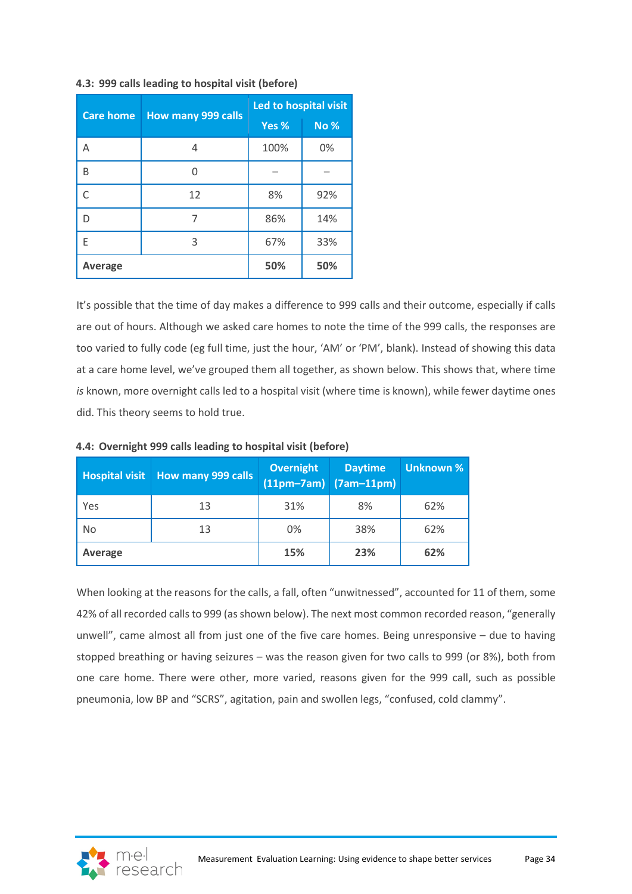**4.3: 999 calls leading to hospital visit (before)**

| Care home | How many 999 calls | Led to hospital visit | |
|---|---|---|---|
| | | Yes % | No % |
| A | 4 | 100% | 0% |
| B | 0 | – | – |
| C | 12 | 8% | 92% |
| D | 7 | 86% | 14% |
| E | 3 | 67% | 33% |
| **Average** | | **50%** | **50%** |

It's possible that the time of day makes a difference to 999 calls and their outcome, especially if calls are out of hours. Although we asked care homes to note the time of the 999 calls, the responses are too varied to fully code (eg full time, just the hour, 'AM' or 'PM', blank). Instead of showing this data at a care home level, we've grouped them all together, as shown below. This shows that, where time *is* known, more overnight calls led to a hospital visit (where time is known), while fewer daytime ones did. This theory seems to hold true.

**4.4: Overnight 999 calls leading to hospital visit (before)**

| Hospital visit | How many 999 calls | Overnight (11pm–7am) | Daytime (7am–11pm) | Unknown % |
|---|---|---|---|---|
| Yes | 13 | 31% | 8% | 62% |
| No | 13 | 0% | 38% | 62% |
| **Average** | | **15%** | **23%** | **62%** |

When looking at the reasons for the calls, a fall, often "unwitnessed", accounted for 11 of them, some 42% of all recorded calls to 999 (as shown below). The next most common recorded reason, "generally unwell", came almost all from just one of the five care homes. Being unresponsive – due to having stopped breathing or having seizures – was the reason given for two calls to 999 (or 8%), both from one care home. There were other, more varied, reasons given for the 999 call, such as possible pneumonia, low BP and "SCRS", agitation, pain and swollen legs, "confused, cold clammy".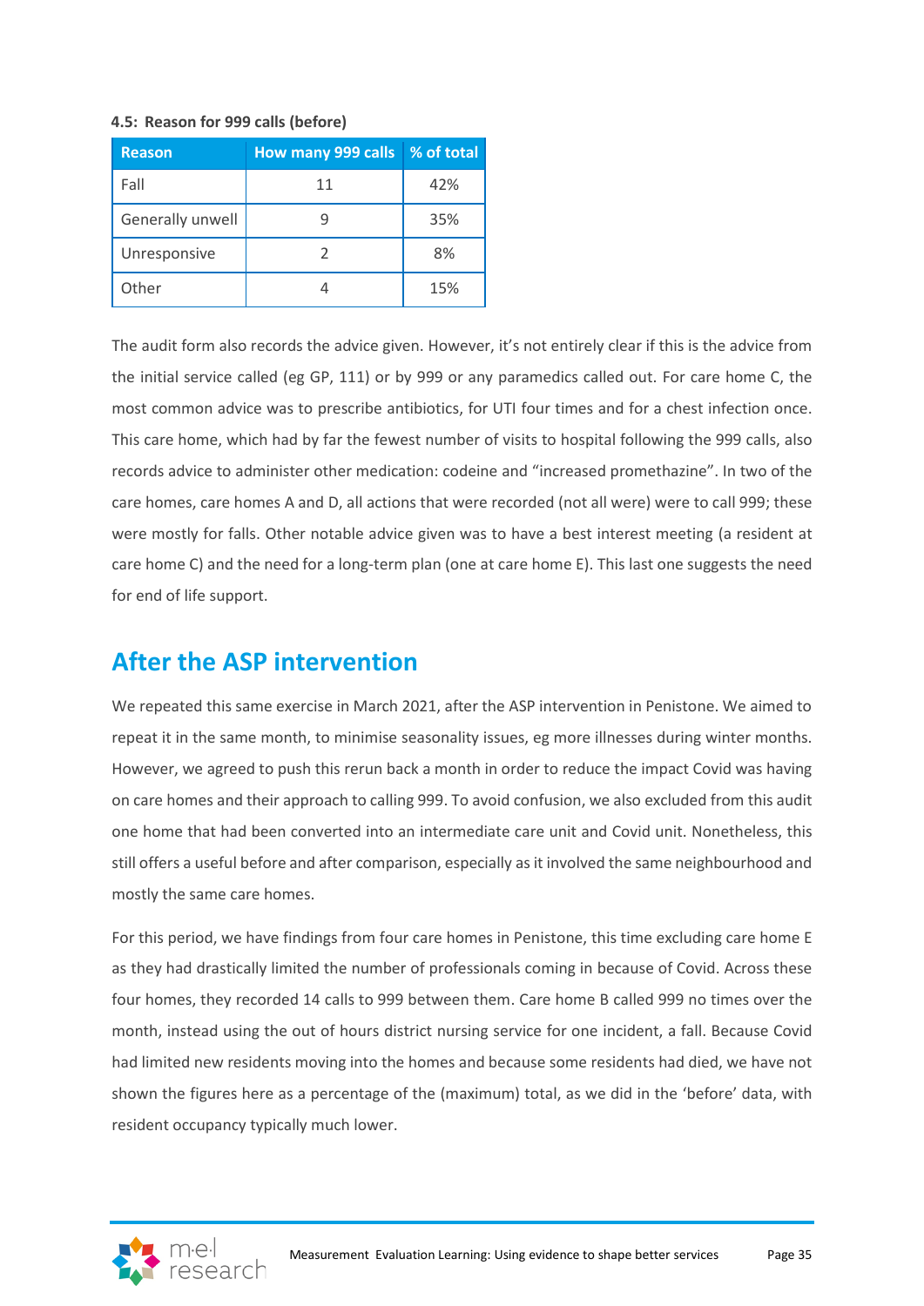**4.5: Reason for 999 calls (before)**

| Reason | How many 999 calls | % of total |
|---|---|---|
| Fall | 11 | 42% |
| Generally unwell | 9 | 35% |
| Unresponsive | 2 | 8% |
| Other | 4 | 15% |

The audit form also records the advice given. However, it's not entirely clear if this is the advice from the initial service called (eg GP, 111) or by 999 or any paramedics called out. For care home C, the most common advice was to prescribe antibiotics, for UTI four times and for a chest infection once. This care home, which had by far the fewest number of visits to hospital following the 999 calls, also records advice to administer other medication: codeine and "increased promethazine". In two of the care homes, care homes A and D, all actions that were recorded (not all were) were to call 999; these were mostly for falls. Other notable advice given was to have a best interest meeting (a resident at care home C) and the need for a long-term plan (one at care home E). This last one suggests the need for end of life support.

## After the ASP intervention

We repeated this same exercise in March 2021, after the ASP intervention in Penistone. We aimed to repeat it in the same month, to minimise seasonality issues, eg more illnesses during winter months. However, we agreed to push this rerun back a month in order to reduce the impact Covid was having on care homes and their approach to calling 999. To avoid confusion, we also excluded from this audit one home that had been converted into an intermediate care unit and Covid unit. Nonetheless, this still offers a useful before and after comparison, especially as it involved the same neighbourhood and mostly the same care homes.

For this period, we have findings from four care homes in Penistone, this time excluding care home E as they had drastically limited the number of professionals coming in because of Covid. Across these four homes, they recorded 14 calls to 999 between them. Care home B called 999 no times over the month, instead using the out of hours district nursing service for one incident, a fall. Because Covid had limited new residents moving into the homes and because some residents had died, we have not shown the figures here as a percentage of the (maximum) total, as we did in the 'before' data, with resident occupancy typically much lower.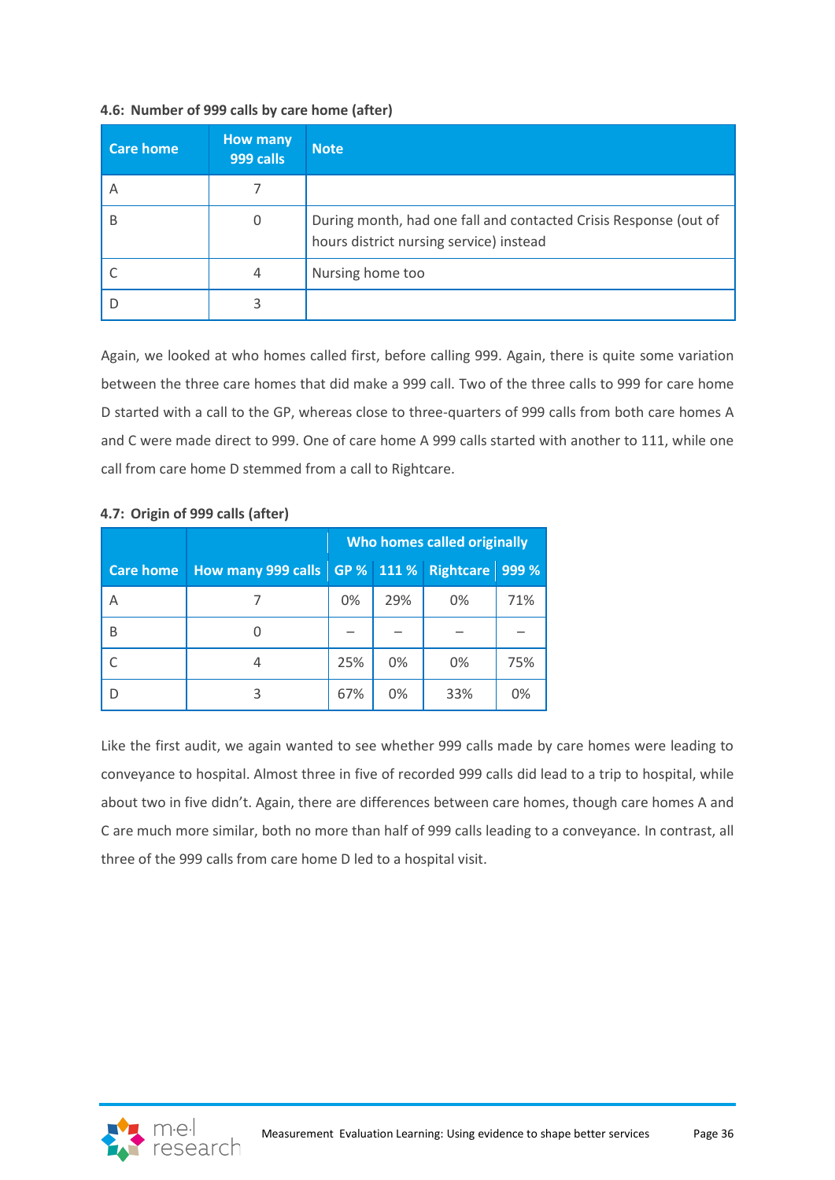**4.6: Number of 999 calls by care home (after)**

| Care home | How many 999 calls | Note |
|---|---|---|
| A | 7 | |
| B | 0 | During month, had one fall and contacted Crisis Response (out of hours district nursing service) instead |
| C | 4 | Nursing home too |
| D | 3 | |

Again, we looked at who homes called first, before calling 999. Again, there is quite some variation between the three care homes that did make a 999 call. Two of the three calls to 999 for care home D started with a call to the GP, whereas close to three-quarters of 999 calls from both care homes A and C were made direct to 999. One of care home A 999 calls started with another to 111, while one call from care home D stemmed from a call to Rightcare.

**4.7: Origin of 999 calls (after)**

| | | Who homes called originally | | | |
|---|---|---|---|---|---|
| Care home | How many 999 calls | GP % | 111 % | Rightcare | 999 % |
| A | 7 | 0% | 29% | 0% | 71% |
| B | 0 | – | – | – | – |
| C | 4 | 25% | 0% | 0% | 75% |
| D | 3 | 67% | 0% | 33% | 0% |

Like the first audit, we again wanted to see whether 999 calls made by care homes were leading to conveyance to hospital. Almost three in five of recorded 999 calls did lead to a trip to hospital, while about two in five didn't. Again, there are differences between care homes, though care homes A and C are much more similar, both no more than half of 999 calls leading to a conveyance. In contrast, all three of the 999 calls from care home D led to a hospital visit.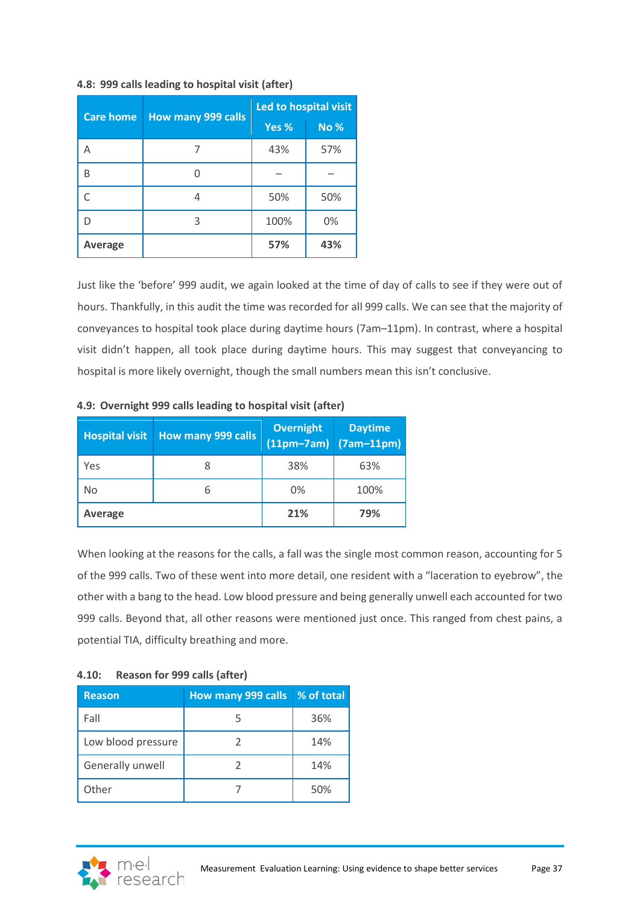**4.8: 999 calls leading to hospital visit (after)**

| Care home | How many 999 calls | Led to hospital visit | |
|---|---|---|---|
| | | Yes % | No % |
| A | 7 | 43% | 57% |
| B | 0 | – | – |
| C | 4 | 50% | 50% |
| D | 3 | 100% | 0% |
| **Average** | | **57%** | **43%** |

Just like the 'before' 999 audit, we again looked at the time of day of calls to see if they were out of hours. Thankfully, in this audit the time was recorded for all 999 calls. We can see that the majority of conveyances to hospital took place during daytime hours (7am–11pm). In contrast, where a hospital visit didn't happen, all took place during daytime hours. This may suggest that conveyancing to hospital is more likely overnight, though the small numbers mean this isn't conclusive.

**4.9: Overnight 999 calls leading to hospital visit (after)**

| Hospital visit | How many 999 calls | Overnight (11pm–7am) | Daytime (7am–11pm) |
|---|---|---|---|
| Yes | 8 | 38% | 63% |
| No | 6 | 0% | 100% |
| **Average** | | **21%** | **79%** |

When looking at the reasons for the calls, a fall was the single most common reason, accounting for 5 of the 999 calls. Two of these went into more detail, one resident with a "laceration to eyebrow", the other with a bang to the head. Low blood pressure and being generally unwell each accounted for two 999 calls. Beyond that, all other reasons were mentioned just once. This ranged from chest pains, a potential TIA, difficulty breathing and more.

**4.10: Reason for 999 calls (after)**

| Reason | How many 999 calls | % of total |
|---|---|---|
| Fall | 5 | 36% |
| Low blood pressure | 2 | 14% |
| Generally unwell | 2 | 14% |
| Other | 7 | 50% |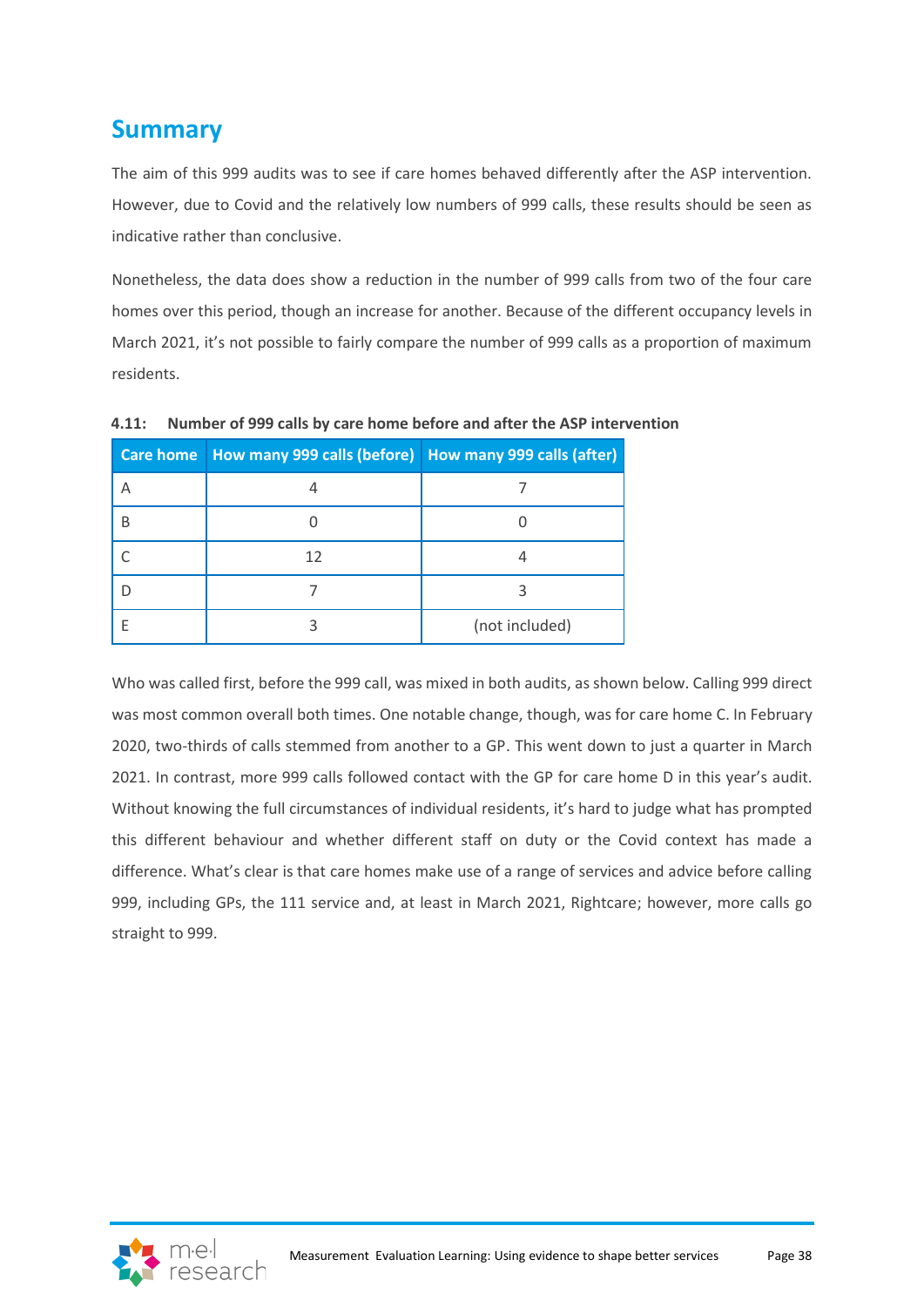## Summary

The aim of this 999 audits was to see if care homes behaved differently after the ASP intervention. However, due to Covid and the relatively low numbers of 999 calls, these results should be seen as indicative rather than conclusive.

Nonetheless, the data does show a reduction in the number of 999 calls from two of the four care homes over this period, though an increase for another. Because of the different occupancy levels in March 2021, it's not possible to fairly compare the number of 999 calls as a proportion of maximum residents.

**4.11: Number of 999 calls by care home before and after the ASP intervention**

| Care home | How many 999 calls (before) | How many 999 calls (after) |
|---|---|---|
| A | 4 | 7 |
| B | 0 | 0 |
| C | 12 | 4 |
| D | 7 | 3 |
| E | 3 | (not included) |

Who was called first, before the 999 call, was mixed in both audits, as shown below. Calling 999 direct was most common overall both times. One notable change, though, was for care home C. In February 2020, two-thirds of calls stemmed from another to a GP. This went down to just a quarter in March 2021. In contrast, more 999 calls followed contact with the GP for care home D in this year's audit. Without knowing the full circumstances of individual residents, it's hard to judge what has prompted this different behaviour and whether different staff on duty or the Covid context has made a difference. What's clear is that care homes make use of a range of services and advice before calling 999, including GPs, the 111 service and, at least in March 2021, Rightcare; however, more calls go straight to 999.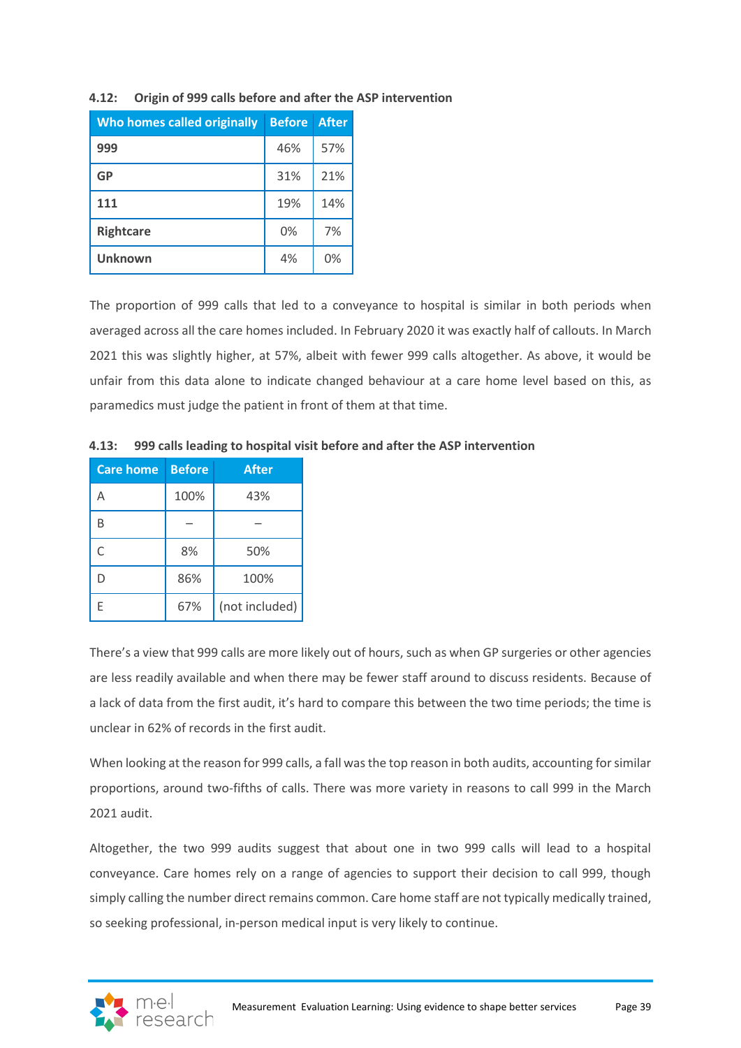**4.12: Origin of 999 calls before and after the ASP intervention**

| Who homes called originally | Before | After |
|---|---|---|
| **999** | 46% | 57% |
| **GP** | 31% | 21% |
| **111** | 19% | 14% |
| **Rightcare** | 0% | 7% |
| **Unknown** | 4% | 0% |

The proportion of 999 calls that led to a conveyance to hospital is similar in both periods when averaged across all the care homes included. In February 2020 it was exactly half of callouts. In March 2021 this was slightly higher, at 57%, albeit with fewer 999 calls altogether. As above, it would be unfair from this data alone to indicate changed behaviour at a care home level based on this, as paramedics must judge the patient in front of them at that time.

**4.13: 999 calls leading to hospital visit before and after the ASP intervention**

| Care home | Before | After |
|---|---|---|
| A | 100% | 43% |
| B | – | – |
| C | 8% | 50% |
| D | 86% | 100% |
| E | 67% | (not included) |

There's a view that 999 calls are more likely out of hours, such as when GP surgeries or other agencies are less readily available and when there may be fewer staff around to discuss residents. Because of a lack of data from the first audit, it's hard to compare this between the two time periods; the time is unclear in 62% of records in the first audit.

When looking at the reason for 999 calls, a fall was the top reason in both audits, accounting for similar proportions, around two-fifths of calls. There was more variety in reasons to call 999 in the March 2021 audit.

Altogether, the two 999 audits suggest that about one in two 999 calls will lead to a hospital conveyance. Care homes rely on a range of agencies to support their decision to call 999, though simply calling the number direct remains common. Care home staff are not typically medically trained, so seeking professional, in-person medical input is very likely to continue.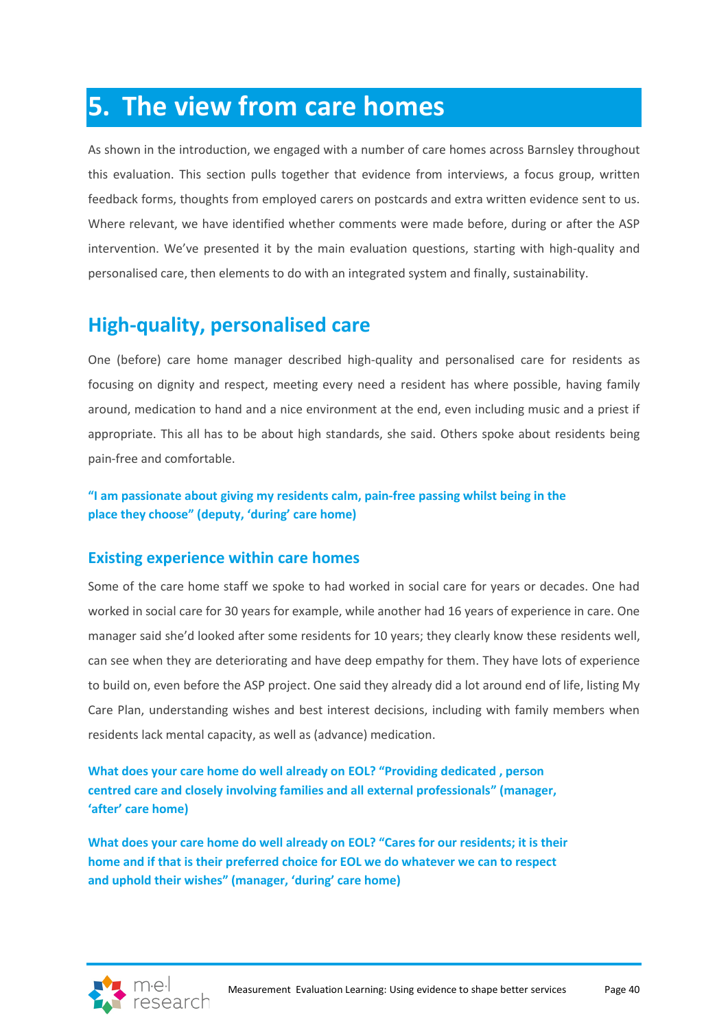# 5. The view from care homes

As shown in the introduction, we engaged with a number of care homes across Barnsley throughout this evaluation. This section pulls together that evidence from interviews, a focus group, written feedback forms, thoughts from employed carers on postcards and extra written evidence sent to us. Where relevant, we have identified whether comments were made before, during or after the ASP intervention. We've presented it by the main evaluation questions, starting with high-quality and personalised care, then elements to do with an integrated system and finally, sustainability.

## High-quality, personalised care

One (before) care home manager described high-quality and personalised care for residents as focusing on dignity and respect, meeting every need a resident has where possible, having family around, medication to hand and a nice environment at the end, even including music and a priest if appropriate. This all has to be about high standards, she said. Others spoke about residents being pain-free and comfortable.

**"I am passionate about giving my residents calm, pain-free passing whilst being in the place they choose" (deputy, 'during' care home)**

### Existing experience within care homes

Some of the care home staff we spoke to had worked in social care for years or decades. One had worked in social care for 30 years for example, while another had 16 years of experience in care. One manager said she'd looked after some residents for 10 years; they clearly know these residents well, can see when they are deteriorating and have deep empathy for them. They have lots of experience to build on, even before the ASP project. One said they already did a lot around end of life, listing My Care Plan, understanding wishes and best interest decisions, including with family members when residents lack mental capacity, as well as (advance) medication.

**What does your care home do well already on EOL? "Providing dedicated , person centred care and closely involving families and all external professionals" (manager, 'after' care home)**

**What does your care home do well already on EOL? "Cares for our residents; it is their home and if that is their preferred choice for EOL we do whatever we can to respect and uphold their wishes" (manager, 'during' care home)**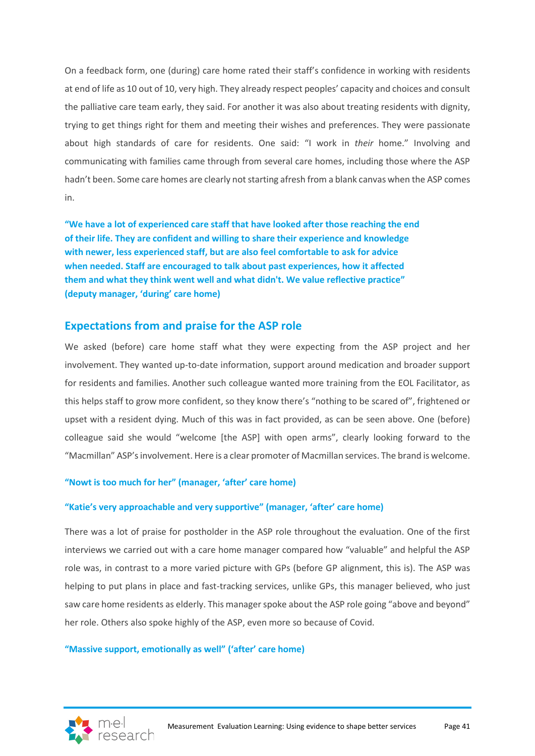On a feedback form, one (during) care home rated their staff's confidence in working with residents at end of life as 10 out of 10, very high. They already respect peoples' capacity and choices and consult the palliative care team early, they said. For another it was also about treating residents with dignity, trying to get things right for them and meeting their wishes and preferences. They were passionate about high standards of care for residents. One said: "I work in *their* home." Involving and communicating with families came through from several care homes, including those where the ASP hadn't been. Some care homes are clearly not starting afresh from a blank canvas when the ASP comes in.

**"We have a lot of experienced care staff that have looked after those reaching the end of their life. They are confident and willing to share their experience and knowledge with newer, less experienced staff, but are also feel comfortable to ask for advice when needed. Staff are encouraged to talk about past experiences, how it affected them and what they think went well and what didn't. We value reflective practice" (deputy manager, 'during' care home)**

## Expectations from and praise for the ASP role

We asked (before) care home staff what they were expecting from the ASP project and her involvement. They wanted up-to-date information, support around medication and broader support for residents and families. Another such colleague wanted more training from the EOL Facilitator, as this helps staff to grow more confident, so they know there's "nothing to be scared of", frightened or upset with a resident dying. Much of this was in fact provided, as can be seen above. One (before) colleague said she would "welcome [the ASP] with open arms", clearly looking forward to the "Macmillan" ASP's involvement. Here is a clear promoter of Macmillan services. The brand is welcome.

**"Nowt is too much for her" (manager, 'after' care home)**

**"Katie's very approachable and very supportive" (manager, 'after' care home)**

There was a lot of praise for postholder in the ASP role throughout the evaluation. One of the first interviews we carried out with a care home manager compared how "valuable" and helpful the ASP role was, in contrast to a more varied picture with GPs (before GP alignment, this is). The ASP was helping to put plans in place and fast-tracking services, unlike GPs, this manager believed, who just saw care home residents as elderly. This manager spoke about the ASP role going "above and beyond" her role. Others also spoke highly of the ASP, even more so because of Covid.

**"Massive support, emotionally as well" ('after' care home)**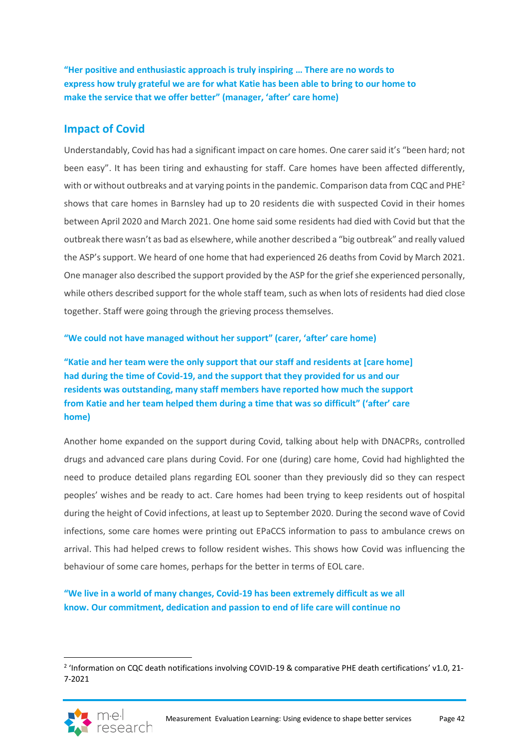**"Her positive and enthusiastic approach is truly inspiring … There are no words to express how truly grateful we are for what Katie has been able to bring to our home to make the service that we offer better" (manager, 'after' care home)**

## Impact of Covid

Understandably, Covid has had a significant impact on care homes. One carer said it's "been hard; not been easy". It has been tiring and exhausting for staff. Care homes have been affected differently, with or without outbreaks and at varying points in the pandemic. Comparison data from CQC and PHE[2] shows that care homes in Barnsley had up to 20 residents die with suspected Covid in their homes between April 2020 and March 2021. One home said some residents had died with Covid but that the outbreak there wasn't as bad as elsewhere, while another described a "big outbreak" and really valued the ASP's support. We heard of one home that had experienced 26 deaths from Covid by March 2021. One manager also described the support provided by the ASP for the grief she experienced personally, while others described support for the whole staff team, such as when lots of residents had died close together. Staff were going through the grieving process themselves.

**"We could not have managed without her support" (carer, 'after' care home)**

**"Katie and her team were the only support that our staff and residents at [care home] had during the time of Covid-19, and the support that they provided for us and our residents was outstanding, many staff members have reported how much the support from Katie and her team helped them during a time that was so difficult" ('after' care home)**

Another home expanded on the support during Covid, talking about help with DNACPRs, controlled drugs and advanced care plans during Covid. For one (during) care home, Covid had highlighted the need to produce detailed plans regarding EOL sooner than they previously did so they can respect peoples' wishes and be ready to act. Care homes had been trying to keep residents out of hospital during the height of Covid infections, at least up to September 2020. During the second wave of Covid infections, some care homes were printing out EPaCCS information to pass to ambulance crews on arrival. This had helped crews to follow resident wishes. This shows how Covid was influencing the behaviour of some care homes, perhaps for the better in terms of EOL care.

**"We live in a world of many changes, Covid-19 has been extremely difficult as we all know. Our commitment, dedication and passion to end of life care will continue no**

[2] 'Information on CQC death notifications involving COVID-19 & comparative PHE death certifications' v1.0, 21-7-2021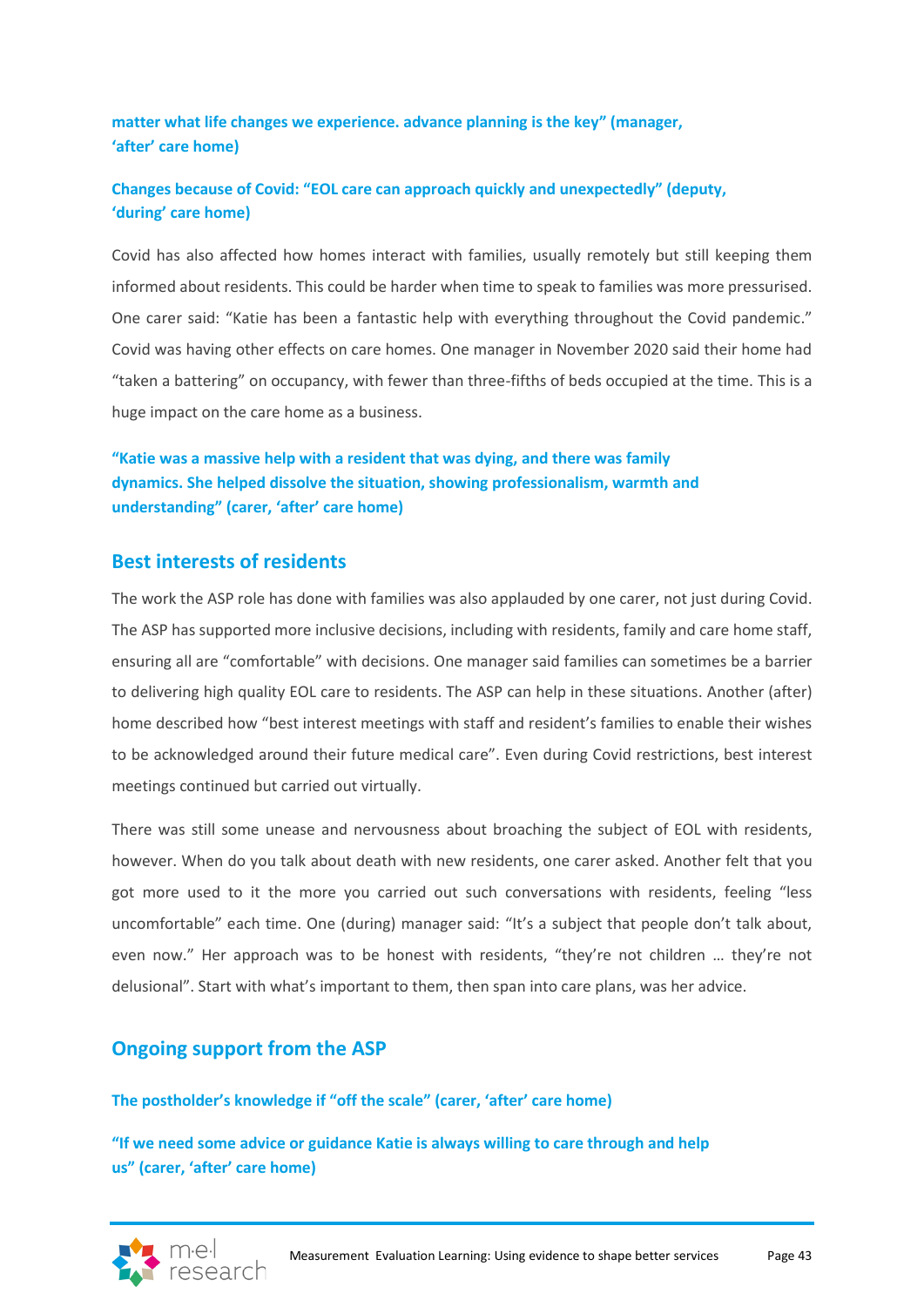**matter what life changes we experience. advance planning is the key" (manager, 'after' care home)**

**Changes because of Covid: "EOL care can approach quickly and unexpectedly" (deputy, 'during' care home)**

Covid has also affected how homes interact with families, usually remotely but still keeping them informed about residents. This could be harder when time to speak to families was more pressurised. One carer said: "Katie has been a fantastic help with everything throughout the Covid pandemic." Covid was having other effects on care homes. One manager in November 2020 said their home had "taken a battering" on occupancy, with fewer than three-fifths of beds occupied at the time. This is a huge impact on the care home as a business.

**"Katie was a massive help with a resident that was dying, and there was family dynamics. She helped dissolve the situation, showing professionalism, warmth and understanding" (carer, 'after' care home)**

## Best interests of residents

The work the ASP role has done with families was also applauded by one carer, not just during Covid. The ASP has supported more inclusive decisions, including with residents, family and care home staff, ensuring all are "comfortable" with decisions. One manager said families can sometimes be a barrier to delivering high quality EOL care to residents. The ASP can help in these situations. Another (after) home described how "best interest meetings with staff and resident's families to enable their wishes to be acknowledged around their future medical care". Even during Covid restrictions, best interest meetings continued but carried out virtually.

There was still some unease and nervousness about broaching the subject of EOL with residents, however. When do you talk about death with new residents, one carer asked. Another felt that you got more used to it the more you carried out such conversations with residents, feeling "less uncomfortable" each time. One (during) manager said: "It's a subject that people don't talk about, even now." Her approach was to be honest with residents, "they're not children … they're not delusional". Start with what's important to them, then span into care plans, was her advice.

## Ongoing support from the ASP

**The postholder's knowledge if "off the scale" (carer, 'after' care home)**

**"If we need some advice or guidance Katie is always willing to care through and help us" (carer, 'after' care home)**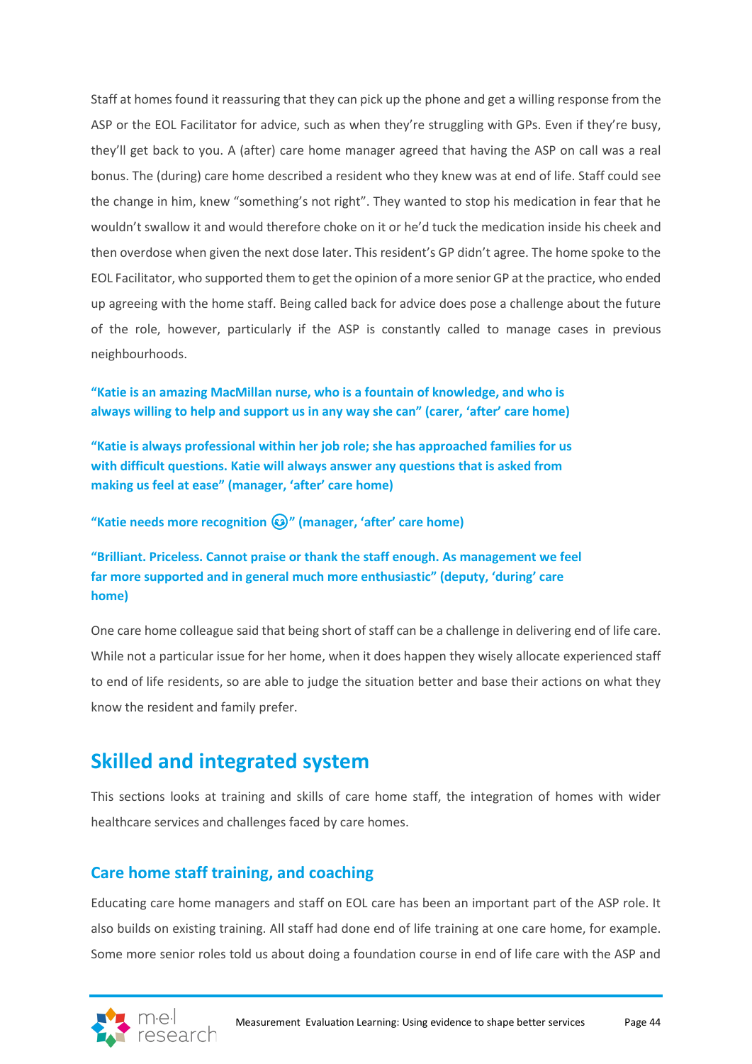Staff at homes found it reassuring that they can pick up the phone and get a willing response from the ASP or the EOL Facilitator for advice, such as when they're struggling with GPs. Even if they're busy, they'll get back to you. A (after) care home manager agreed that having the ASP on call was a real bonus. The (during) care home described a resident who they knew was at end of life. Staff could see the change in him, knew "something's not right". They wanted to stop his medication in fear that he wouldn't swallow it and would therefore choke on it or he'd tuck the medication inside his cheek and then overdose when given the next dose later. This resident's GP didn't agree. The home spoke to the EOL Facilitator, who supported them to get the opinion of a more senior GP at the practice, who ended up agreeing with the home staff. Being called back for advice does pose a challenge about the future of the role, however, particularly if the ASP is constantly called to manage cases in previous neighbourhoods.

**"Katie is an amazing MacMillan nurse, who is a fountain of knowledge, and who is always willing to help and support us in any way she can" (carer, 'after' care home)**

**"Katie is always professional within her job role; she has approached families for us with difficult questions. Katie will always answer any questions that is asked from making us feel at ease" (manager, 'after' care home)**

**"Katie needs more recognition 😉" (manager, 'after' care home)**

**"Brilliant. Priceless. Cannot praise or thank the staff enough. As management we feel far more supported and in general much more enthusiastic" (deputy, 'during' care home)**

One care home colleague said that being short of staff can be a challenge in delivering end of life care. While not a particular issue for her home, when it does happen they wisely allocate experienced staff to end of life residents, so are able to judge the situation better and base their actions on what they know the resident and family prefer.

## Skilled and integrated system

This sections looks at training and skills of care home staff, the integration of homes with wider healthcare services and challenges faced by care homes.

### Care home staff training, and coaching

Educating care home managers and staff on EOL care has been an important part of the ASP role. It also builds on existing training. All staff had done end of life training at one care home, for example. Some more senior roles told us about doing a foundation course in end of life care with the ASP and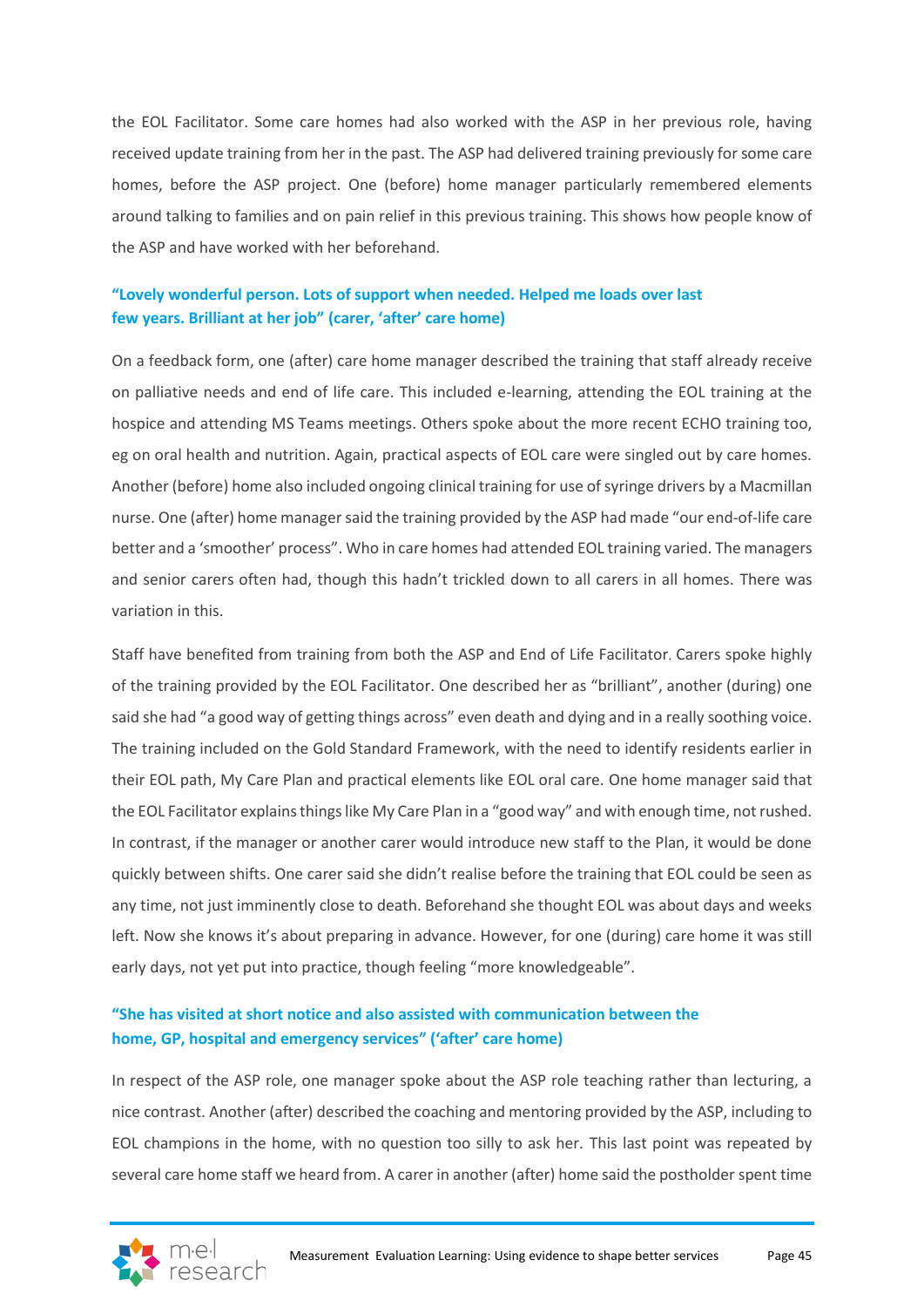the EOL Facilitator. Some care homes had also worked with the ASP in her previous role, having received update training from her in the past. The ASP had delivered training previously for some care homes, before the ASP project. One (before) home manager particularly remembered elements around talking to families and on pain relief in this previous training. This shows how people know of the ASP and have worked with her beforehand.

**"Lovely wonderful person. Lots of support when needed. Helped me loads over last few years. Brilliant at her job" (carer, 'after' care home)**

On a feedback form, one (after) care home manager described the training that staff already receive on palliative needs and end of life care. This included e-learning, attending the EOL training at the hospice and attending MS Teams meetings. Others spoke about the more recent ECHO training too, eg on oral health and nutrition. Again, practical aspects of EOL care were singled out by care homes. Another (before) home also included ongoing clinical training for use of syringe drivers by a Macmillan nurse. One (after) home manager said the training provided by the ASP had made "our end-of-life care better and a 'smoother' process". Who in care homes had attended EOL training varied. The managers and senior carers often had, though this hadn't trickled down to all carers in all homes. There was variation in this.

Staff have benefited from training from both the ASP and End of Life Facilitator. Carers spoke highly of the training provided by the EOL Facilitator. One described her as "brilliant", another (during) one said she had "a good way of getting things across" even death and dying and in a really soothing voice. The training included on the Gold Standard Framework, with the need to identify residents earlier in their EOL path, My Care Plan and practical elements like EOL oral care. One home manager said that the EOL Facilitator explains things like My Care Plan in a "good way" and with enough time, not rushed. In contrast, if the manager or another carer would introduce new staff to the Plan, it would be done quickly between shifts. One carer said she didn't realise before the training that EOL could be seen as any time, not just imminently close to death. Beforehand she thought EOL was about days and weeks left. Now she knows it's about preparing in advance. However, for one (during) care home it was still early days, not yet put into practice, though feeling "more knowledgeable".

**"She has visited at short notice and also assisted with communication between the home, GP, hospital and emergency services" ('after' care home)**

In respect of the ASP role, one manager spoke about the ASP role teaching rather than lecturing, a nice contrast. Another (after) described the coaching and mentoring provided by the ASP, including to EOL champions in the home, with no question too silly to ask her. This last point was repeated by several care home staff we heard from. A carer in another (after) home said the postholder spent time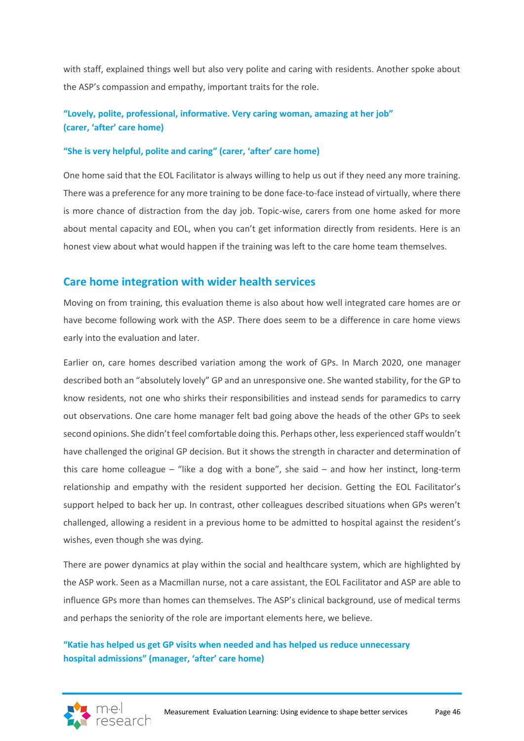with staff, explained things well but also very polite and caring with residents. Another spoke about the ASP's compassion and empathy, important traits for the role.

**"Lovely, polite, professional, informative. Very caring woman, amazing at her job" (carer, 'after' care home)**

**"She is very helpful, polite and caring" (carer, 'after' care home)**

One home said that the EOL Facilitator is always willing to help us out if they need any more training. There was a preference for any more training to be done face-to-face instead of virtually, where there is more chance of distraction from the day job. Topic-wise, carers from one home asked for more about mental capacity and EOL, when you can't get information directly from residents. Here is an honest view about what would happen if the training was left to the care home team themselves.

## Care home integration with wider health services

Moving on from training, this evaluation theme is also about how well integrated care homes are or have become following work with the ASP. There does seem to be a difference in care home views early into the evaluation and later.

Earlier on, care homes described variation among the work of GPs. In March 2020, one manager described both an "absolutely lovely" GP and an unresponsive one. She wanted stability, for the GP to know residents, not one who shirks their responsibilities and instead sends for paramedics to carry out observations. One care home manager felt bad going above the heads of the other GPs to seek second opinions. She didn't feel comfortable doing this. Perhaps other, less experienced staff wouldn't have challenged the original GP decision. But it shows the strength in character and determination of this care home colleague – "like a dog with a bone", she said – and how her instinct, long-term relationship and empathy with the resident supported her decision. Getting the EOL Facilitator's support helped to back her up. In contrast, other colleagues described situations when GPs weren't challenged, allowing a resident in a previous home to be admitted to hospital against the resident's wishes, even though she was dying.

There are power dynamics at play within the social and healthcare system, which are highlighted by the ASP work. Seen as a Macmillan nurse, not a care assistant, the EOL Facilitator and ASP are able to influence GPs more than homes can themselves. The ASP's clinical background, use of medical terms and perhaps the seniority of the role are important elements here, we believe.

**"Katie has helped us get GP visits when needed and has helped us reduce unnecessary hospital admissions" (manager, 'after' care home)**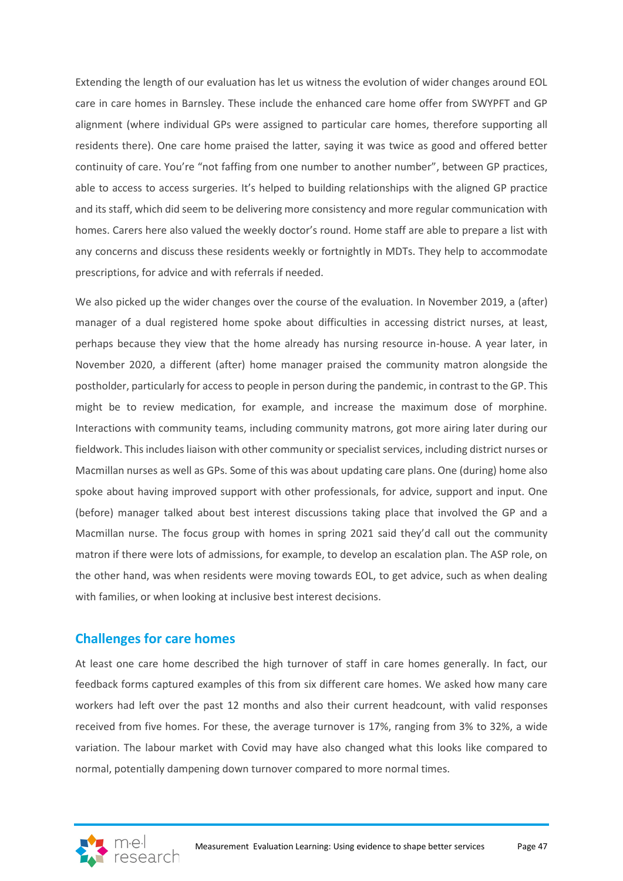Extending the length of our evaluation has let us witness the evolution of wider changes around EOL care in care homes in Barnsley. These include the enhanced care home offer from SWYPFT and GP alignment (where individual GPs were assigned to particular care homes, therefore supporting all residents there). One care home praised the latter, saying it was twice as good and offered better continuity of care. You're "not faffing from one number to another number", between GP practices, able to access to access surgeries. It's helped to building relationships with the aligned GP practice and its staff, which did seem to be delivering more consistency and more regular communication with homes. Carers here also valued the weekly doctor's round. Home staff are able to prepare a list with any concerns and discuss these residents weekly or fortnightly in MDTs. They help to accommodate prescriptions, for advice and with referrals if needed.

We also picked up the wider changes over the course of the evaluation. In November 2019, a (after) manager of a dual registered home spoke about difficulties in accessing district nurses, at least, perhaps because they view that the home already has nursing resource in-house. A year later, in November 2020, a different (after) home manager praised the community matron alongside the postholder, particularly for access to people in person during the pandemic, in contrast to the GP. This might be to review medication, for example, and increase the maximum dose of morphine. Interactions with community teams, including community matrons, got more airing later during our fieldwork. This includes liaison with other community or specialist services, including district nurses or Macmillan nurses as well as GPs. Some of this was about updating care plans. One (during) home also spoke about having improved support with other professionals, for advice, support and input. One (before) manager talked about best interest discussions taking place that involved the GP and a Macmillan nurse. The focus group with homes in spring 2021 said they'd call out the community matron if there were lots of admissions, for example, to develop an escalation plan. The ASP role, on the other hand, was when residents were moving towards EOL, to get advice, such as when dealing with families, or when looking at inclusive best interest decisions.

## Challenges for care homes

At least one care home described the high turnover of staff in care homes generally. In fact, our feedback forms captured examples of this from six different care homes. We asked how many care workers had left over the past 12 months and also their current headcount, with valid responses received from five homes. For these, the average turnover is 17%, ranging from 3% to 32%, a wide variation. The labour market with Covid may have also changed what this looks like compared to normal, potentially dampening down turnover compared to more normal times.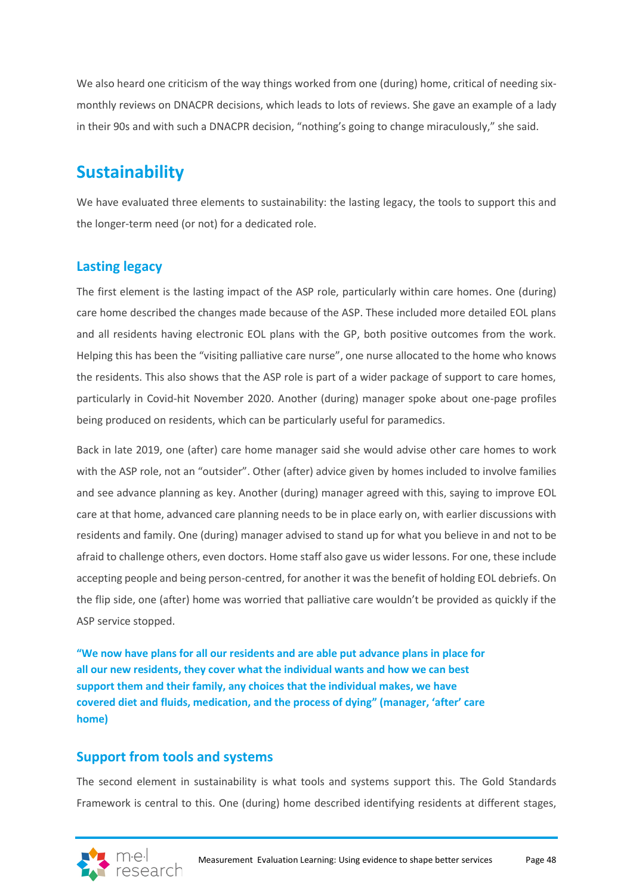We also heard one criticism of the way things worked from one (during) home, critical of needing six-monthly reviews on DNACPR decisions, which leads to lots of reviews. She gave an example of a lady in their 90s and with such a DNACPR decision, "nothing's going to change miraculously," she said.

## Sustainability

We have evaluated three elements to sustainability: the lasting legacy, the tools to support this and the longer-term need (or not) for a dedicated role.

### Lasting legacy

The first element is the lasting impact of the ASP role, particularly within care homes. One (during) care home described the changes made because of the ASP. These included more detailed EOL plans and all residents having electronic EOL plans with the GP, both positive outcomes from the work. Helping this has been the "visiting palliative care nurse", one nurse allocated to the home who knows the residents. This also shows that the ASP role is part of a wider package of support to care homes, particularly in Covid-hit November 2020. Another (during) manager spoke about one-page profiles being produced on residents, which can be particularly useful for paramedics.

Back in late 2019, one (after) care home manager said she would advise other care homes to work with the ASP role, not an "outsider". Other (after) advice given by homes included to involve families and see advance planning as key. Another (during) manager agreed with this, saying to improve EOL care at that home, advanced care planning needs to be in place early on, with earlier discussions with residents and family. One (during) manager advised to stand up for what you believe in and not to be afraid to challenge others, even doctors. Home staff also gave us wider lessons. For one, these include accepting people and being person-centred, for another it was the benefit of holding EOL debriefs. On the flip side, one (after) home was worried that palliative care wouldn't be provided as quickly if the ASP service stopped.

**"We now have plans for all our residents and are able put advance plans in place for all our new residents, they cover what the individual wants and how we can best support them and their family, any choices that the individual makes, we have covered diet and fluids, medication, and the process of dying" (manager, 'after' care home)**

### Support from tools and systems

The second element in sustainability is what tools and systems support this. The Gold Standards Framework is central to this. One (during) home described identifying residents at different stages,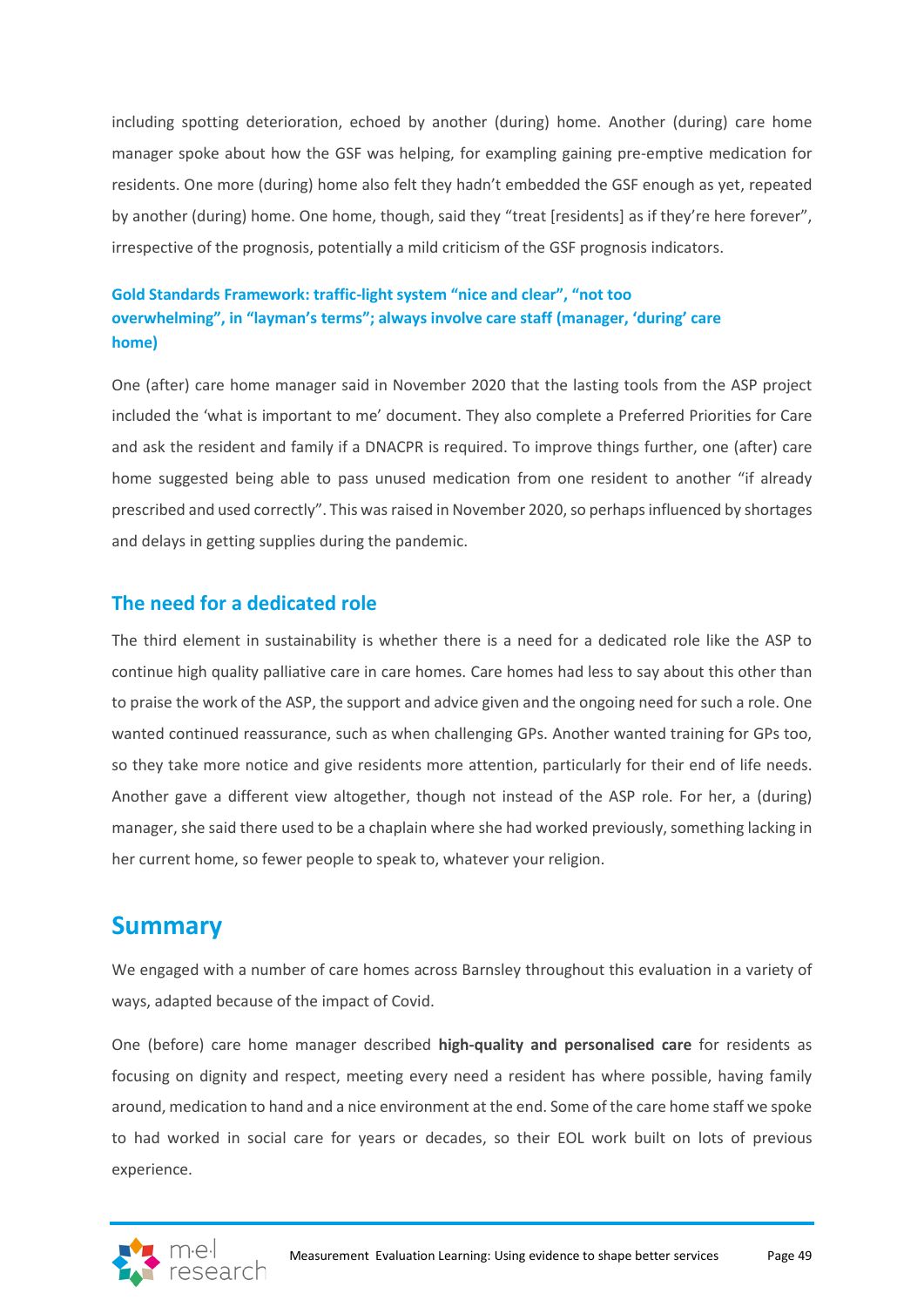including spotting deterioration, echoed by another (during) home. Another (during) care home manager spoke about how the GSF was helping, for exampling gaining pre-emptive medication for residents. One more (during) home also felt they hadn't embedded the GSF enough as yet, repeated by another (during) home. One home, though, said they "treat [residents] as if they're here forever", irrespective of the prognosis, potentially a mild criticism of the GSF prognosis indicators.

**Gold Standards Framework: traffic-light system "nice and clear", "not too overwhelming", in "layman's terms"; always involve care staff (manager, 'during' care home)**

One (after) care home manager said in November 2020 that the lasting tools from the ASP project included the 'what is important to me' document. They also complete a Preferred Priorities for Care and ask the resident and family if a DNACPR is required. To improve things further, one (after) care home suggested being able to pass unused medication from one resident to another "if already prescribed and used correctly". This was raised in November 2020, so perhaps influenced by shortages and delays in getting supplies during the pandemic.

### The need for a dedicated role

The third element in sustainability is whether there is a need for a dedicated role like the ASP to continue high quality palliative care in care homes. Care homes had less to say about this other than to praise the work of the ASP, the support and advice given and the ongoing need for such a role. One wanted continued reassurance, such as when challenging GPs. Another wanted training for GPs too, so they take more notice and give residents more attention, particularly for their end of life needs. Another gave a different view altogether, though not instead of the ASP role. For her, a (during) manager, she said there used to be a chaplain where she had worked previously, something lacking in her current home, so fewer people to speak to, whatever your religion.

## Summary

We engaged with a number of care homes across Barnsley throughout this evaluation in a variety of ways, adapted because of the impact of Covid.

One (before) care home manager described **high-quality and personalised care** for residents as focusing on dignity and respect, meeting every need a resident has where possible, having family around, medication to hand and a nice environment at the end. Some of the care home staff we spoke to had worked in social care for years or decades, so their EOL work built on lots of previous experience.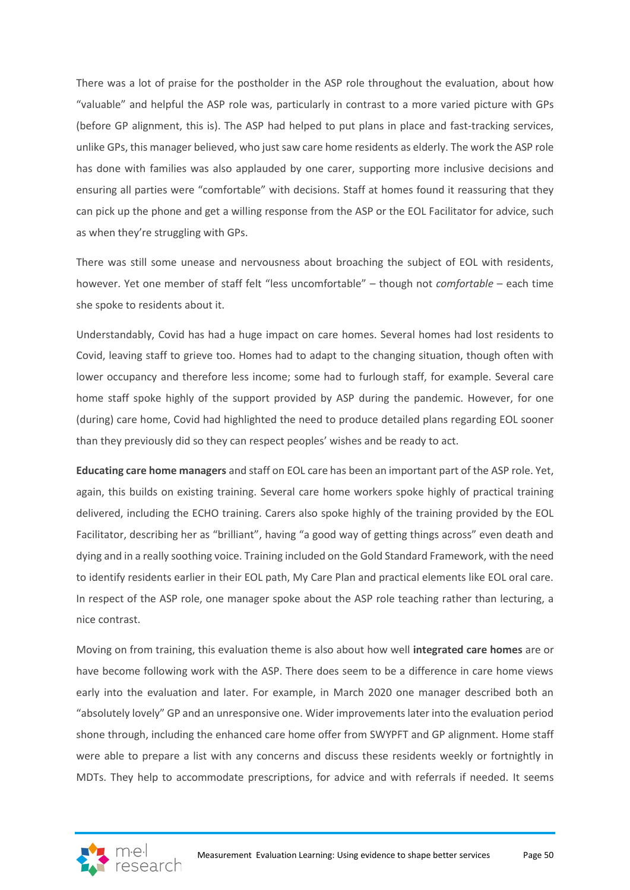There was a lot of praise for the postholder in the ASP role throughout the evaluation, about how "valuable" and helpful the ASP role was, particularly in contrast to a more varied picture with GPs (before GP alignment, this is). The ASP had helped to put plans in place and fast-tracking services, unlike GPs, this manager believed, who just saw care home residents as elderly. The work the ASP role has done with families was also applauded by one carer, supporting more inclusive decisions and ensuring all parties were "comfortable" with decisions. Staff at homes found it reassuring that they can pick up the phone and get a willing response from the ASP or the EOL Facilitator for advice, such as when they're struggling with GPs.

There was still some unease and nervousness about broaching the subject of EOL with residents, however. Yet one member of staff felt "less uncomfortable" – though not *comfortable* – each time she spoke to residents about it.

Understandably, Covid has had a huge impact on care homes. Several homes had lost residents to Covid, leaving staff to grieve too. Homes had to adapt to the changing situation, though often with lower occupancy and therefore less income; some had to furlough staff, for example. Several care home staff spoke highly of the support provided by ASP during the pandemic. However, for one (during) care home, Covid had highlighted the need to produce detailed plans regarding EOL sooner than they previously did so they can respect peoples' wishes and be ready to act.

**Educating care home managers** and staff on EOL care has been an important part of the ASP role. Yet, again, this builds on existing training. Several care home workers spoke highly of practical training delivered, including the ECHO training. Carers also spoke highly of the training provided by the EOL Facilitator, describing her as "brilliant", having "a good way of getting things across" even death and dying and in a really soothing voice. Training included on the Gold Standard Framework, with the need to identify residents earlier in their EOL path, My Care Plan and practical elements like EOL oral care. In respect of the ASP role, one manager spoke about the ASP role teaching rather than lecturing, a nice contrast.

Moving on from training, this evaluation theme is also about how well **integrated care homes** are or have become following work with the ASP. There does seem to be a difference in care home views early into the evaluation and later. For example, in March 2020 one manager described both an "absolutely lovely" GP and an unresponsive one. Wider improvements later into the evaluation period shone through, including the enhanced care home offer from SWYPFT and GP alignment. Home staff were able to prepare a list with any concerns and discuss these residents weekly or fortnightly in MDTs. They help to accommodate prescriptions, for advice and with referrals if needed. It seems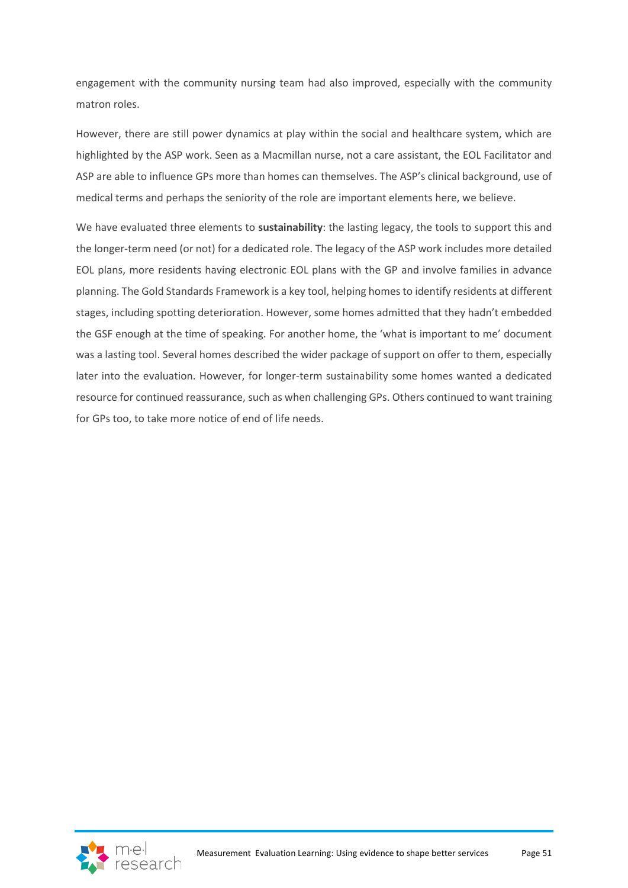engagement with the community nursing team had also improved, especially with the community matron roles.

However, there are still power dynamics at play within the social and healthcare system, which are highlighted by the ASP work. Seen as a Macmillan nurse, not a care assistant, the EOL Facilitator and ASP are able to influence GPs more than homes can themselves. The ASP's clinical background, use of medical terms and perhaps the seniority of the role are important elements here, we believe.

We have evaluated three elements to **sustainability**: the lasting legacy, the tools to support this and the longer-term need (or not) for a dedicated role. The legacy of the ASP work includes more detailed EOL plans, more residents having electronic EOL plans with the GP and involve families in advance planning. The Gold Standards Framework is a key tool, helping homes to identify residents at different stages, including spotting deterioration. However, some homes admitted that they hadn't embedded the GSF enough at the time of speaking. For another home, the 'what is important to me' document was a lasting tool. Several homes described the wider package of support on offer to them, especially later into the evaluation. However, for longer-term sustainability some homes wanted a dedicated resource for continued reassurance, such as when challenging GPs. Others continued to want training for GPs too, to take more notice of end of life needs.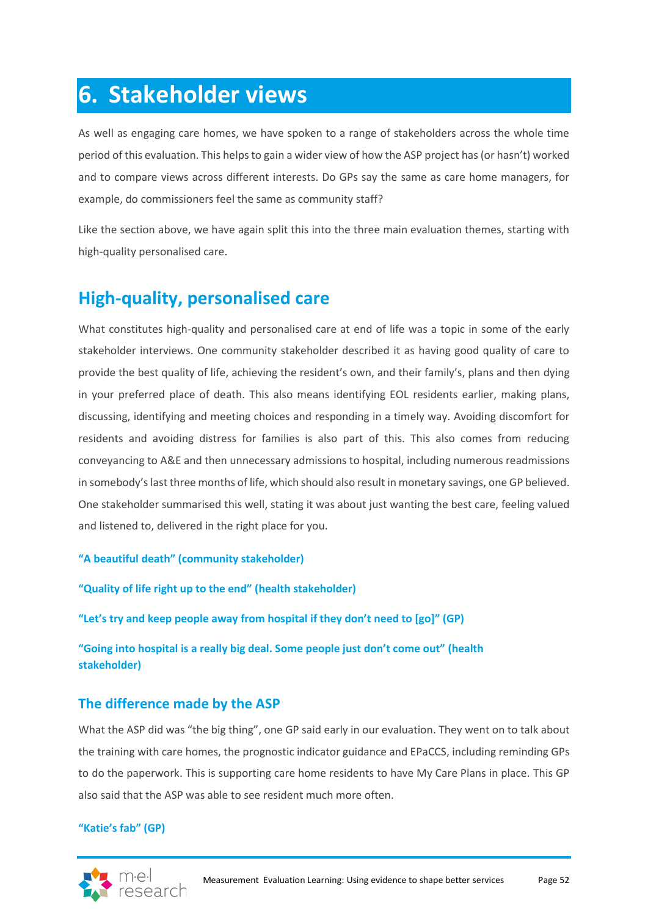# 6. Stakeholder views

As well as engaging care homes, we have spoken to a range of stakeholders across the whole time period of this evaluation. This helps to gain a wider view of how the ASP project has (or hasn't) worked and to compare views across different interests. Do GPs say the same as care home managers, for example, do commissioners feel the same as community staff?

Like the section above, we have again split this into the three main evaluation themes, starting with high-quality personalised care.

## High-quality, personalised care

What constitutes high-quality and personalised care at end of life was a topic in some of the early stakeholder interviews. One community stakeholder described it as having good quality of care to provide the best quality of life, achieving the resident's own, and their family's, plans and then dying in your preferred place of death. This also means identifying EOL residents earlier, making plans, discussing, identifying and meeting choices and responding in a timely way. Avoiding discomfort for residents and avoiding distress for families is also part of this. This also comes from reducing conveyancing to A&E and then unnecessary admissions to hospital, including numerous readmissions in somebody's last three months of life, which should also result in monetary savings, one GP believed. One stakeholder summarised this well, stating it was about just wanting the best care, feeling valued and listened to, delivered in the right place for you.

**"A beautiful death" (community stakeholder)**

**"Quality of life right up to the end" (health stakeholder)**

**"Let's try and keep people away from hospital if they don't need to [go]" (GP)**

**"Going into hospital is a really big deal. Some people just don't come out" (health stakeholder)**

### The difference made by the ASP

What the ASP did was "the big thing", one GP said early in our evaluation. They went on to talk about the training with care homes, the prognostic indicator guidance and EPaCCS, including reminding GPs to do the paperwork. This is supporting care home residents to have My Care Plans in place. This GP also said that the ASP was able to see resident much more often.

**"Katie's fab" (GP)**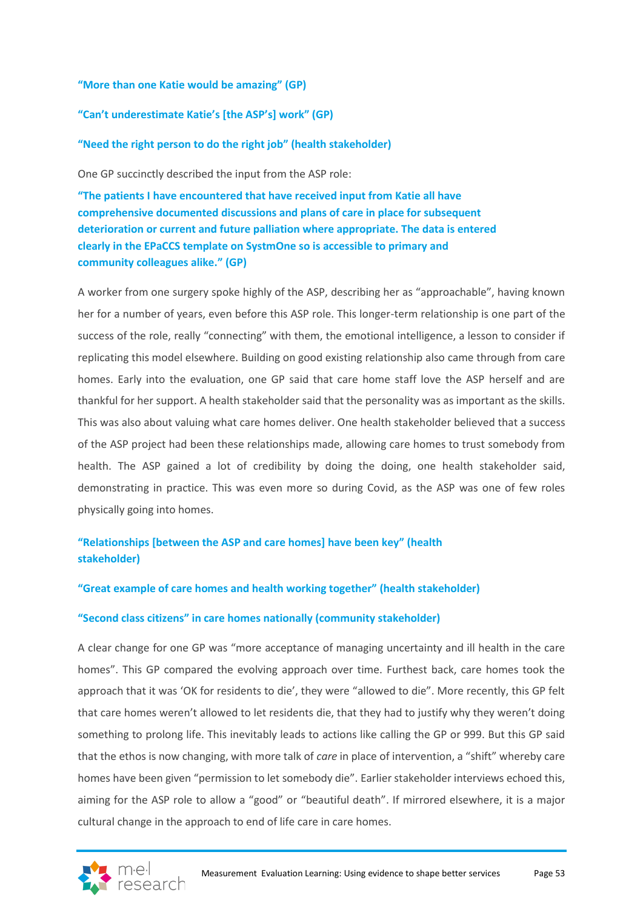**"More than one Katie would be amazing" (GP)**

**"Can't underestimate Katie's [the ASP's] work" (GP)**

**"Need the right person to do the right job" (health stakeholder)**

One GP succinctly described the input from the ASP role:

**"The patients I have encountered that have received input from Katie all have comprehensive documented discussions and plans of care in place for subsequent deterioration or current and future palliation where appropriate. The data is entered clearly in the EPaCCS template on SystmOne so is accessible to primary and community colleagues alike." (GP)**

A worker from one surgery spoke highly of the ASP, describing her as "approachable", having known her for a number of years, even before this ASP role. This longer-term relationship is one part of the success of the role, really "connecting" with them, the emotional intelligence, a lesson to consider if replicating this model elsewhere. Building on good existing relationship also came through from care homes. Early into the evaluation, one GP said that care home staff love the ASP herself and are thankful for her support. A health stakeholder said that the personality was as important as the skills. This was also about valuing what care homes deliver. One health stakeholder believed that a success of the ASP project had been these relationships made, allowing care homes to trust somebody from health. The ASP gained a lot of credibility by doing the doing, one health stakeholder said, demonstrating in practice. This was even more so during Covid, as the ASP was one of few roles physically going into homes.

**"Relationships [between the ASP and care homes] have been key" (health stakeholder)**

**"Great example of care homes and health working together" (health stakeholder)**

**"Second class citizens" in care homes nationally (community stakeholder)**

A clear change for one GP was "more acceptance of managing uncertainty and ill health in the care homes". This GP compared the evolving approach over time. Furthest back, care homes took the approach that it was 'OK for residents to die', they were "allowed to die". More recently, this GP felt that care homes weren't allowed to let residents die, that they had to justify why they weren't doing something to prolong life. This inevitably leads to actions like calling the GP or 999. But this GP said that the ethos is now changing, with more talk of *care* in place of intervention, a "shift" whereby care homes have been given "permission to let somebody die". Earlier stakeholder interviews echoed this, aiming for the ASP role to allow a "good" or "beautiful death". If mirrored elsewhere, it is a major cultural change in the approach to end of life care in care homes.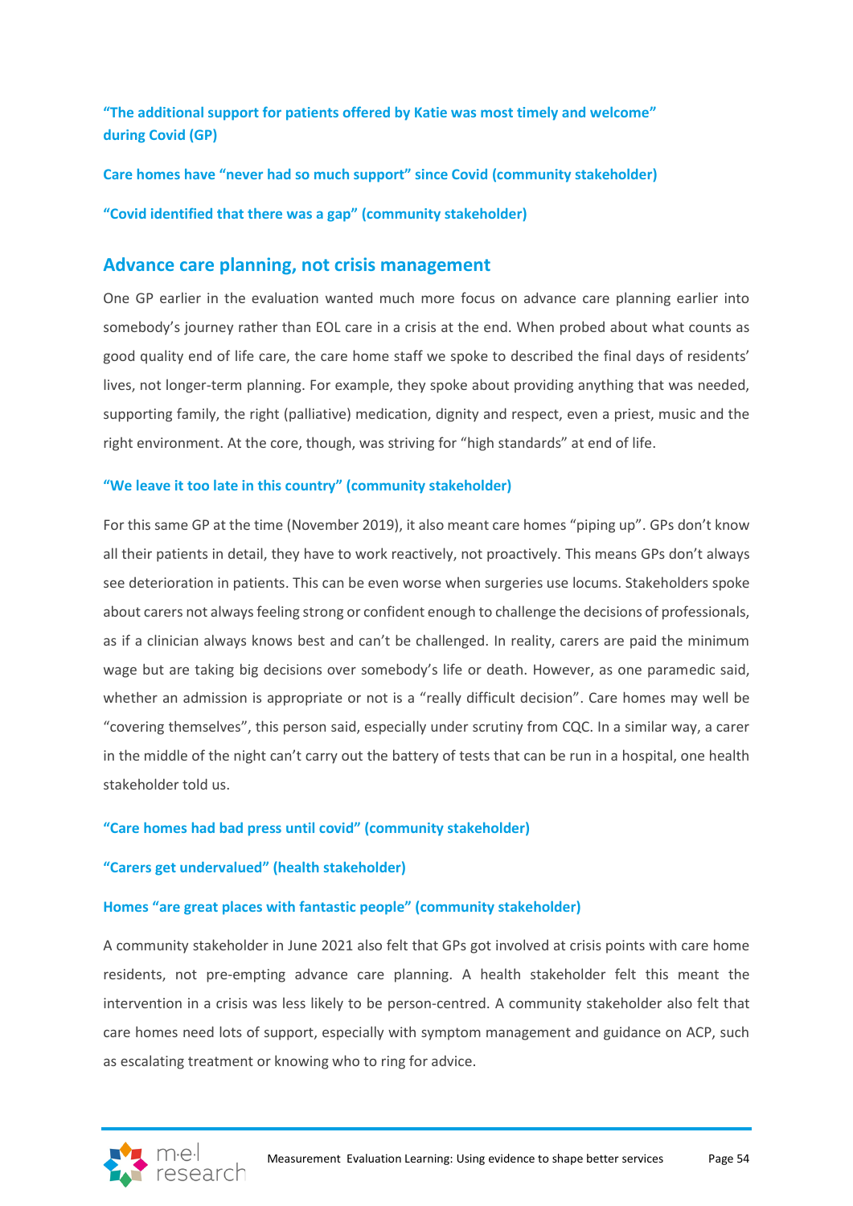**"The additional support for patients offered by Katie was most timely and welcome" during Covid (GP)**

**Care homes have "never had so much support" since Covid (community stakeholder)**

**"Covid identified that there was a gap" (community stakeholder)**

## Advance care planning, not crisis management

One GP earlier in the evaluation wanted much more focus on advance care planning earlier into somebody's journey rather than EOL care in a crisis at the end. When probed about what counts as good quality end of life care, the care home staff we spoke to described the final days of residents' lives, not longer-term planning. For example, they spoke about providing anything that was needed, supporting family, the right (palliative) medication, dignity and respect, even a priest, music and the right environment. At the core, though, was striving for "high standards" at end of life.

**"We leave it too late in this country" (community stakeholder)**

For this same GP at the time (November 2019), it also meant care homes "piping up". GPs don't know all their patients in detail, they have to work reactively, not proactively. This means GPs don't always see deterioration in patients. This can be even worse when surgeries use locums. Stakeholders spoke about carers not always feeling strong or confident enough to challenge the decisions of professionals, as if a clinician always knows best and can't be challenged. In reality, carers are paid the minimum wage but are taking big decisions over somebody's life or death. However, as one paramedic said, whether an admission is appropriate or not is a "really difficult decision". Care homes may well be "covering themselves", this person said, especially under scrutiny from CQC. In a similar way, a carer in the middle of the night can't carry out the battery of tests that can be run in a hospital, one health stakeholder told us.

**"Care homes had bad press until covid" (community stakeholder)**

**"Carers get undervalued" (health stakeholder)**

**Homes "are great places with fantastic people" (community stakeholder)**

A community stakeholder in June 2021 also felt that GPs got involved at crisis points with care home residents, not pre-empting advance care planning. A health stakeholder felt this meant the intervention in a crisis was less likely to be person-centred. A community stakeholder also felt that care homes need lots of support, especially with symptom management and guidance on ACP, such as escalating treatment or knowing who to ring for advice.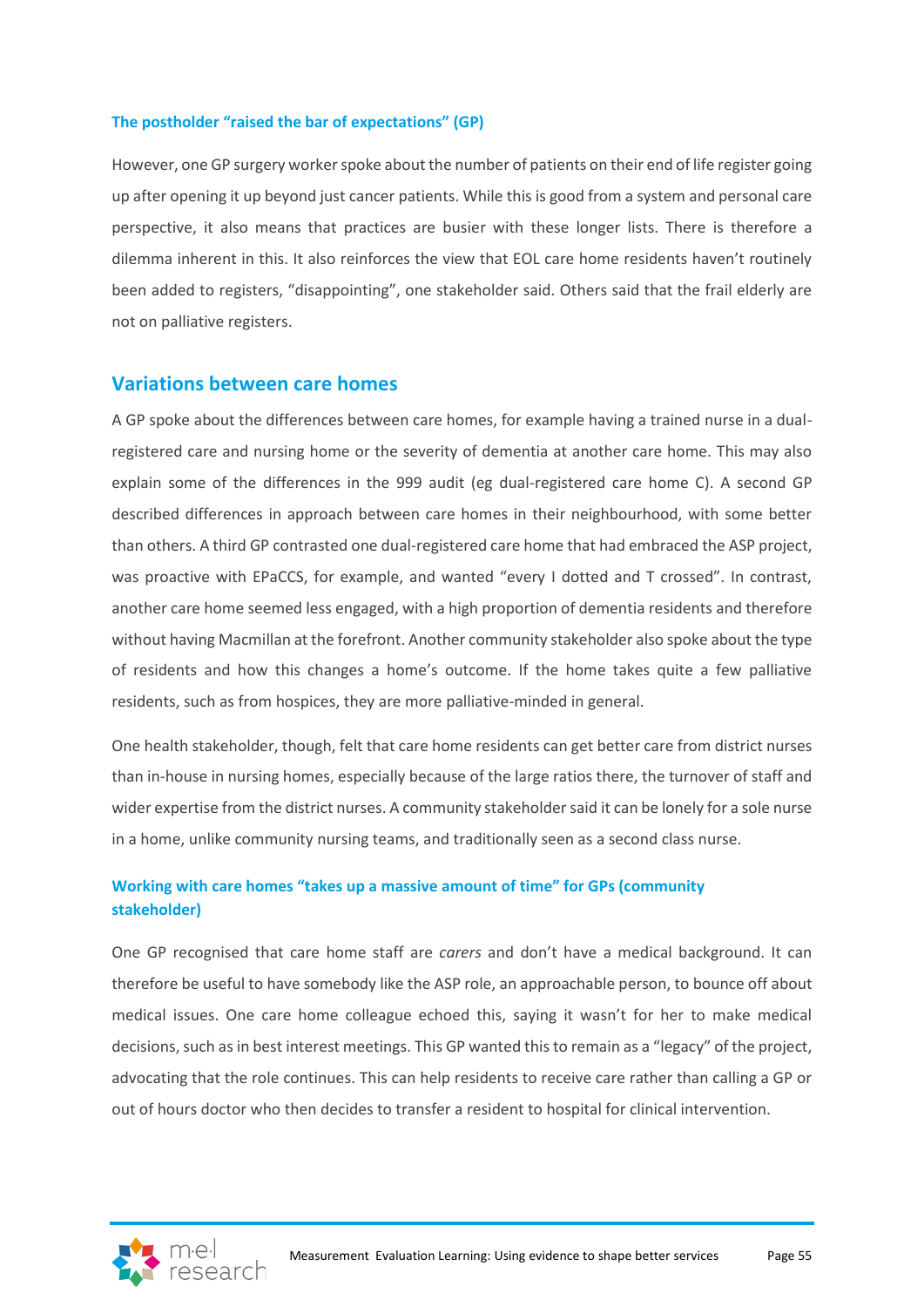#### The postholder "raised the bar of expectations" (GP)

However, one GP surgery worker spoke about the number of patients on their end of life register going up after opening it up beyond just cancer patients. While this is good from a system and personal care perspective, it also means that practices are busier with these longer lists. There is therefore a dilemma inherent in this. It also reinforces the view that EOL care home residents haven't routinely been added to registers, "disappointing", one stakeholder said. Others said that the frail elderly are not on palliative registers.

## Variations between care homes

A GP spoke about the differences between care homes, for example having a trained nurse in a dual-registered care and nursing home or the severity of dementia at another care home. This may also explain some of the differences in the 999 audit (eg dual-registered care home C). A second GP described differences in approach between care homes in their neighbourhood, with some better than others. A third GP contrasted one dual-registered care home that had embraced the ASP project, was proactive with EPaCCS, for example, and wanted "every I dotted and T crossed". In contrast, another care home seemed less engaged, with a high proportion of dementia residents and therefore without having Macmillan at the forefront. Another community stakeholder also spoke about the type of residents and how this changes a home's outcome. If the home takes quite a few palliative residents, such as from hospices, they are more palliative-minded in general.

One health stakeholder, though, felt that care home residents can get better care from district nurses than in-house in nursing homes, especially because of the large ratios there, the turnover of staff and wider expertise from the district nurses. A community stakeholder said it can be lonely for a sole nurse in a home, unlike community nursing teams, and traditionally seen as a second class nurse.

#### Working with care homes "takes up a massive amount of time" for GPs (community stakeholder)

One GP recognised that care home staff are *carers* and don't have a medical background. It can therefore be useful to have somebody like the ASP role, an approachable person, to bounce off about medical issues. One care home colleague echoed this, saying it wasn't for her to make medical decisions, such as in best interest meetings. This GP wanted this to remain as a "legacy" of the project, advocating that the role continues. This can help residents to receive care rather than calling a GP or out of hours doctor who then decides to transfer a resident to hospital for clinical intervention.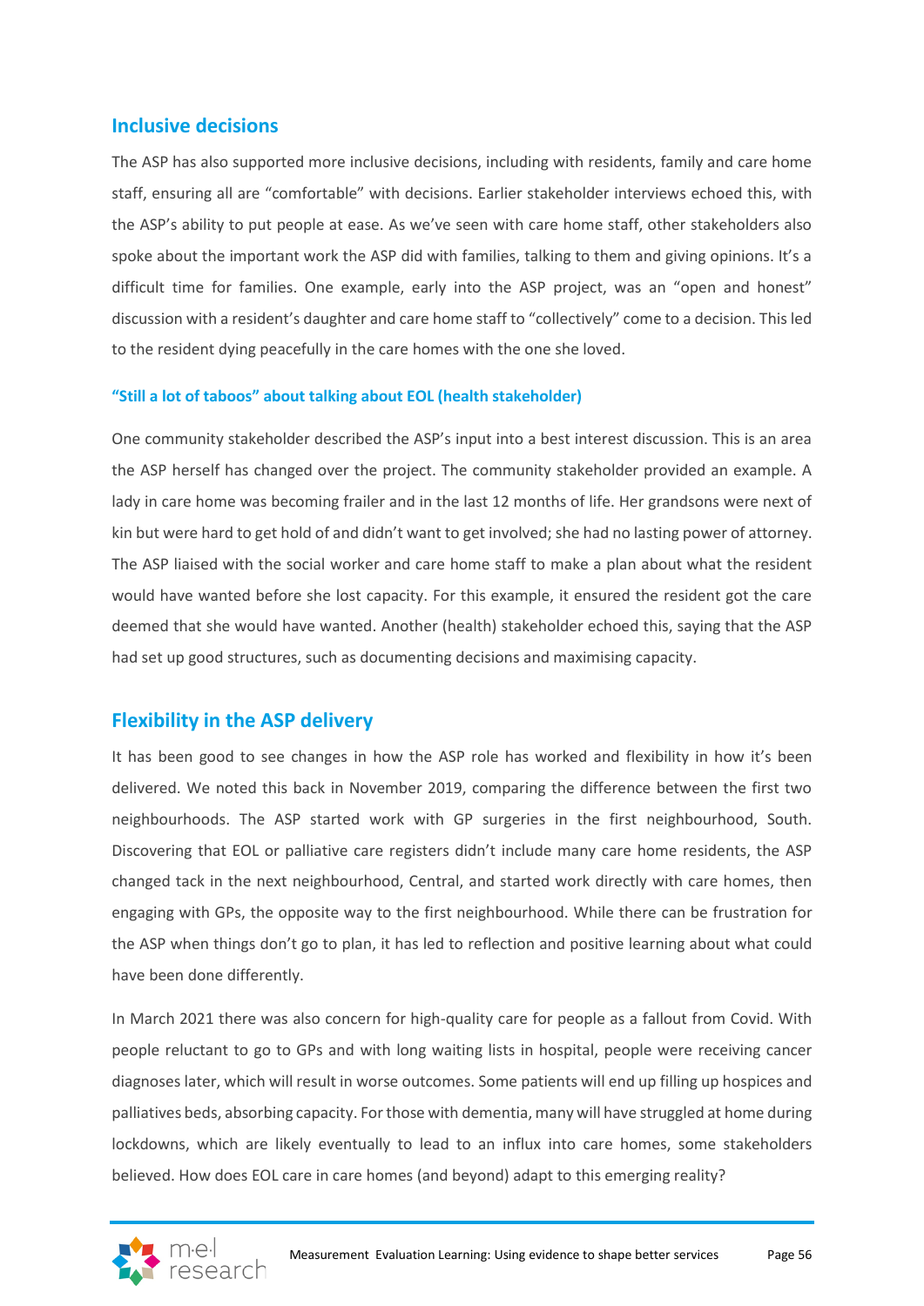## Inclusive decisions

The ASP has also supported more inclusive decisions, including with residents, family and care home staff, ensuring all are "comfortable" with decisions. Earlier stakeholder interviews echoed this, with the ASP's ability to put people at ease. As we've seen with care home staff, other stakeholders also spoke about the important work the ASP did with families, talking to them and giving opinions. It's a difficult time for families. One example, early into the ASP project, was an "open and honest" discussion with a resident's daughter and care home staff to "collectively" come to a decision. This led to the resident dying peacefully in the care homes with the one she loved.

#### "Still a lot of taboos" about talking about EOL (health stakeholder)

One community stakeholder described the ASP's input into a best interest discussion. This is an area the ASP herself has changed over the project. The community stakeholder provided an example. A lady in care home was becoming frailer and in the last 12 months of life. Her grandsons were next of kin but were hard to get hold of and didn't want to get involved; she had no lasting power of attorney. The ASP liaised with the social worker and care home staff to make a plan about what the resident would have wanted before she lost capacity. For this example, it ensured the resident got the care deemed that she would have wanted. Another (health) stakeholder echoed this, saying that the ASP had set up good structures, such as documenting decisions and maximising capacity.

## Flexibility in the ASP delivery

It has been good to see changes in how the ASP role has worked and flexibility in how it's been delivered. We noted this back in November 2019, comparing the difference between the first two neighbourhoods. The ASP started work with GP surgeries in the first neighbourhood, South. Discovering that EOL or palliative care registers didn't include many care home residents, the ASP changed tack in the next neighbourhood, Central, and started work directly with care homes, then engaging with GPs, the opposite way to the first neighbourhood. While there can be frustration for the ASP when things don't go to plan, it has led to reflection and positive learning about what could have been done differently.

In March 2021 there was also concern for high-quality care for people as a fallout from Covid. With people reluctant to go to GPs and with long waiting lists in hospital, people were receiving cancer diagnoses later, which will result in worse outcomes. Some patients will end up filling up hospices and palliatives beds, absorbing capacity. For those with dementia, many will have struggled at home during lockdowns, which are likely eventually to lead to an influx into care homes, some stakeholders believed. How does EOL care in care homes (and beyond) adapt to this emerging reality?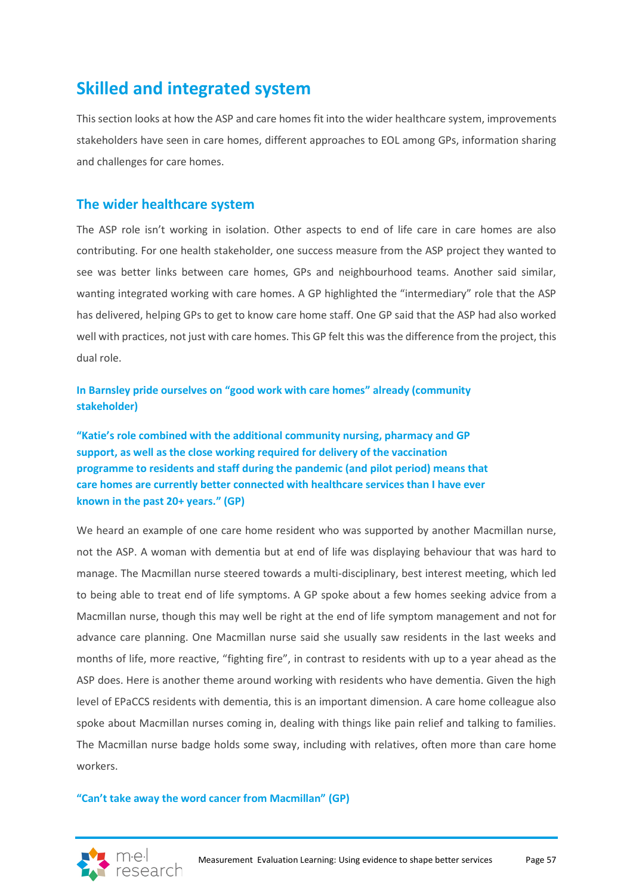# Skilled and integrated system

This section looks at how the ASP and care homes fit into the wider healthcare system, improvements stakeholders have seen in care homes, different approaches to EOL among GPs, information sharing and challenges for care homes.

## The wider healthcare system

The ASP role isn't working in isolation. Other aspects to end of life care in care homes are also contributing. For one health stakeholder, one success measure from the ASP project they wanted to see was better links between care homes, GPs and neighbourhood teams. Another said similar, wanting integrated working with care homes. A GP highlighted the "intermediary" role that the ASP has delivered, helping GPs to get to know care home staff. One GP said that the ASP had also worked well with practices, not just with care homes. This GP felt this was the difference from the project, this dual role.

**In Barnsley pride ourselves on "good work with care homes" already (community stakeholder)**

**"Katie's role combined with the additional community nursing, pharmacy and GP support, as well as the close working required for delivery of the vaccination programme to residents and staff during the pandemic (and pilot period) means that care homes are currently better connected with healthcare services than I have ever known in the past 20+ years." (GP)**

We heard an example of one care home resident who was supported by another Macmillan nurse, not the ASP. A woman with dementia but at end of life was displaying behaviour that was hard to manage. The Macmillan nurse steered towards a multi-disciplinary, best interest meeting, which led to being able to treat end of life symptoms. A GP spoke about a few homes seeking advice from a Macmillan nurse, though this may well be right at the end of life symptom management and not for advance care planning. One Macmillan nurse said she usually saw residents in the last weeks and months of life, more reactive, "fighting fire", in contrast to residents with up to a year ahead as the ASP does. Here is another theme around working with residents who have dementia. Given the high level of EPaCCS residents with dementia, this is an important dimension. A care home colleague also spoke about Macmillan nurses coming in, dealing with things like pain relief and talking to families. The Macmillan nurse badge holds some sway, including with relatives, often more than care home workers.

**"Can't take away the word cancer from Macmillan" (GP)**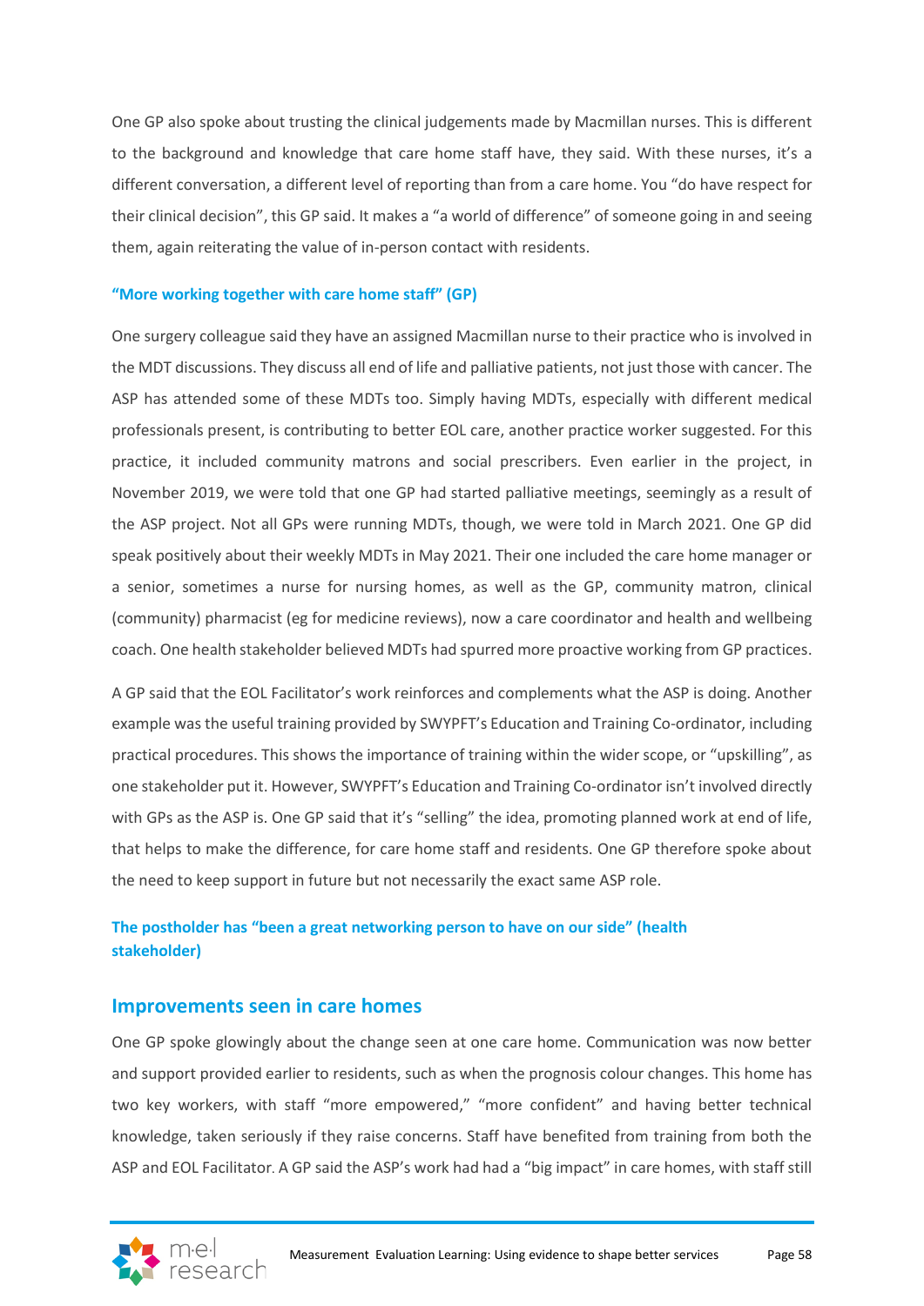One GP also spoke about trusting the clinical judgements made by Macmillan nurses. This is different to the background and knowledge that care home staff have, they said. With these nurses, it's a different conversation, a different level of reporting than from a care home. You "do have respect for their clinical decision", this GP said. It makes a "a world of difference" of someone going in and seeing them, again reiterating the value of in-person contact with residents.

#### "More working together with care home staff" (GP)

One surgery colleague said they have an assigned Macmillan nurse to their practice who is involved in the MDT discussions. They discuss all end of life and palliative patients, not just those with cancer. The ASP has attended some of these MDTs too. Simply having MDTs, especially with different medical professionals present, is contributing to better EOL care, another practice worker suggested. For this practice, it included community matrons and social prescribers. Even earlier in the project, in November 2019, we were told that one GP had started palliative meetings, seemingly as a result of the ASP project. Not all GPs were running MDTs, though, we were told in March 2021. One GP did speak positively about their weekly MDTs in May 2021. Their one included the care home manager or a senior, sometimes a nurse for nursing homes, as well as the GP, community matron, clinical (community) pharmacist (eg for medicine reviews), now a care coordinator and health and wellbeing coach. One health stakeholder believed MDTs had spurred more proactive working from GP practices.

A GP said that the EOL Facilitator's work reinforces and complements what the ASP is doing. Another example was the useful training provided by SWYPFT's Education and Training Co-ordinator, including practical procedures. This shows the importance of training within the wider scope, or "upskilling", as one stakeholder put it. However, SWYPFT's Education and Training Co-ordinator isn't involved directly with GPs as the ASP is. One GP said that it's "selling" the idea, promoting planned work at end of life, that helps to make the difference, for care home staff and residents. One GP therefore spoke about the need to keep support in future but not necessarily the exact same ASP role.

#### The postholder has "been a great networking person to have on our side" (health stakeholder)

## Improvements seen in care homes

One GP spoke glowingly about the change seen at one care home. Communication was now better and support provided earlier to residents, such as when the prognosis colour changes. This home has two key workers, with staff "more empowered," "more confident" and having better technical knowledge, taken seriously if they raise concerns. Staff have benefited from training from both the ASP and EOL Facilitator. A GP said the ASP's work had had a "big impact" in care homes, with staff still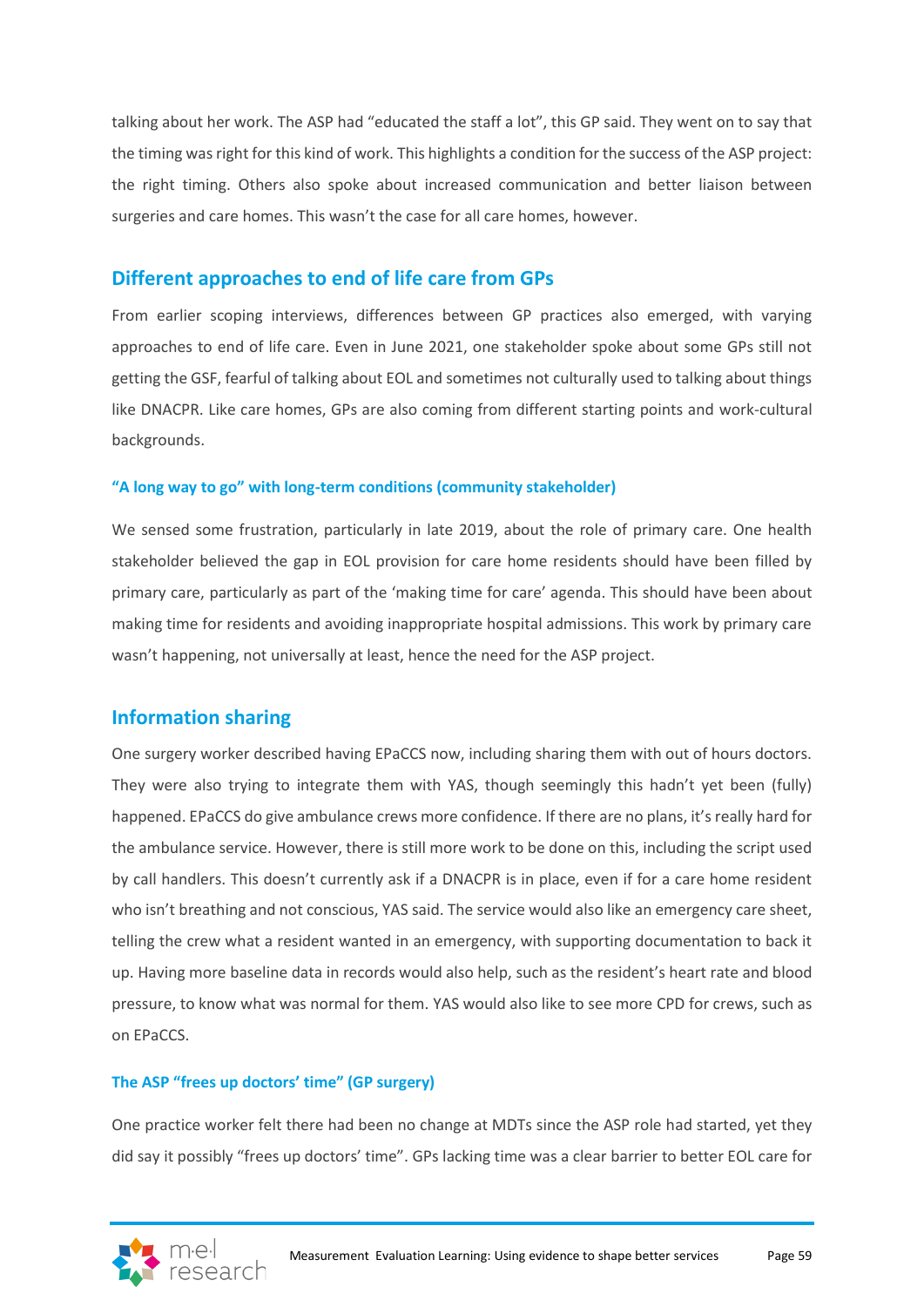talking about her work. The ASP had "educated the staff a lot", this GP said. They went on to say that the timing was right for this kind of work. This highlights a condition for the success of the ASP project: the right timing. Others also spoke about increased communication and better liaison between surgeries and care homes. This wasn't the case for all care homes, however.

## Different approaches to end of life care from GPs

From earlier scoping interviews, differences between GP practices also emerged, with varying approaches to end of life care. Even in June 2021, one stakeholder spoke about some GPs still not getting the GSF, fearful of talking about EOL and sometimes not culturally used to talking about things like DNACPR. Like care homes, GPs are also coming from different starting points and work-cultural backgrounds.

### "A long way to go" with long-term conditions (community stakeholder)

We sensed some frustration, particularly in late 2019, about the role of primary care. One health stakeholder believed the gap in EOL provision for care home residents should have been filled by primary care, particularly as part of the 'making time for care' agenda. This should have been about making time for residents and avoiding inappropriate hospital admissions. This work by primary care wasn't happening, not universally at least, hence the need for the ASP project.

## Information sharing

One surgery worker described having EPaCCS now, including sharing them with out of hours doctors. They were also trying to integrate them with YAS, though seemingly this hadn't yet been (fully) happened. EPaCCS do give ambulance crews more confidence. If there are no plans, it's really hard for the ambulance service. However, there is still more work to be done on this, including the script used by call handlers. This doesn't currently ask if a DNACPR is in place, even if for a care home resident who isn't breathing and not conscious, YAS said. The service would also like an emergency care sheet, telling the crew what a resident wanted in an emergency, with supporting documentation to back it up. Having more baseline data in records would also help, such as the resident's heart rate and blood pressure, to know what was normal for them. YAS would also like to see more CPD for crews, such as on EPaCCS.

### The ASP "frees up doctors' time" (GP surgery)

One practice worker felt there had been no change at MDTs since the ASP role had started, yet they did say it possibly "frees up doctors' time". GPs lacking time was a clear barrier to better EOL care for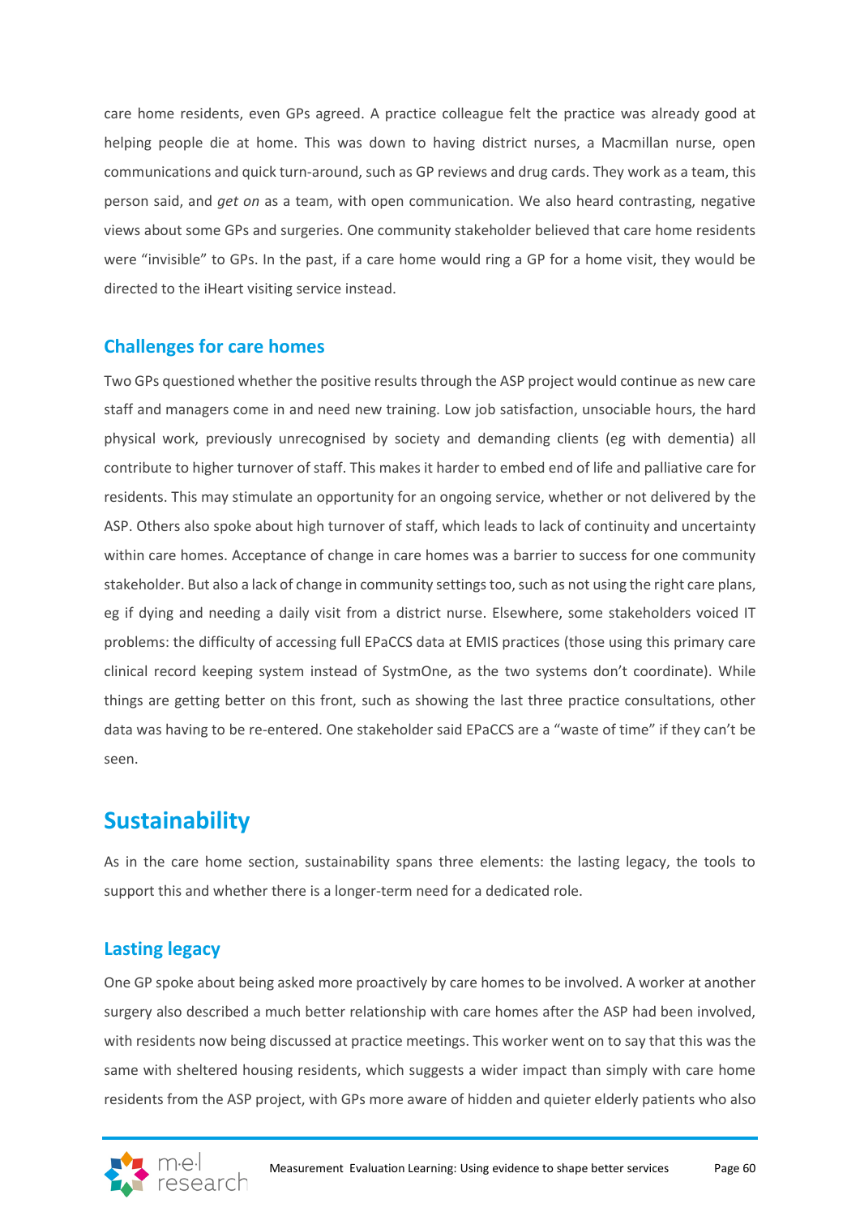care home residents, even GPs agreed. A practice colleague felt the practice was already good at helping people die at home. This was down to having district nurses, a Macmillan nurse, open communications and quick turn-around, such as GP reviews and drug cards. They work as a team, this person said, and *get on* as a team, with open communication. We also heard contrasting, negative views about some GPs and surgeries. One community stakeholder believed that care home residents were "invisible" to GPs. In the past, if a care home would ring a GP for a home visit, they would be directed to the iHeart visiting service instead.

### Challenges for care homes

Two GPs questioned whether the positive results through the ASP project would continue as new care staff and managers come in and need new training. Low job satisfaction, unsociable hours, the hard physical work, previously unrecognised by society and demanding clients (eg with dementia) all contribute to higher turnover of staff. This makes it harder to embed end of life and palliative care for residents. This may stimulate an opportunity for an ongoing service, whether or not delivered by the ASP. Others also spoke about high turnover of staff, which leads to lack of continuity and uncertainty within care homes. Acceptance of change in care homes was a barrier to success for one community stakeholder. But also a lack of change in community settings too, such as not using the right care plans, eg if dying and needing a daily visit from a district nurse. Elsewhere, some stakeholders voiced IT problems: the difficulty of accessing full EPaCCS data at EMIS practices (those using this primary care clinical record keeping system instead of SystmOne, as the two systems don't coordinate). While things are getting better on this front, such as showing the last three practice consultations, other data was having to be re-entered. One stakeholder said EPaCCS are a "waste of time" if they can't be seen.

## Sustainability

As in the care home section, sustainability spans three elements: the lasting legacy, the tools to support this and whether there is a longer-term need for a dedicated role.

### Lasting legacy

One GP spoke about being asked more proactively by care homes to be involved. A worker at another surgery also described a much better relationship with care homes after the ASP had been involved, with residents now being discussed at practice meetings. This worker went on to say that this was the same with sheltered housing residents, which suggests a wider impact than simply with care home residents from the ASP project, with GPs more aware of hidden and quieter elderly patients who also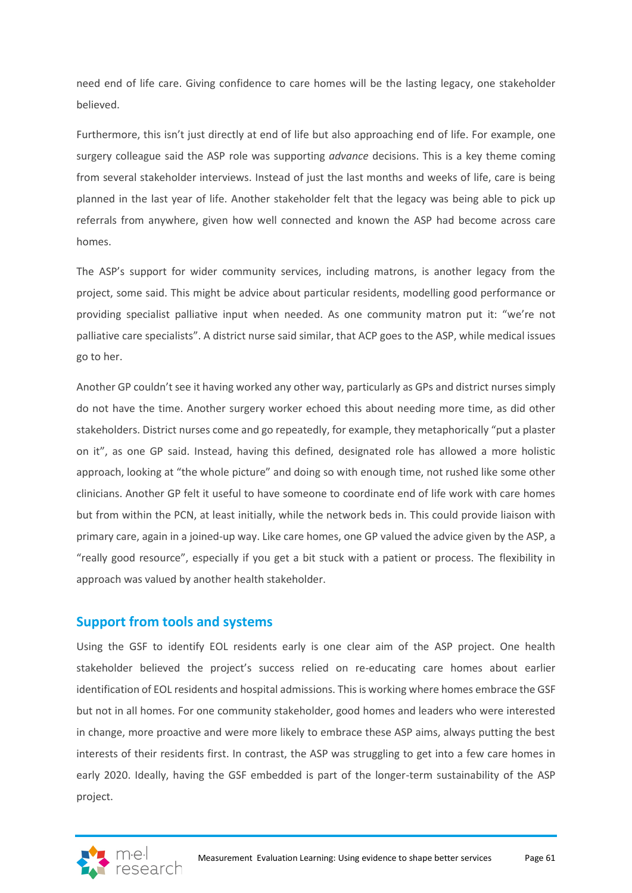need end of life care. Giving confidence to care homes will be the lasting legacy, one stakeholder believed.

Furthermore, this isn't just directly at end of life but also approaching end of life. For example, one surgery colleague said the ASP role was supporting *advance* decisions. This is a key theme coming from several stakeholder interviews. Instead of just the last months and weeks of life, care is being planned in the last year of life. Another stakeholder felt that the legacy was being able to pick up referrals from anywhere, given how well connected and known the ASP had become across care homes.

The ASP's support for wider community services, including matrons, is another legacy from the project, some said. This might be advice about particular residents, modelling good performance or providing specialist palliative input when needed. As one community matron put it: "we're not palliative care specialists". A district nurse said similar, that ACP goes to the ASP, while medical issues go to her.

Another GP couldn't see it having worked any other way, particularly as GPs and district nurses simply do not have the time. Another surgery worker echoed this about needing more time, as did other stakeholders. District nurses come and go repeatedly, for example, they metaphorically "put a plaster on it", as one GP said. Instead, having this defined, designated role has allowed a more holistic approach, looking at "the whole picture" and doing so with enough time, not rushed like some other clinicians. Another GP felt it useful to have someone to coordinate end of life work with care homes but from within the PCN, at least initially, while the network beds in. This could provide liaison with primary care, again in a joined-up way. Like care homes, one GP valued the advice given by the ASP, a "really good resource", especially if you get a bit stuck with a patient or process. The flexibility in approach was valued by another health stakeholder.

## Support from tools and systems

Using the GSF to identify EOL residents early is one clear aim of the ASP project. One health stakeholder believed the project's success relied on re-educating care homes about earlier identification of EOL residents and hospital admissions. This is working where homes embrace the GSF but not in all homes. For one community stakeholder, good homes and leaders who were interested in change, more proactive and were more likely to embrace these ASP aims, always putting the best interests of their residents first. In contrast, the ASP was struggling to get into a few care homes in early 2020. Ideally, having the GSF embedded is part of the longer-term sustainability of the ASP project.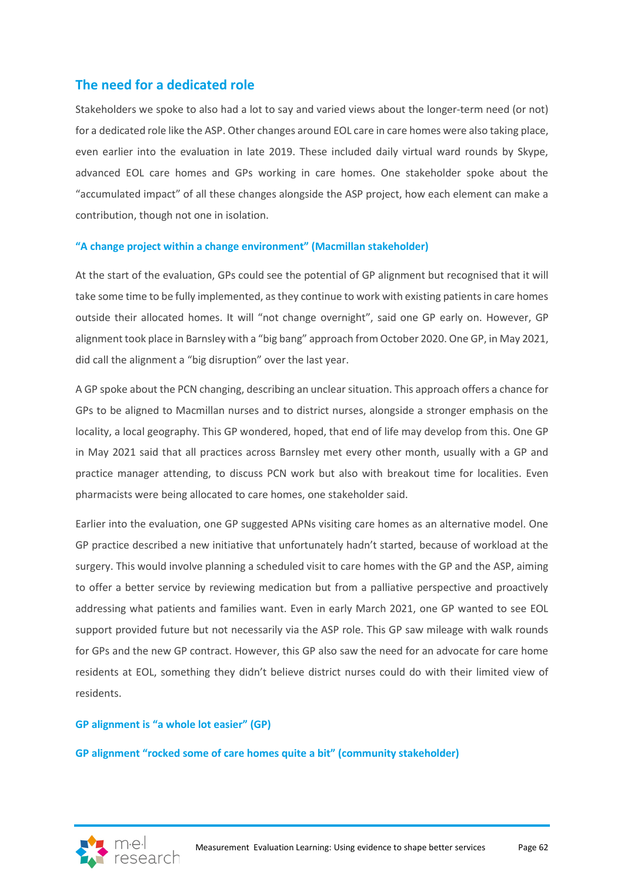## The need for a dedicated role

Stakeholders we spoke to also had a lot to say and varied views about the longer-term need (or not) for a dedicated role like the ASP. Other changes around EOL care in care homes were also taking place, even earlier into the evaluation in late 2019. These included daily virtual ward rounds by Skype, advanced EOL care homes and GPs working in care homes. One stakeholder spoke about the "accumulated impact" of all these changes alongside the ASP project, how each element can make a contribution, though not one in isolation.

### "A change project within a change environment" (Macmillan stakeholder)

At the start of the evaluation, GPs could see the potential of GP alignment but recognised that it will take some time to be fully implemented, as they continue to work with existing patients in care homes outside their allocated homes. It will "not change overnight", said one GP early on. However, GP alignment took place in Barnsley with a "big bang" approach from October 2020. One GP, in May 2021, did call the alignment a "big disruption" over the last year.

A GP spoke about the PCN changing, describing an unclear situation. This approach offers a chance for GPs to be aligned to Macmillan nurses and to district nurses, alongside a stronger emphasis on the locality, a local geography. This GP wondered, hoped, that end of life may develop from this. One GP in May 2021 said that all practices across Barnsley met every other month, usually with a GP and practice manager attending, to discuss PCN work but also with breakout time for localities. Even pharmacists were being allocated to care homes, one stakeholder said.

Earlier into the evaluation, one GP suggested APNs visiting care homes as an alternative model. One GP practice described a new initiative that unfortunately hadn't started, because of workload at the surgery. This would involve planning a scheduled visit to care homes with the GP and the ASP, aiming to offer a better service by reviewing medication but from a palliative perspective and proactively addressing what patients and families want. Even in early March 2021, one GP wanted to see EOL support provided future but not necessarily via the ASP role. This GP saw mileage with walk rounds for GPs and the new GP contract. However, this GP also saw the need for an advocate for care home residents at EOL, something they didn't believe district nurses could do with their limited view of residents.

### GP alignment is "a whole lot easier" (GP)

### GP alignment "rocked some of care homes quite a bit" (community stakeholder)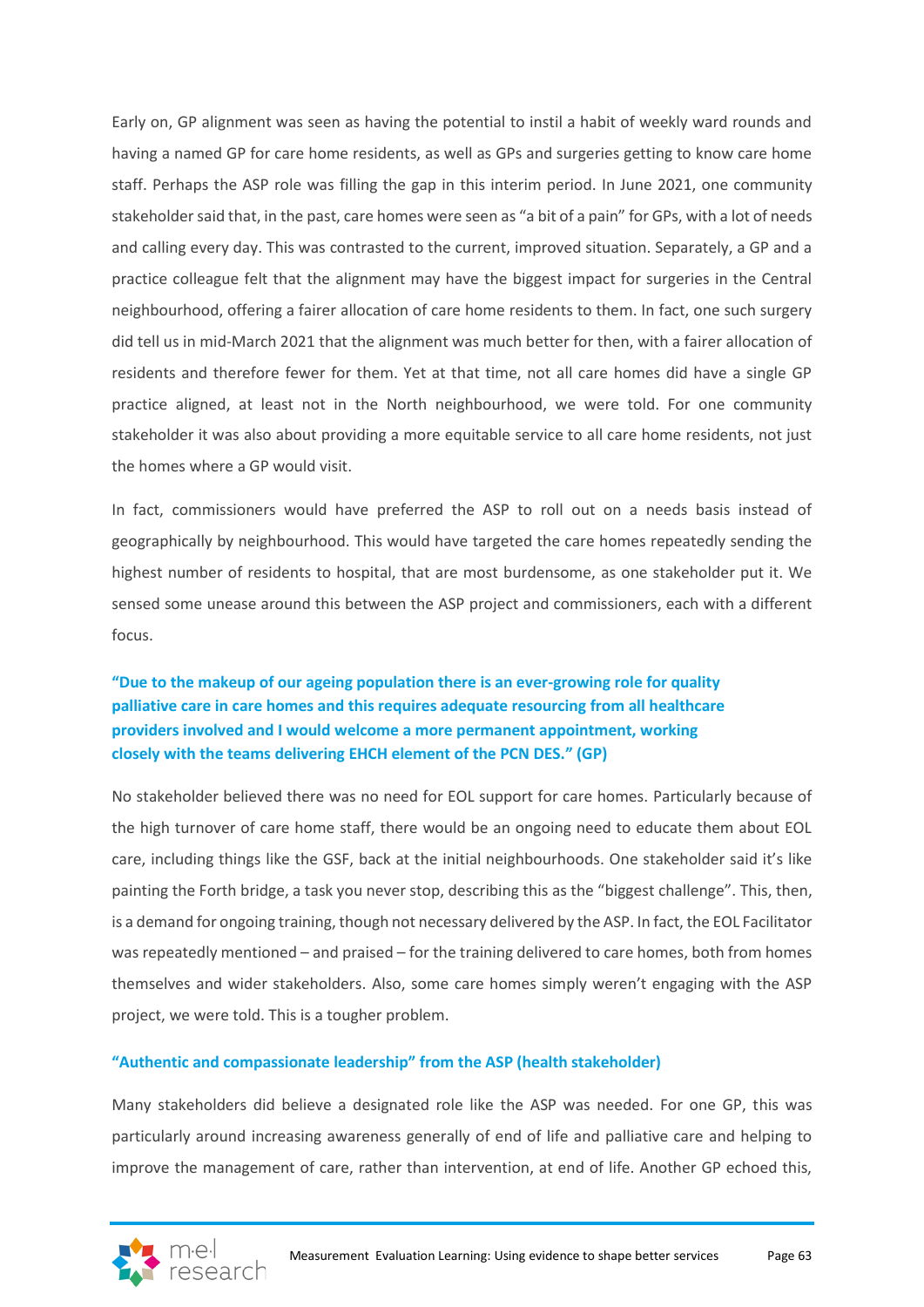Early on, GP alignment was seen as having the potential to instil a habit of weekly ward rounds and having a named GP for care home residents, as well as GPs and surgeries getting to know care home staff. Perhaps the ASP role was filling the gap in this interim period. In June 2021, one community stakeholder said that, in the past, care homes were seen as "a bit of a pain" for GPs, with a lot of needs and calling every day. This was contrasted to the current, improved situation. Separately, a GP and a practice colleague felt that the alignment may have the biggest impact for surgeries in the Central neighbourhood, offering a fairer allocation of care home residents to them. In fact, one such surgery did tell us in mid-March 2021 that the alignment was much better for then, with a fairer allocation of residents and therefore fewer for them. Yet at that time, not all care homes did have a single GP practice aligned, at least not in the North neighbourhood, we were told. For one community stakeholder it was also about providing a more equitable service to all care home residents, not just the homes where a GP would visit.

In fact, commissioners would have preferred the ASP to roll out on a needs basis instead of geographically by neighbourhood. This would have targeted the care homes repeatedly sending the highest number of residents to hospital, that are most burdensome, as one stakeholder put it. We sensed some unease around this between the ASP project and commissioners, each with a different focus.

**"Due to the makeup of our ageing population there is an ever-growing role for quality palliative care in care homes and this requires adequate resourcing from all healthcare providers involved and I would welcome a more permanent appointment, working closely with the teams delivering EHCH element of the PCN DES." (GP)**

No stakeholder believed there was no need for EOL support for care homes. Particularly because of the high turnover of care home staff, there would be an ongoing need to educate them about EOL care, including things like the GSF, back at the initial neighbourhoods. One stakeholder said it's like painting the Forth bridge, a task you never stop, describing this as the "biggest challenge". This, then, is a demand for ongoing training, though not necessary delivered by the ASP. In fact, the EOL Facilitator was repeatedly mentioned – and praised – for the training delivered to care homes, both from homes themselves and wider stakeholders. Also, some care homes simply weren't engaging with the ASP project, we were told. This is a tougher problem.

**"Authentic and compassionate leadership" from the ASP (health stakeholder)**

Many stakeholders did believe a designated role like the ASP was needed. For one GP, this was particularly around increasing awareness generally of end of life and palliative care and helping to improve the management of care, rather than intervention, at end of life. Another GP echoed this,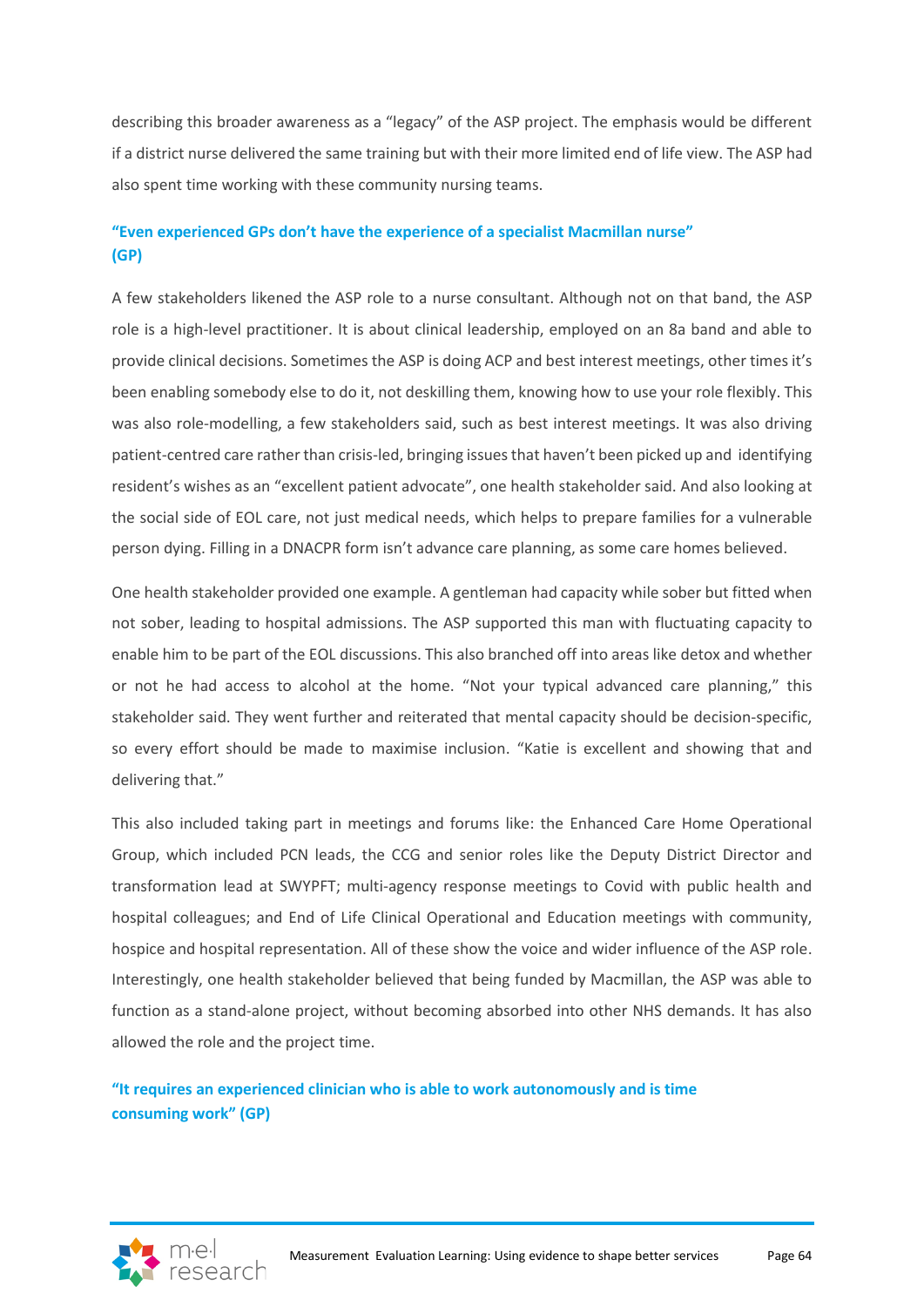describing this broader awareness as a "legacy" of the ASP project. The emphasis would be different if a district nurse delivered the same training but with their more limited end of life view. The ASP had also spent time working with these community nursing teams.

### "Even experienced GPs don't have the experience of a specialist Macmillan nurse" (GP)

A few stakeholders likened the ASP role to a nurse consultant. Although not on that band, the ASP role is a high-level practitioner. It is about clinical leadership, employed on an 8a band and able to provide clinical decisions. Sometimes the ASP is doing ACP and best interest meetings, other times it's been enabling somebody else to do it, not deskilling them, knowing how to use your role flexibly. This was also role-modelling, a few stakeholders said, such as best interest meetings. It was also driving patient-centred care rather than crisis-led, bringing issues that haven't been picked up and identifying resident's wishes as an "excellent patient advocate", one health stakeholder said. And also looking at the social side of EOL care, not just medical needs, which helps to prepare families for a vulnerable person dying. Filling in a DNACPR form isn't advance care planning, as some care homes believed.

One health stakeholder provided one example. A gentleman had capacity while sober but fitted when not sober, leading to hospital admissions. The ASP supported this man with fluctuating capacity to enable him to be part of the EOL discussions. This also branched off into areas like detox and whether or not he had access to alcohol at the home. "Not your typical advanced care planning," this stakeholder said. They went further and reiterated that mental capacity should be decision-specific, so every effort should be made to maximise inclusion. "Katie is excellent and showing that and delivering that."

This also included taking part in meetings and forums like: the Enhanced Care Home Operational Group, which included PCN leads, the CCG and senior roles like the Deputy District Director and transformation lead at SWYPFT; multi-agency response meetings to Covid with public health and hospital colleagues; and End of Life Clinical Operational and Education meetings with community, hospice and hospital representation. All of these show the voice and wider influence of the ASP role. Interestingly, one health stakeholder believed that being funded by Macmillan, the ASP was able to function as a stand-alone project, without becoming absorbed into other NHS demands. It has also allowed the role and the project time.

### "It requires an experienced clinician who is able to work autonomously and is time consuming work" (GP)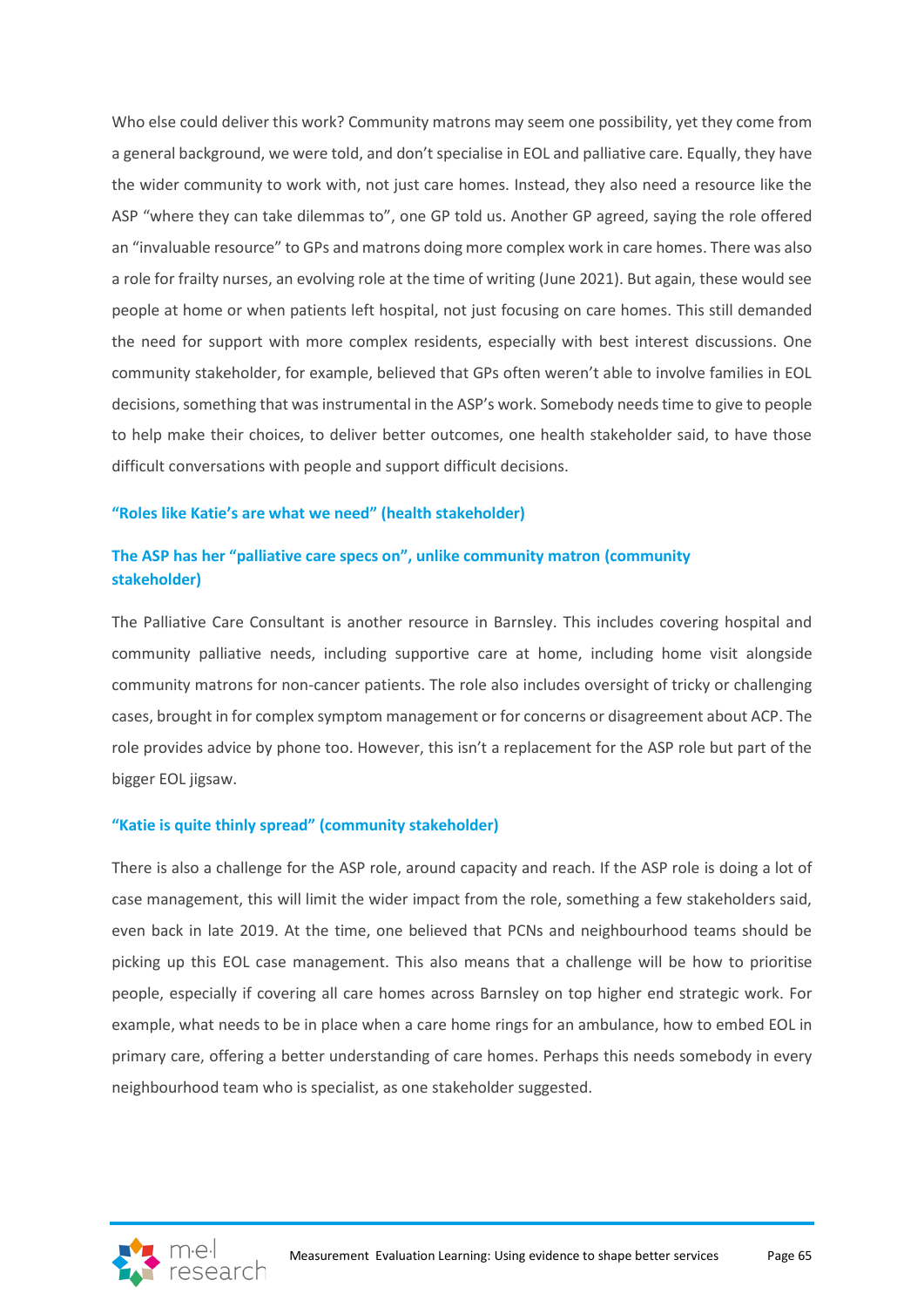Who else could deliver this work? Community matrons may seem one possibility, yet they come from a general background, we were told, and don't specialise in EOL and palliative care. Equally, they have the wider community to work with, not just care homes. Instead, they also need a resource like the ASP "where they can take dilemmas to", one GP told us. Another GP agreed, saying the role offered an "invaluable resource" to GPs and matrons doing more complex work in care homes. There was also a role for frailty nurses, an evolving role at the time of writing (June 2021). But again, these would see people at home or when patients left hospital, not just focusing on care homes. This still demanded the need for support with more complex residents, especially with best interest discussions. One community stakeholder, for example, believed that GPs often weren't able to involve families in EOL decisions, something that was instrumental in the ASP's work. Somebody needs time to give to people to help make their choices, to deliver better outcomes, one health stakeholder said, to have those difficult conversations with people and support difficult decisions.

#### "Roles like Katie's are what we need" (health stakeholder)

#### The ASP has her "palliative care specs on", unlike community matron (community stakeholder)

The Palliative Care Consultant is another resource in Barnsley. This includes covering hospital and community palliative needs, including supportive care at home, including home visit alongside community matrons for non-cancer patients. The role also includes oversight of tricky or challenging cases, brought in for complex symptom management or for concerns or disagreement about ACP. The role provides advice by phone too. However, this isn't a replacement for the ASP role but part of the bigger EOL jigsaw.

#### "Katie is quite thinly spread" (community stakeholder)

There is also a challenge for the ASP role, around capacity and reach. If the ASP role is doing a lot of case management, this will limit the wider impact from the role, something a few stakeholders said, even back in late 2019. At the time, one believed that PCNs and neighbourhood teams should be picking up this EOL case management. This also means that a challenge will be how to prioritise people, especially if covering all care homes across Barnsley on top higher end strategic work. For example, what needs to be in place when a care home rings for an ambulance, how to embed EOL in primary care, offering a better understanding of care homes. Perhaps this needs somebody in every neighbourhood team who is specialist, as one stakeholder suggested.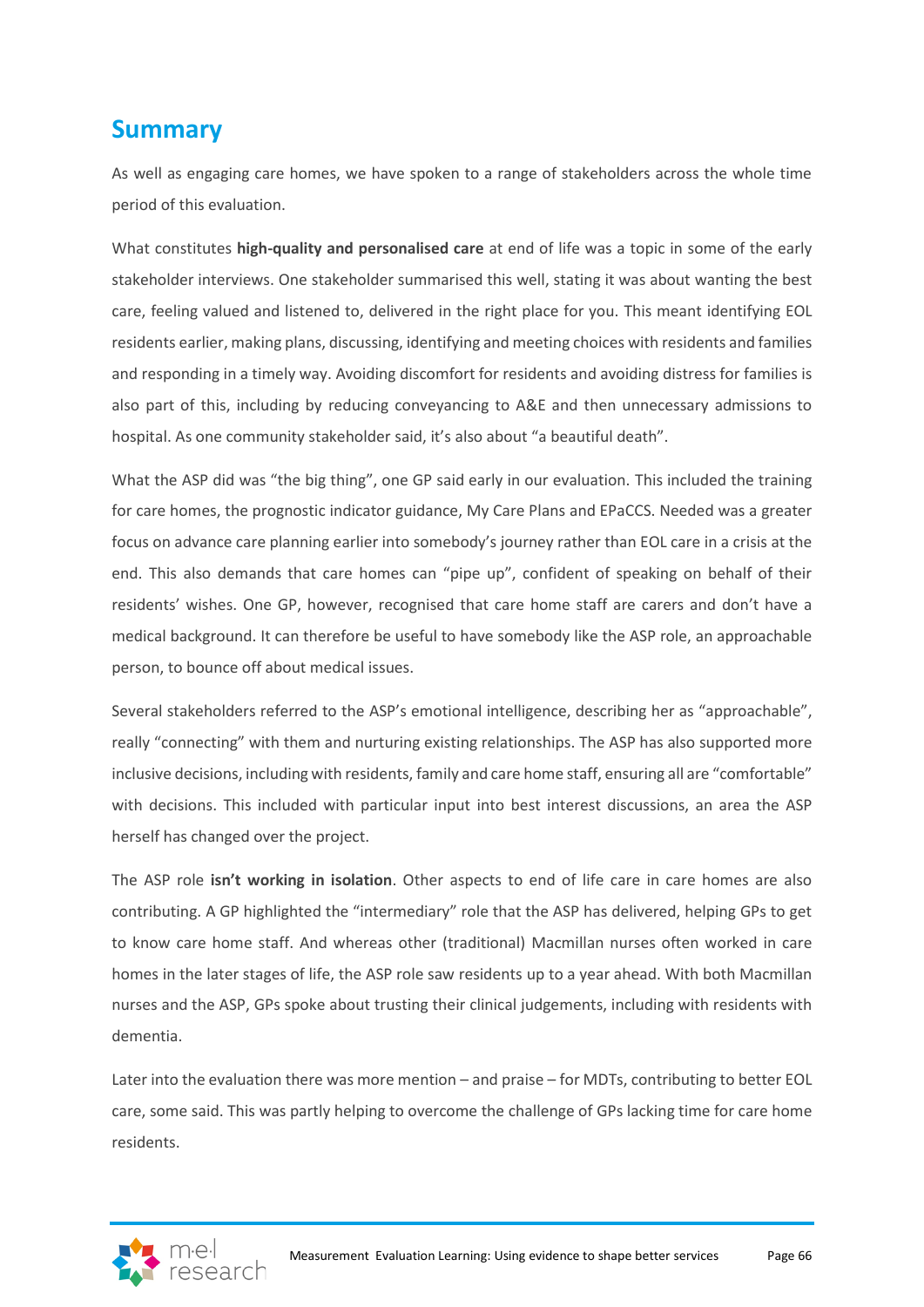## Summary

As well as engaging care homes, we have spoken to a range of stakeholders across the whole time period of this evaluation.

What constitutes **high-quality and personalised care** at end of life was a topic in some of the early stakeholder interviews. One stakeholder summarised this well, stating it was about wanting the best care, feeling valued and listened to, delivered in the right place for you. This meant identifying EOL residents earlier, making plans, discussing, identifying and meeting choices with residents and families and responding in a timely way. Avoiding discomfort for residents and avoiding distress for families is also part of this, including by reducing conveyancing to A&E and then unnecessary admissions to hospital. As one community stakeholder said, it's also about "a beautiful death".

What the ASP did was "the big thing", one GP said early in our evaluation. This included the training for care homes, the prognostic indicator guidance, My Care Plans and EPaCCS. Needed was a greater focus on advance care planning earlier into somebody's journey rather than EOL care in a crisis at the end. This also demands that care homes can "pipe up", confident of speaking on behalf of their residents' wishes. One GP, however, recognised that care home staff are carers and don't have a medical background. It can therefore be useful to have somebody like the ASP role, an approachable person, to bounce off about medical issues.

Several stakeholders referred to the ASP's emotional intelligence, describing her as "approachable", really "connecting" with them and nurturing existing relationships. The ASP has also supported more inclusive decisions, including with residents, family and care home staff, ensuring all are "comfortable" with decisions. This included with particular input into best interest discussions, an area the ASP herself has changed over the project.

The ASP role **isn't working in isolation**. Other aspects to end of life care in care homes are also contributing. A GP highlighted the "intermediary" role that the ASP has delivered, helping GPs to get to know care home staff. And whereas other (traditional) Macmillan nurses often worked in care homes in the later stages of life, the ASP role saw residents up to a year ahead. With both Macmillan nurses and the ASP, GPs spoke about trusting their clinical judgements, including with residents with dementia.

Later into the evaluation there was more mention – and praise – for MDTs, contributing to better EOL care, some said. This was partly helping to overcome the challenge of GPs lacking time for care home residents.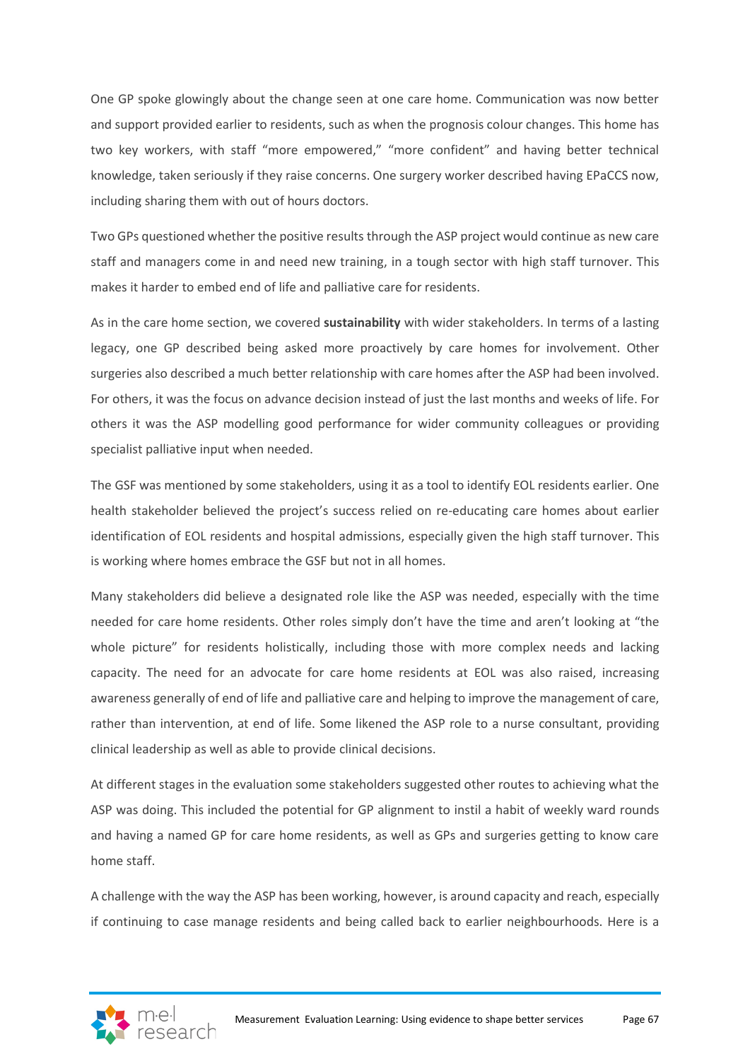One GP spoke glowingly about the change seen at one care home. Communication was now better and support provided earlier to residents, such as when the prognosis colour changes. This home has two key workers, with staff "more empowered," "more confident" and having better technical knowledge, taken seriously if they raise concerns. One surgery worker described having EPaCCS now, including sharing them with out of hours doctors.

Two GPs questioned whether the positive results through the ASP project would continue as new care staff and managers come in and need new training, in a tough sector with high staff turnover. This makes it harder to embed end of life and palliative care for residents.

As in the care home section, we covered **sustainability** with wider stakeholders. In terms of a lasting legacy, one GP described being asked more proactively by care homes for involvement. Other surgeries also described a much better relationship with care homes after the ASP had been involved. For others, it was the focus on advance decision instead of just the last months and weeks of life. For others it was the ASP modelling good performance for wider community colleagues or providing specialist palliative input when needed.

The GSF was mentioned by some stakeholders, using it as a tool to identify EOL residents earlier. One health stakeholder believed the project's success relied on re-educating care homes about earlier identification of EOL residents and hospital admissions, especially given the high staff turnover. This is working where homes embrace the GSF but not in all homes.

Many stakeholders did believe a designated role like the ASP was needed, especially with the time needed for care home residents. Other roles simply don't have the time and aren't looking at "the whole picture" for residents holistically, including those with more complex needs and lacking capacity. The need for an advocate for care home residents at EOL was also raised, increasing awareness generally of end of life and palliative care and helping to improve the management of care, rather than intervention, at end of life. Some likened the ASP role to a nurse consultant, providing clinical leadership as well as able to provide clinical decisions.

At different stages in the evaluation some stakeholders suggested other routes to achieving what the ASP was doing. This included the potential for GP alignment to instil a habit of weekly ward rounds and having a named GP for care home residents, as well as GPs and surgeries getting to know care home staff.

A challenge with the way the ASP has been working, however, is around capacity and reach, especially if continuing to case manage residents and being called back to earlier neighbourhoods. Here is a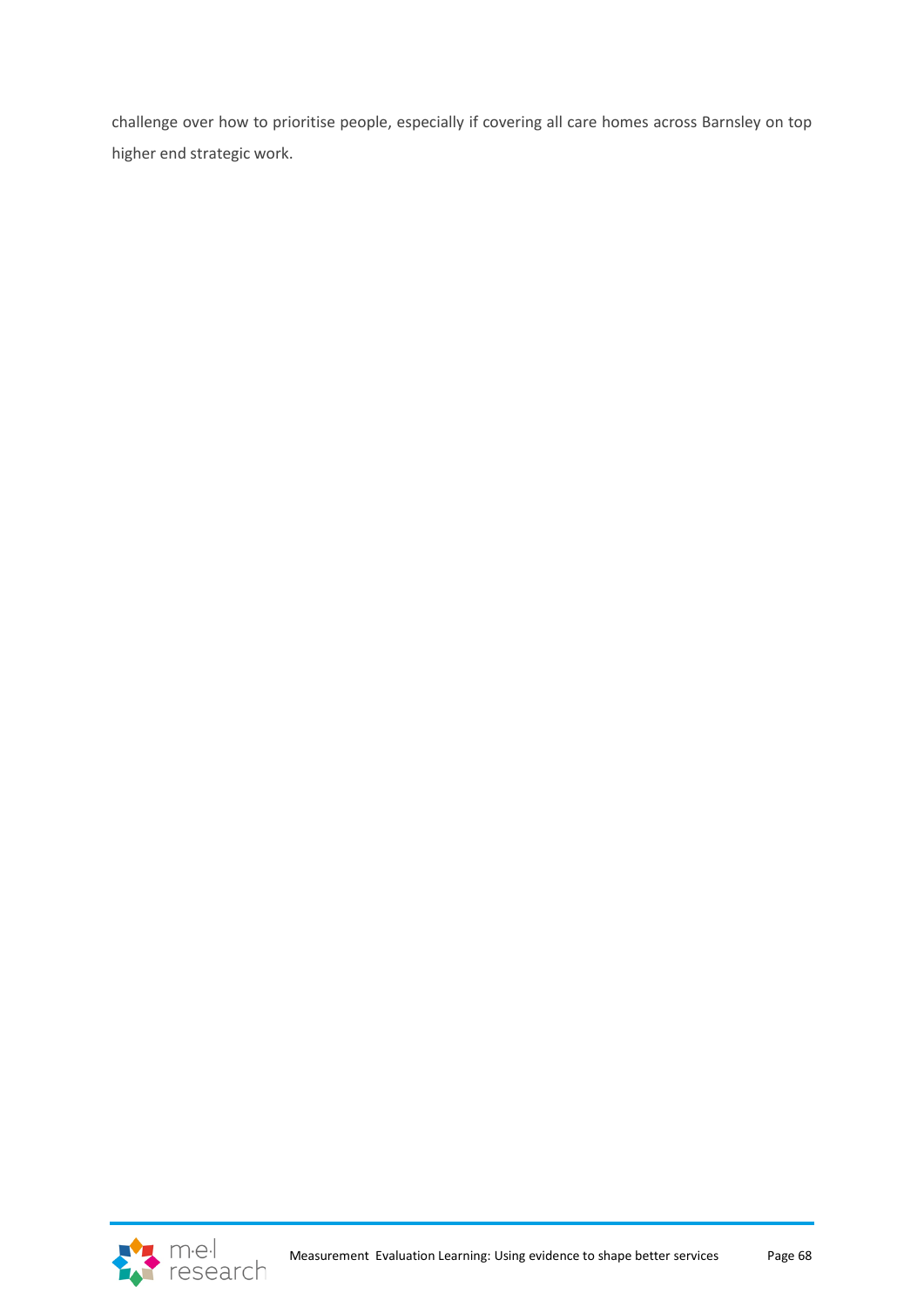challenge over how to prioritise people, especially if covering all care homes across Barnsley on top higher end strategic work.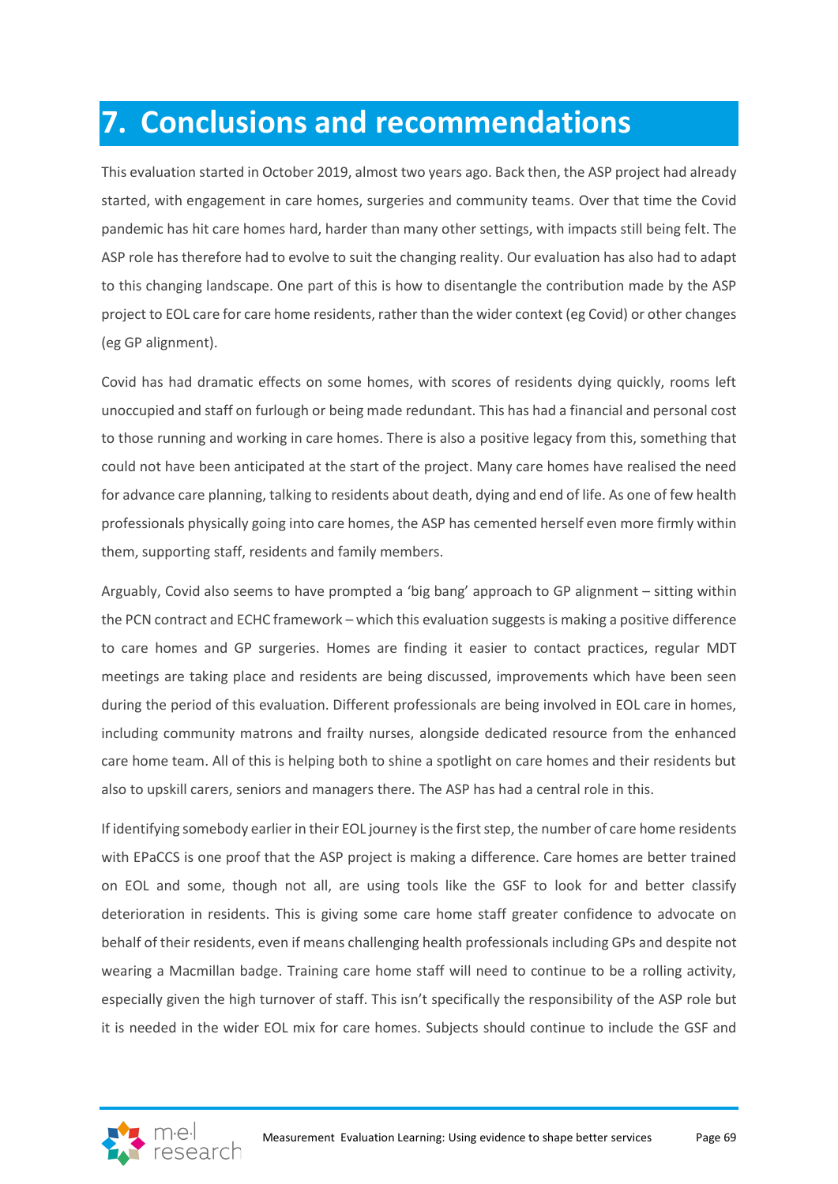# 7. Conclusions and recommendations

This evaluation started in October 2019, almost two years ago. Back then, the ASP project had already started, with engagement in care homes, surgeries and community teams. Over that time the Covid pandemic has hit care homes hard, harder than many other settings, with impacts still being felt. The ASP role has therefore had to evolve to suit the changing reality. Our evaluation has also had to adapt to this changing landscape. One part of this is how to disentangle the contribution made by the ASP project to EOL care for care home residents, rather than the wider context (eg Covid) or other changes (eg GP alignment).

Covid has had dramatic effects on some homes, with scores of residents dying quickly, rooms left unoccupied and staff on furlough or being made redundant. This has had a financial and personal cost to those running and working in care homes. There is also a positive legacy from this, something that could not have been anticipated at the start of the project. Many care homes have realised the need for advance care planning, talking to residents about death, dying and end of life. As one of few health professionals physically going into care homes, the ASP has cemented herself even more firmly within them, supporting staff, residents and family members.

Arguably, Covid also seems to have prompted a 'big bang' approach to GP alignment – sitting within the PCN contract and ECHC framework – which this evaluation suggests is making a positive difference to care homes and GP surgeries. Homes are finding it easier to contact practices, regular MDT meetings are taking place and residents are being discussed, improvements which have been seen during the period of this evaluation. Different professionals are being involved in EOL care in homes, including community matrons and frailty nurses, alongside dedicated resource from the enhanced care home team. All of this is helping both to shine a spotlight on care homes and their residents but also to upskill carers, seniors and managers there. The ASP has had a central role in this.

If identifying somebody earlier in their EOL journey is the first step, the number of care home residents with EPaCCS is one proof that the ASP project is making a difference. Care homes are better trained on EOL and some, though not all, are using tools like the GSF to look for and better classify deterioration in residents. This is giving some care home staff greater confidence to advocate on behalf of their residents, even if means challenging health professionals including GPs and despite not wearing a Macmillan badge. Training care home staff will need to continue to be a rolling activity, especially given the high turnover of staff. This isn't specifically the responsibility of the ASP role but it is needed in the wider EOL mix for care homes. Subjects should continue to include the GSF and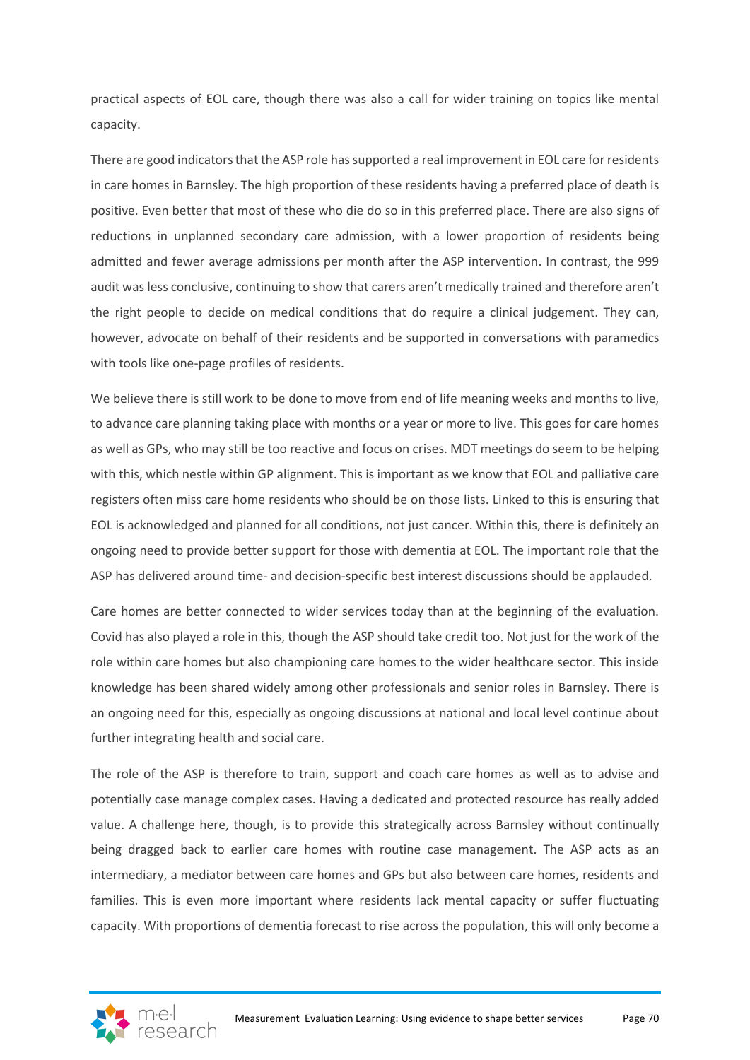practical aspects of EOL care, though there was also a call for wider training on topics like mental capacity.

There are good indicators that the ASP role has supported a real improvement in EOL care for residents in care homes in Barnsley. The high proportion of these residents having a preferred place of death is positive. Even better that most of these who die do so in this preferred place. There are also signs of reductions in unplanned secondary care admission, with a lower proportion of residents being admitted and fewer average admissions per month after the ASP intervention. In contrast, the 999 audit was less conclusive, continuing to show that carers aren't medically trained and therefore aren't the right people to decide on medical conditions that do require a clinical judgement. They can, however, advocate on behalf of their residents and be supported in conversations with paramedics with tools like one-page profiles of residents.

We believe there is still work to be done to move from end of life meaning weeks and months to live, to advance care planning taking place with months or a year or more to live. This goes for care homes as well as GPs, who may still be too reactive and focus on crises. MDT meetings do seem to be helping with this, which nestle within GP alignment. This is important as we know that EOL and palliative care registers often miss care home residents who should be on those lists. Linked to this is ensuring that EOL is acknowledged and planned for all conditions, not just cancer. Within this, there is definitely an ongoing need to provide better support for those with dementia at EOL. The important role that the ASP has delivered around time- and decision-specific best interest discussions should be applauded.

Care homes are better connected to wider services today than at the beginning of the evaluation. Covid has also played a role in this, though the ASP should take credit too. Not just for the work of the role within care homes but also championing care homes to the wider healthcare sector. This inside knowledge has been shared widely among other professionals and senior roles in Barnsley. There is an ongoing need for this, especially as ongoing discussions at national and local level continue about further integrating health and social care.

The role of the ASP is therefore to train, support and coach care homes as well as to advise and potentially case manage complex cases. Having a dedicated and protected resource has really added value. A challenge here, though, is to provide this strategically across Barnsley without continually being dragged back to earlier care homes with routine case management. The ASP acts as an intermediary, a mediator between care homes and GPs but also between care homes, residents and families. This is even more important where residents lack mental capacity or suffer fluctuating capacity. With proportions of dementia forecast to rise across the population, this will only become a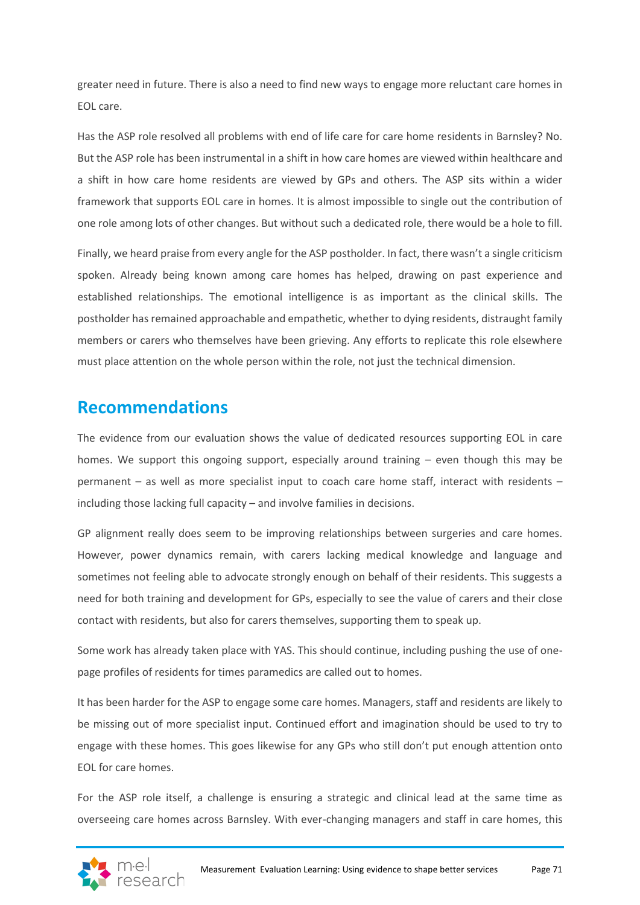greater need in future. There is also a need to find new ways to engage more reluctant care homes in EOL care.

Has the ASP role resolved all problems with end of life care for care home residents in Barnsley? No. But the ASP role has been instrumental in a shift in how care homes are viewed within healthcare and a shift in how care home residents are viewed by GPs and others. The ASP sits within a wider framework that supports EOL care in homes. It is almost impossible to single out the contribution of one role among lots of other changes. But without such a dedicated role, there would be a hole to fill.

Finally, we heard praise from every angle for the ASP postholder. In fact, there wasn't a single criticism spoken. Already being known among care homes has helped, drawing on past experience and established relationships. The emotional intelligence is as important as the clinical skills. The postholder has remained approachable and empathetic, whether to dying residents, distraught family members or carers who themselves have been grieving. Any efforts to replicate this role elsewhere must place attention on the whole person within the role, not just the technical dimension.

## Recommendations

The evidence from our evaluation shows the value of dedicated resources supporting EOL in care homes. We support this ongoing support, especially around training – even though this may be permanent – as well as more specialist input to coach care home staff, interact with residents – including those lacking full capacity – and involve families in decisions.

GP alignment really does seem to be improving relationships between surgeries and care homes. However, power dynamics remain, with carers lacking medical knowledge and language and sometimes not feeling able to advocate strongly enough on behalf of their residents. This suggests a need for both training and development for GPs, especially to see the value of carers and their close contact with residents, but also for carers themselves, supporting them to speak up.

Some work has already taken place with YAS. This should continue, including pushing the use of one-page profiles of residents for times paramedics are called out to homes.

It has been harder for the ASP to engage some care homes. Managers, staff and residents are likely to be missing out of more specialist input. Continued effort and imagination should be used to try to engage with these homes. This goes likewise for any GPs who still don't put enough attention onto EOL for care homes.

For the ASP role itself, a challenge is ensuring a strategic and clinical lead at the same time as overseeing care homes across Barnsley. With ever-changing managers and staff in care homes, this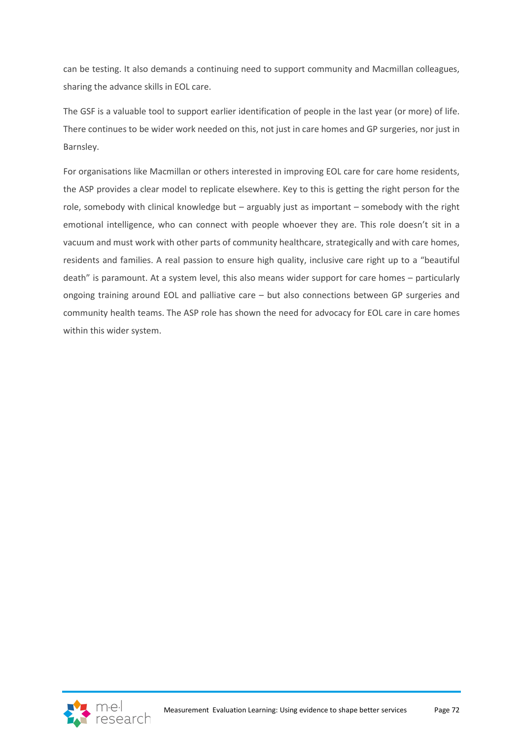can be testing. It also demands a continuing need to support community and Macmillan colleagues, sharing the advance skills in EOL care.

The GSF is a valuable tool to support earlier identification of people in the last year (or more) of life. There continues to be wider work needed on this, not just in care homes and GP surgeries, nor just in Barnsley.

For organisations like Macmillan or others interested in improving EOL care for care home residents, the ASP provides a clear model to replicate elsewhere. Key to this is getting the right person for the role, somebody with clinical knowledge but – arguably just as important – somebody with the right emotional intelligence, who can connect with people whoever they are. This role doesn't sit in a vacuum and must work with other parts of community healthcare, strategically and with care homes, residents and families. A real passion to ensure high quality, inclusive care right up to a "beautiful death" is paramount. At a system level, this also means wider support for care homes – particularly ongoing training around EOL and palliative care – but also connections between GP surgeries and community health teams. The ASP role has shown the need for advocacy for EOL care in care homes within this wider system.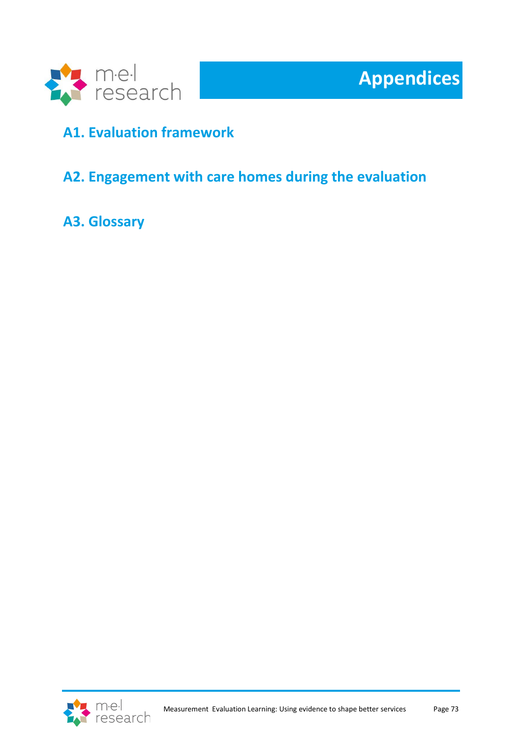# Appendices

## A1. Evaluation framework

## A2. Engagement with care homes during the evaluation

## A3. Glossary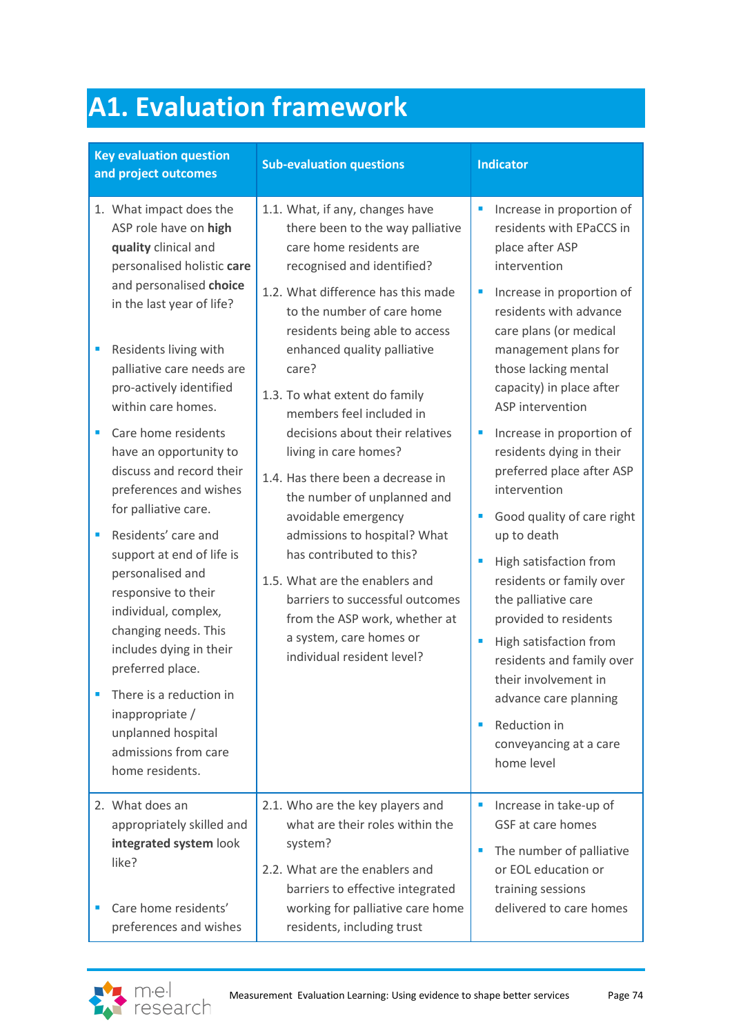# A1. Evaluation framework

| Key evaluation question and project outcomes | Sub-evaluation questions | Indicator |
|---|---|---|
| 1. What impact does the ASP role have on **high quality** clinical and personalised holistic **care** and personalised **choice** in the last year of life?<br><br>▪ Residents living with palliative care needs are pro-actively identified within care homes.<br>▪ Care home residents have an opportunity to discuss and record their preferences and wishes for palliative care.<br>▪ Residents' care and support at end of life is personalised and responsive to their individual, complex, changing needs. This includes dying in their preferred place.<br>▪ There is a reduction in inappropriate / unplanned hospital admissions from care home residents. | 1.1. What, if any, changes have there been to the way palliative care home residents are recognised and identified?<br>1.2. What difference has this made to the number of care home residents being able to access enhanced quality palliative care?<br>1.3. To what extent do family members feel included in decisions about their relatives living in care homes?<br>1.4. Has there been a decrease in the number of unplanned and avoidable emergency admissions to hospital? What has contributed to this?<br>1.5. What are the enablers and barriers to successful outcomes from the ASP work, whether at a system, care homes or individual resident level? | ▪ Increase in proportion of residents with EPaCCS in place after ASP intervention<br>▪ Increase in proportion of residents with advance care plans (or medical management plans for those lacking mental capacity) in place after ASP intervention<br>▪ Increase in proportion of residents dying in their preferred place after ASP intervention<br>▪ Good quality of care right up to death<br>▪ High satisfaction from residents or family over the palliative care provided to residents<br>▪ High satisfaction from residents and family over their involvement in advance care planning<br>▪ Reduction in conveyancing at a care home level |
| 2. What does an appropriately skilled and **integrated system** look like?<br><br>▪ Care home residents' preferences and wishes | 2.1. Who are the key players and what are their roles within the system?<br>2.2. What are the enablers and barriers to effective integrated working for palliative care home residents, including trust | ▪ Increase in take-up of GSF at care homes<br>▪ The number of palliative or EOL education or training sessions delivered to care homes |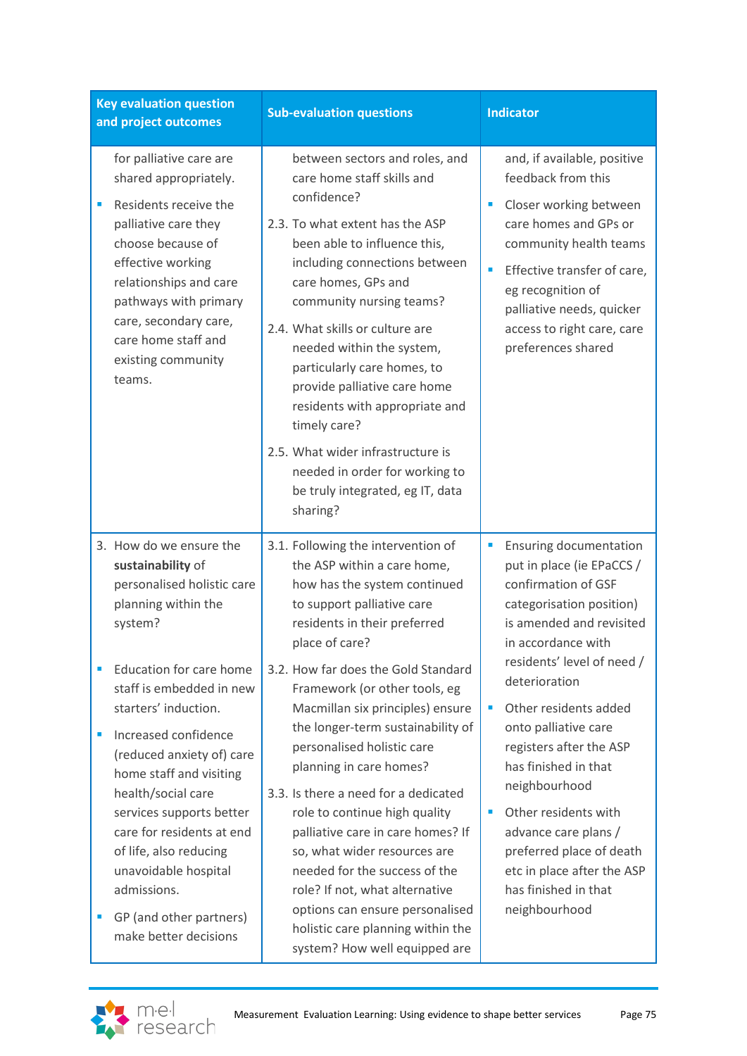| Key evaluation question and project outcomes | Sub-evaluation questions | Indicator |
|---|---|---|
| for palliative care are shared appropriately.<br>▪ Residents receive the palliative care they choose because of effective working relationships and care pathways with primary care, secondary care, care home staff and existing community teams. | between sectors and roles, and care home staff skills and confidence?<br>2.3. To what extent has the ASP been able to influence this, including connections between care homes, GPs and community nursing teams?<br>2.4. What skills or culture are needed within the system, particularly care homes, to provide palliative care home residents with appropriate and timely care?<br>2.5. What wider infrastructure is needed in order for working to be truly integrated, eg IT, data sharing? | and, if available, positive feedback from this<br>▪ Closer working between care homes and GPs or community health teams<br>▪ Effective transfer of care, eg recognition of palliative needs, quicker access to right care, care preferences shared |
| 3. How do we ensure the **sustainability** of personalised holistic care planning within the system?<br>▪ Education for care home staff is embedded in new starters' induction.<br>▪ Increased confidence (reduced anxiety of) care home staff and visiting health/social care services supports better care for residents at end of life, also reducing unavoidable hospital admissions.<br>▪ GP (and other partners) make better decisions | 3.1. Following the intervention of the ASP within a care home, how has the system continued to support palliative care residents in their preferred place of care?<br>3.2. How far does the Gold Standard Framework (or other tools, eg Macmillan six principles) ensure the longer-term sustainability of personalised holistic care planning in care homes?<br>3.3. Is there a need for a dedicated role to continue high quality palliative care in care homes? If so, what wider resources are needed for the success of the role? If not, what alternative options can ensure personalised holistic care planning within the system? How well equipped are | ▪ Ensuring documentation put in place (ie EPaCCS / confirmation of GSF categorisation position) is amended and revisited in accordance with residents' level of need / deterioration<br>▪ Other residents added onto palliative care registers after the ASP has finished in that neighbourhood<br>▪ Other residents with advance care plans / preferred place of death etc in place after the ASP has finished in that neighbourhood |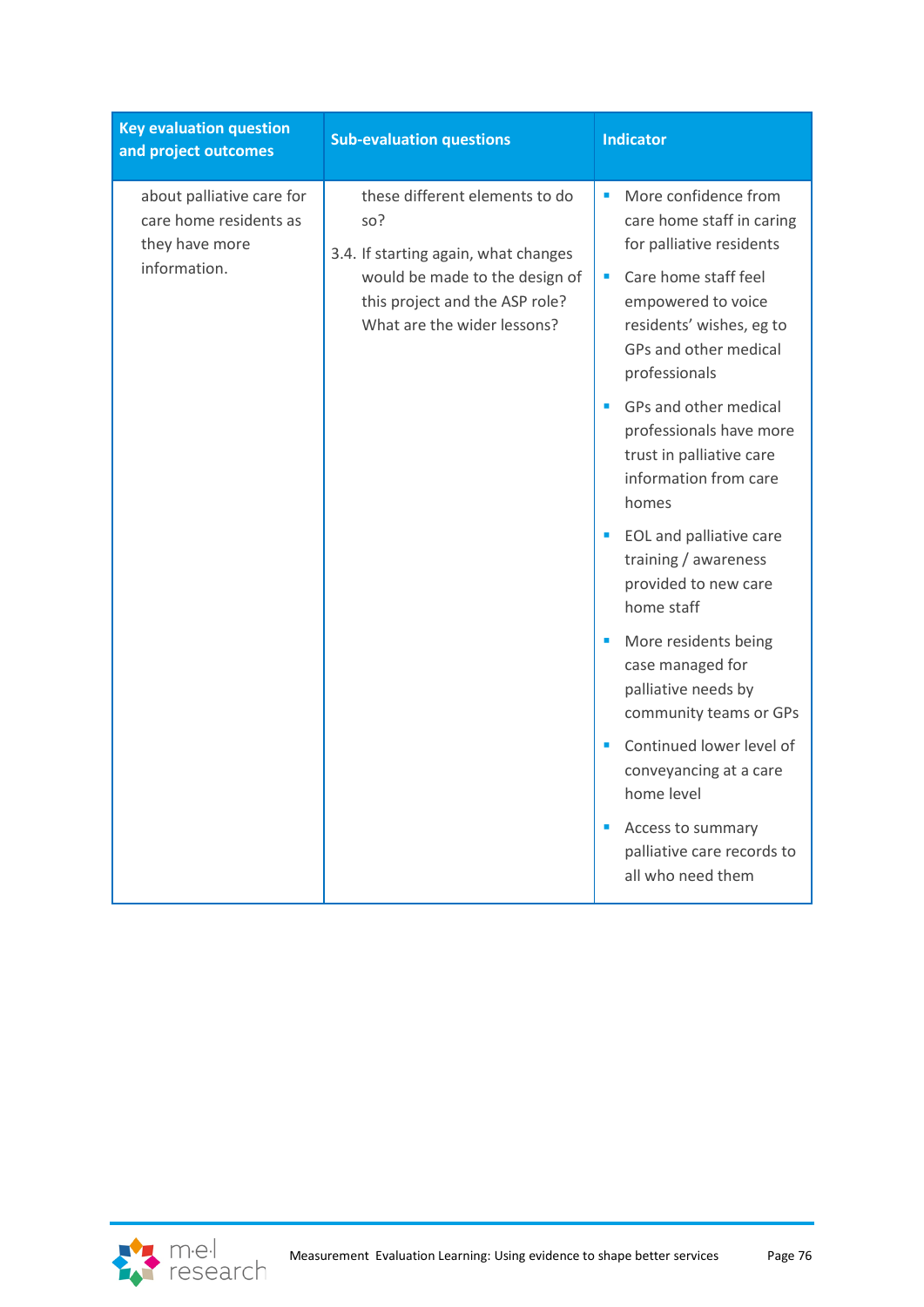| Key evaluation question and project outcomes | Sub-evaluation questions | Indicator |
|---|---|---|
| about palliative care for care home residents as they have more information. | these different elements to do so?<br><br>3.4. If starting again, what changes would be made to the design of this project and the ASP role? What are the wider lessons? | ▪ More confidence from care home staff in caring for palliative residents<br>▪ Care home staff feel empowered to voice residents' wishes, eg to GPs and other medical professionals<br>▪ GPs and other medical professionals have more trust in palliative care information from care homes<br>▪ EOL and palliative care training / awareness provided to new care home staff<br>▪ More residents being case managed for palliative needs by community teams or GPs<br>▪ Continued lower level of conveyancing at a care home level<br>▪ Access to summary palliative care records to all who need them |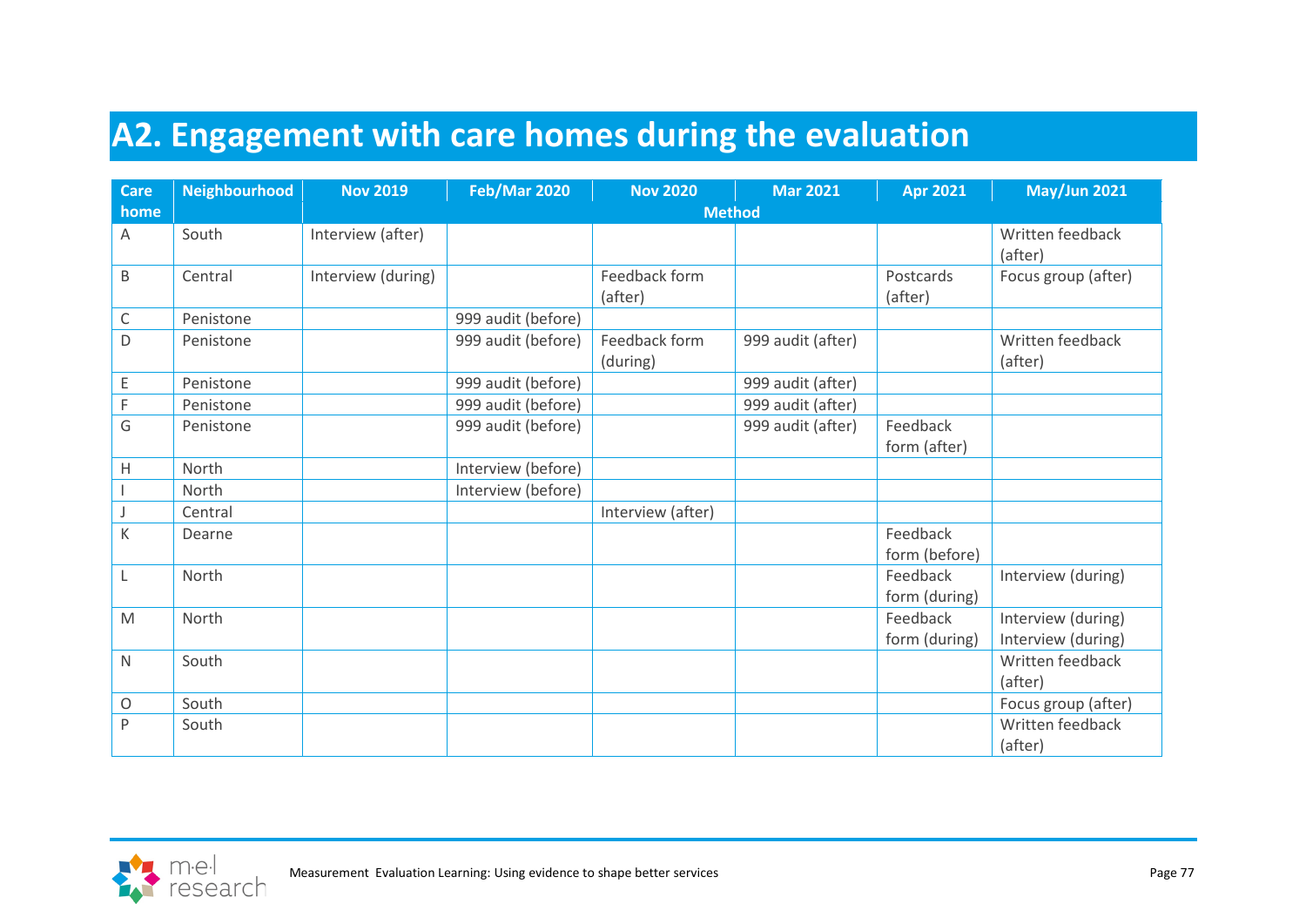# A2. Engagement with care homes during the evaluation

| Care home | Neighbourhood | Nov 2019 | Feb/Mar 2020 | Nov 2020 | Mar 2021 | Apr 2021 | May/Jun 2021 |
|---|---|---|---|---|---|---|---|
| | | Method | | | | | |
| A | South | Interview (after) | | | | | Written feedback (after) |
| B | Central | Interview (during) | | Feedback form (after) | | Postcards (after) | Focus group (after) |
| C | Penistone | | 999 audit (before) | | | | |
| D | Penistone | | 999 audit (before) | Feedback form (during) | 999 audit (after) | | Written feedback (after) |
| E | Penistone | | 999 audit (before) | | 999 audit (after) | | |
| F | Penistone | | 999 audit (before) | | 999 audit (after) | | |
| G | Penistone | | 999 audit (before) | | 999 audit (after) | Feedback form (after) | |
| H | North | | Interview (before) | | | | |
| I | North | | Interview (before) | | | | |
| J | Central | | | Interview (after) | | | |
| K | Dearne | | | | | Feedback form (before) | |
| L | North | | | | | Feedback form (during) | Interview (during) |
| M | North | | | | | Feedback form (during) | Interview (during) Interview (during) |
| N | South | | | | | | Written feedback (after) |
| O | South | | | | | | Focus group (after) |
| P | South | | | | | | Written feedback (after) |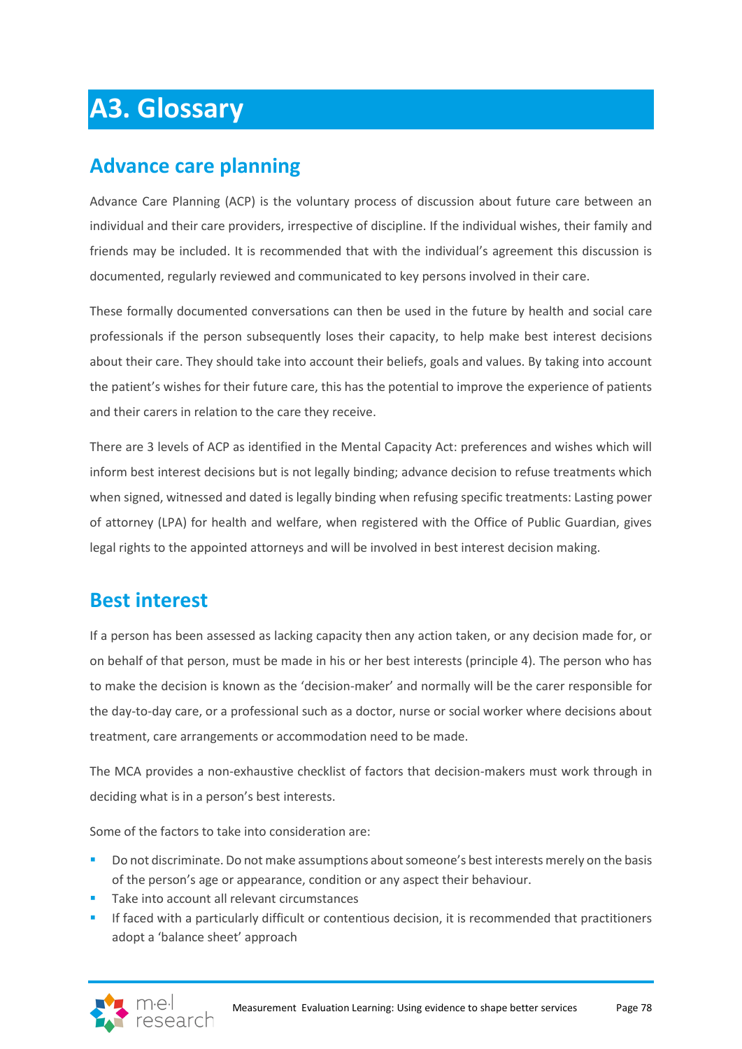# A3. Glossary

## Advance care planning

Advance Care Planning (ACP) is the voluntary process of discussion about future care between an individual and their care providers, irrespective of discipline. If the individual wishes, their family and friends may be included. It is recommended that with the individual's agreement this discussion is documented, regularly reviewed and communicated to key persons involved in their care.

These formally documented conversations can then be used in the future by health and social care professionals if the person subsequently loses their capacity, to help make best interest decisions about their care. They should take into account their beliefs, goals and values. By taking into account the patient's wishes for their future care, this has the potential to improve the experience of patients and their carers in relation to the care they receive.

There are 3 levels of ACP as identified in the Mental Capacity Act: preferences and wishes which will inform best interest decisions but is not legally binding; advance decision to refuse treatments which when signed, witnessed and dated is legally binding when refusing specific treatments: Lasting power of attorney (LPA) for health and welfare, when registered with the Office of Public Guardian, gives legal rights to the appointed attorneys and will be involved in best interest decision making.

## Best interest

If a person has been assessed as lacking capacity then any action taken, or any decision made for, or on behalf of that person, must be made in his or her best interests (principle 4). The person who has to make the decision is known as the 'decision-maker' and normally will be the carer responsible for the day-to-day care, or a professional such as a doctor, nurse or social worker where decisions about treatment, care arrangements or accommodation need to be made.

The MCA provides a non-exhaustive checklist of factors that decision-makers must work through in deciding what is in a person's best interests.

Some of the factors to take into consideration are:

- Do not discriminate. Do not make assumptions about someone's best interests merely on the basis of the person's age or appearance, condition or any aspect their behaviour.
- Take into account all relevant circumstances
- If faced with a particularly difficult or contentious decision, it is recommended that practitioners adopt a 'balance sheet' approach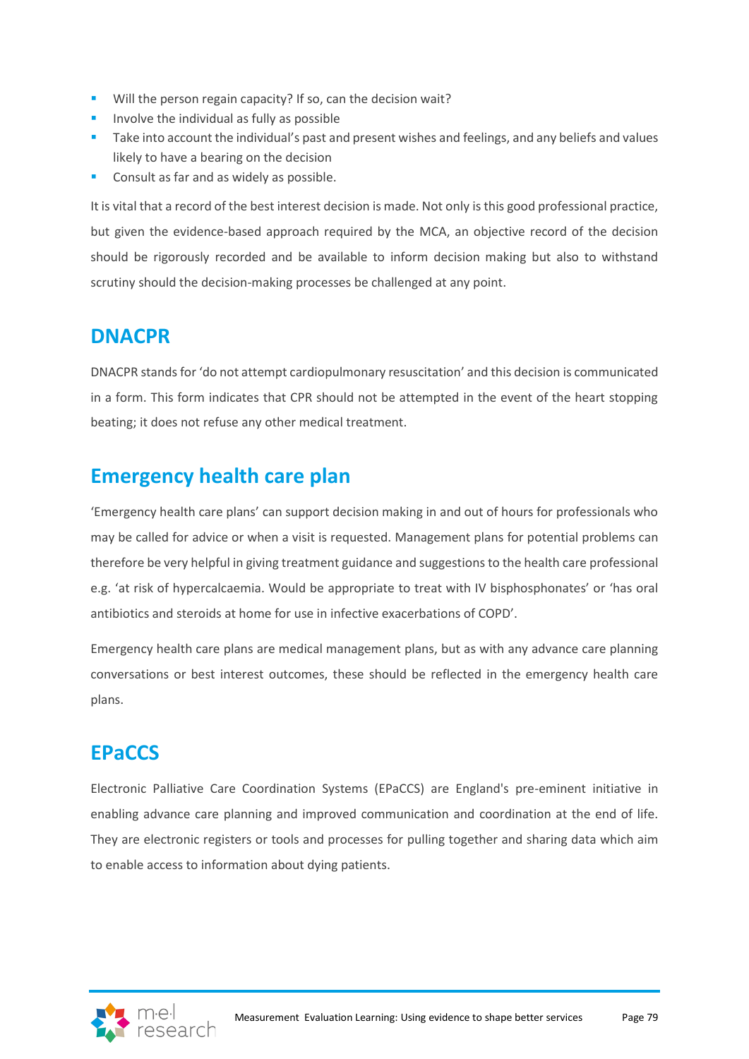- Will the person regain capacity? If so, can the decision wait?
- Involve the individual as fully as possible
- Take into account the individual's past and present wishes and feelings, and any beliefs and values likely to have a bearing on the decision
- Consult as far and as widely as possible.

It is vital that a record of the best interest decision is made. Not only is this good professional practice, but given the evidence-based approach required by the MCA, an objective record of the decision should be rigorously recorded and be available to inform decision making but also to withstand scrutiny should the decision-making processes be challenged at any point.

## DNACPR

DNACPR stands for 'do not attempt cardiopulmonary resuscitation' and this decision is communicated in a form. This form indicates that CPR should not be attempted in the event of the heart stopping beating; it does not refuse any other medical treatment.

## Emergency health care plan

'Emergency health care plans' can support decision making in and out of hours for professionals who may be called for advice or when a visit is requested. Management plans for potential problems can therefore be very helpful in giving treatment guidance and suggestions to the health care professional e.g. 'at risk of hypercalcaemia. Would be appropriate to treat with IV bisphosphonates' or 'has oral antibiotics and steroids at home for use in infective exacerbations of COPD'.

Emergency health care plans are medical management plans, but as with any advance care planning conversations or best interest outcomes, these should be reflected in the emergency health care plans.

## EPaCCS

Electronic Palliative Care Coordination Systems (EPaCCS) are England's pre-eminent initiative in enabling advance care planning and improved communication and coordination at the end of life. They are electronic registers or tools and processes for pulling together and sharing data which aim to enable access to information about dying patients.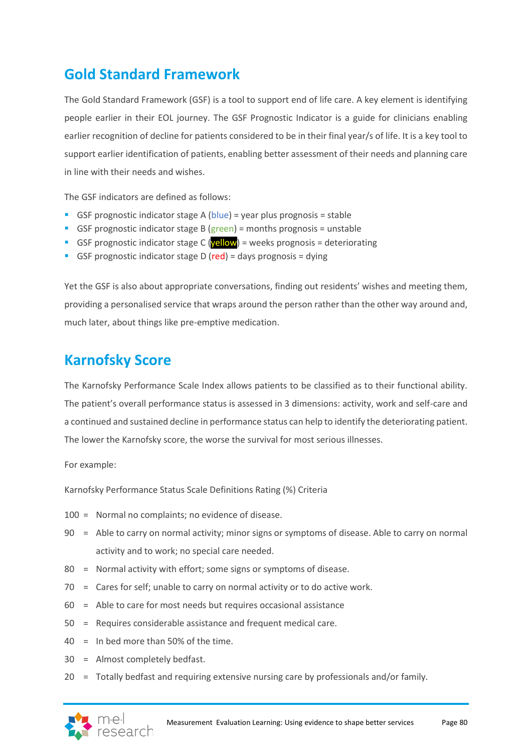## Gold Standard Framework

The Gold Standard Framework (GSF) is a tool to support end of life care. A key element is identifying people earlier in their EOL journey. The GSF Prognostic Indicator is a guide for clinicians enabling earlier recognition of decline for patients considered to be in their final year/s of life. It is a key tool to support earlier identification of patients, enabling better assessment of their needs and planning care in line with their needs and wishes.

The GSF indicators are defined as follows:

- GSF prognostic indicator stage A (blue) = year plus prognosis = stable
- GSF prognostic indicator stage B (green) = months prognosis = unstable
- GSF prognostic indicator stage C (yellow) = weeks prognosis = deteriorating
- GSF prognostic indicator stage D (red) = days prognosis = dying

Yet the GSF is also about appropriate conversations, finding out residents' wishes and meeting them, providing a personalised service that wraps around the person rather than the other way around and, much later, about things like pre-emptive medication.

## Karnofsky Score

The Karnofsky Performance Scale Index allows patients to be classified as to their functional ability. The patient's overall performance status is assessed in 3 dimensions: activity, work and self-care and a continued and sustained decline in performance status can help to identify the deteriorating patient. The lower the Karnofsky score, the worse the survival for most serious illnesses.

For example:

Karnofsky Performance Status Scale Definitions Rating (%) Criteria

100 = Normal no complaints; no evidence of disease.

90 = Able to carry on normal activity; minor signs or symptoms of disease. Able to carry on normal activity and to work; no special care needed.

80 = Normal activity with effort; some signs or symptoms of disease.

70 = Cares for self; unable to carry on normal activity or to do active work.

60 = Able to care for most needs but requires occasional assistance

50 = Requires considerable assistance and frequent medical care.

40 = In bed more than 50% of the time.

30 = Almost completely bedfast.

20 = Totally bedfast and requiring extensive nursing care by professionals and/or family.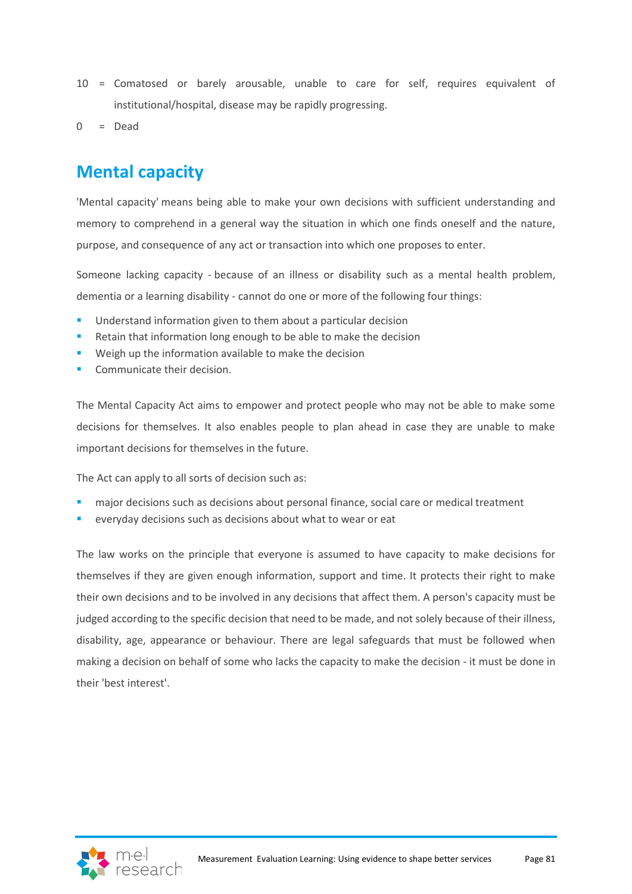10 = Comatosed or barely arousable, unable to care for self, requires equivalent of institutional/hospital, disease may be rapidly progressing.

0 = Dead

## Mental capacity

'Mental capacity' means being able to make your own decisions with sufficient understanding and memory to comprehend in a general way the situation in which one finds oneself and the nature, purpose, and consequence of any act or transaction into which one proposes to enter.

Someone lacking capacity - because of an illness or disability such as a mental health problem, dementia or a learning disability - cannot do one or more of the following four things:

- Understand information given to them about a particular decision
- Retain that information long enough to be able to make the decision
- Weigh up the information available to make the decision
- Communicate their decision.

The Mental Capacity Act aims to empower and protect people who may not be able to make some decisions for themselves. It also enables people to plan ahead in case they are unable to make important decisions for themselves in the future.

The Act can apply to all sorts of decision such as:

- major decisions such as decisions about personal finance, social care or medical treatment
- everyday decisions such as decisions about what to wear or eat

The law works on the principle that everyone is assumed to have capacity to make decisions for themselves if they are given enough information, support and time. It protects their right to make their own decisions and to be involved in any decisions that affect them. A person's capacity must be judged according to the specific decision that need to be made, and not solely because of their illness, disability, age, appearance or behaviour. There are legal safeguards that must be followed when making a decision on behalf of some who lacks the capacity to make the decision - it must be done in their 'best interest'.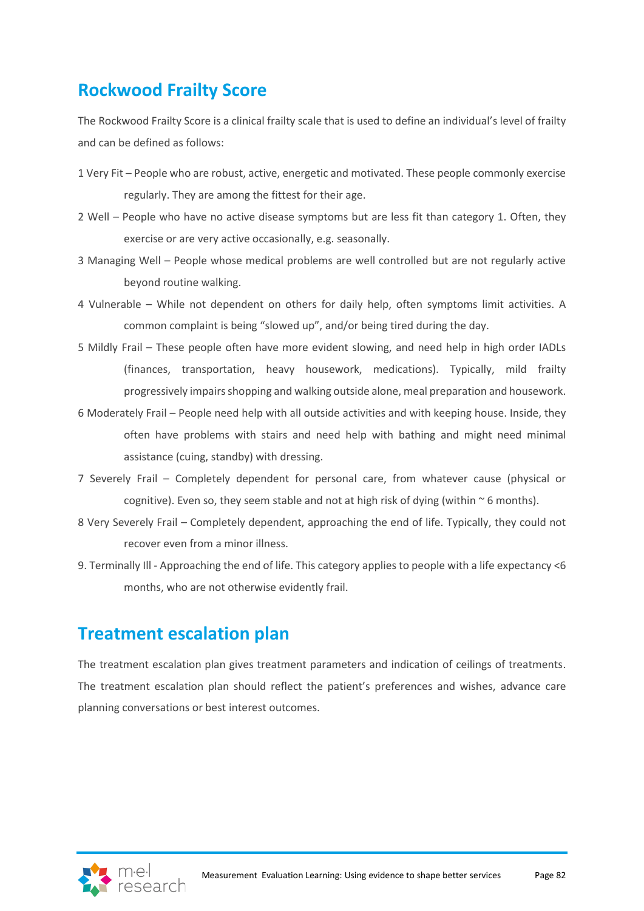## Rockwood Frailty Score

The Rockwood Frailty Score is a clinical frailty scale that is used to define an individual's level of frailty and can be defined as follows:

1 Very Fit – People who are robust, active, energetic and motivated. These people commonly exercise regularly. They are among the fittest for their age.

2 Well – People who have no active disease symptoms but are less fit than category 1. Often, they exercise or are very active occasionally, e.g. seasonally.

3 Managing Well – People whose medical problems are well controlled but are not regularly active beyond routine walking.

4 Vulnerable – While not dependent on others for daily help, often symptoms limit activities. A common complaint is being "slowed up", and/or being tired during the day.

5 Mildly Frail – These people often have more evident slowing, and need help in high order IADLs (finances, transportation, heavy housework, medications). Typically, mild frailty progressively impairs shopping and walking outside alone, meal preparation and housework.

6 Moderately Frail – People need help with all outside activities and with keeping house. Inside, they often have problems with stairs and need help with bathing and might need minimal assistance (cuing, standby) with dressing.

7 Severely Frail – Completely dependent for personal care, from whatever cause (physical or cognitive). Even so, they seem stable and not at high risk of dying (within ~ 6 months).

8 Very Severely Frail – Completely dependent, approaching the end of life. Typically, they could not recover even from a minor illness.

9. Terminally Ill - Approaching the end of life. This category applies to people with a life expectancy <6 months, who are not otherwise evidently frail.

## Treatment escalation plan

The treatment escalation plan gives treatment parameters and indication of ceilings of treatments. The treatment escalation plan should reflect the patient's preferences and wishes, advance care planning conversations or best interest outcomes.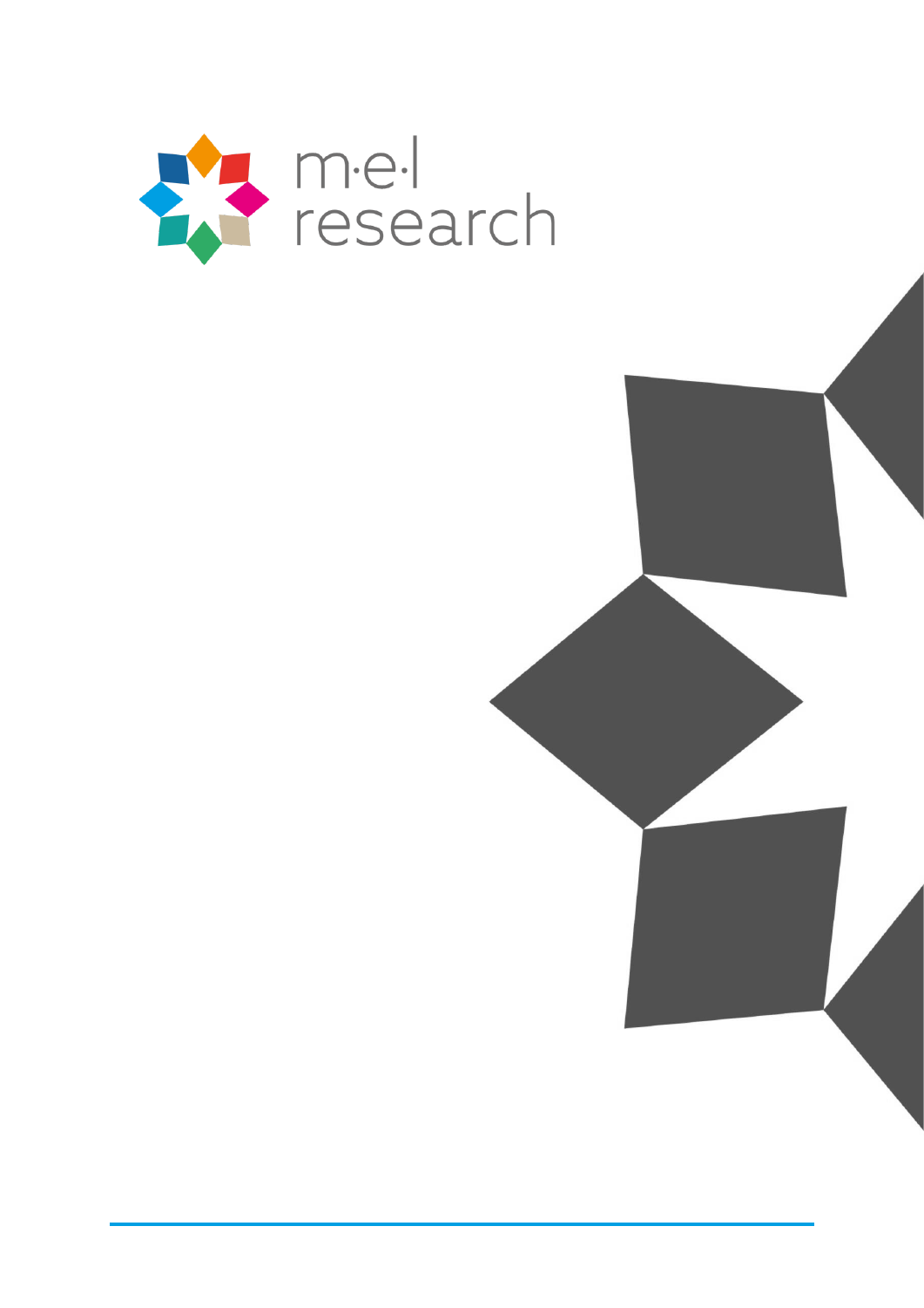m·e·l research